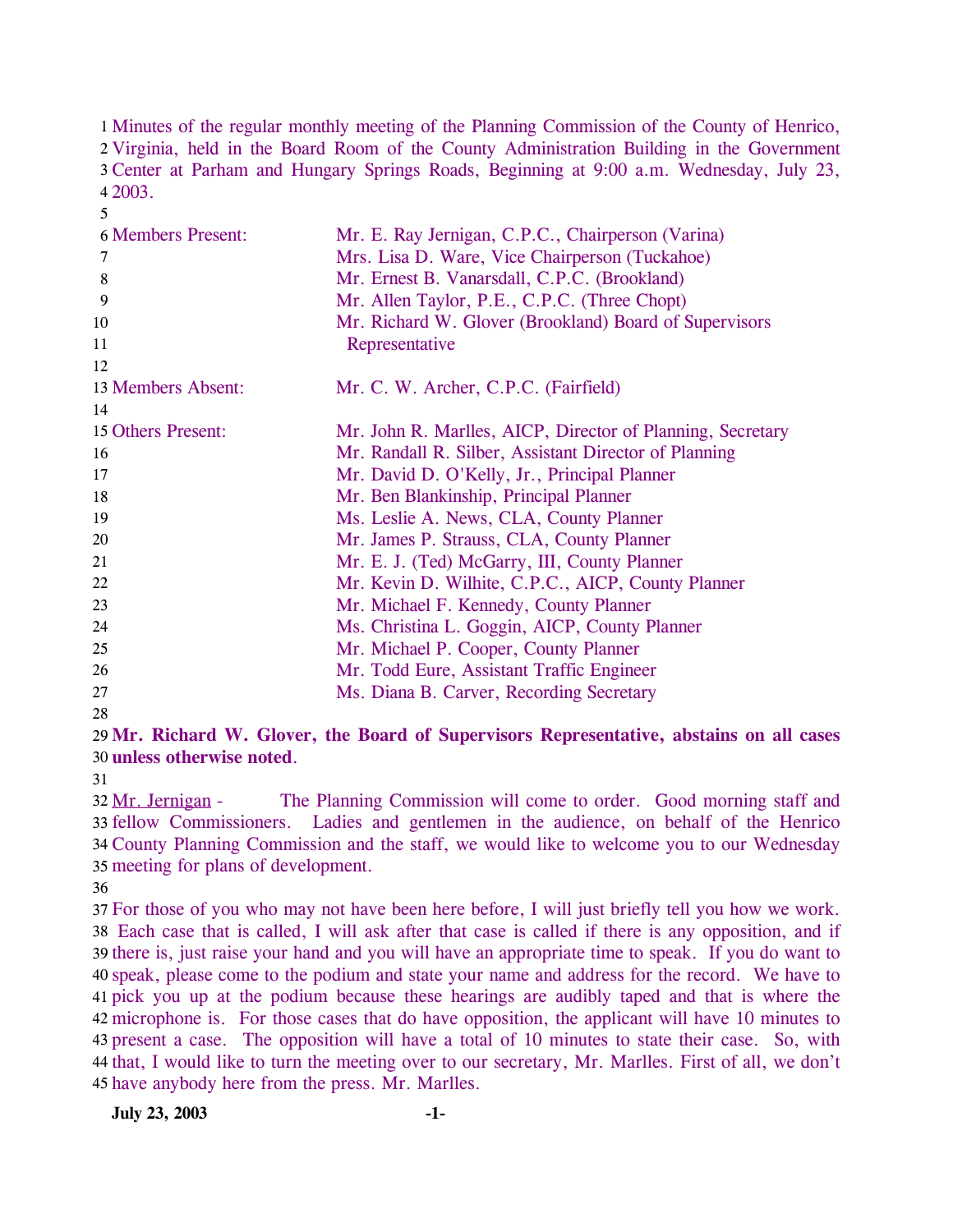Minutes of the regular monthly meeting of the Planning Commission of the County of Henrico, Virginia, held in the Board Room of the County Administration Building in the Government Center at Parham and Hungary Springs Roads, Beginning at 9:00 a.m. Wednesday, July 23, 2003.

| | |
|---|---|
| Members Present: | Mr. E. Ray Jernigan, C.P.C., Chairperson (Varina) |
| | Mrs. Lisa D. Ware, Vice Chairperson (Tuckahoe) |
| | Mr. Ernest B. Vanarsdall, C.P.C. (Brookland) |
| | Mr. Allen Taylor, P.E., C.P.C. (Three Chopt) |
| | Mr. Richard W. Glover (Brookland) Board of Supervisors Representative |
| Members Absent: | Mr. C. W. Archer, C.P.C. (Fairfield) |
| Others Present: | Mr. John R. Marlles, AICP, Director of Planning, Secretary |
| | Mr. Randall R. Silber, Assistant Director of Planning |
| | Mr. David D. O'Kelly, Jr., Principal Planner |
| | Mr. Ben Blankinship, Principal Planner |
| | Ms. Leslie A. News, CLA, County Planner |
| | Mr. James P. Strauss, CLA, County Planner |
| | Mr. E. J. (Ted) McGarry, III, County Planner |
| | Mr. Kevin D. Wilhite, C.P.C., AICP, County Planner |
| | Mr. Michael F. Kennedy, County Planner |
| | Ms. Christina L. Goggin, AICP, County Planner |
| | Mr. Michael P. Cooper, County Planner |
| | Mr. Todd Eure, Assistant Traffic Engineer |
| | Ms. Diana B. Carver, Recording Secretary |

**Mr. Richard W. Glover, the Board of Supervisors Representative, abstains on all cases unless otherwise noted**.

Mr. Jernigan - The Planning Commission will come to order. Good morning staff and fellow Commissioners. Ladies and gentlemen in the audience, on behalf of the Henrico County Planning Commission and the staff, we would like to welcome you to our Wednesday meeting for plans of development.

For those of you who may not have been here before, I will just briefly tell you how we work. Each case that is called, I will ask after that case is called if there is any opposition, and if there is, just raise your hand and you will have an appropriate time to speak. If you do want to speak, please come to the podium and state your name and address for the record. We have to pick you up at the podium because these hearings are audibly taped and that is where the microphone is. For those cases that do have opposition, the applicant will have 10 minutes to present a case. The opposition will have a total of 10 minutes to state their case. So, with that, I would like to turn the meeting over to our secretary, Mr. Marlles. First of all, we don't have anybody here from the press. Mr. Marlles.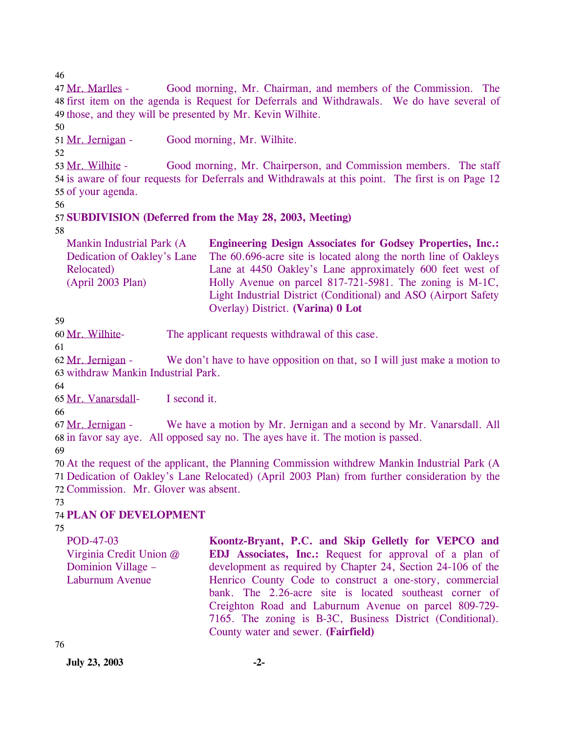Mr. Marlles - Good morning, Mr. Chairman, and members of the Commission. The first item on the agenda is Request for Deferrals and Withdrawals. We do have several of those, and they will be presented by Mr. Kevin Wilhite.

Mr. Jernigan - Good morning, Mr. Wilhite.

Mr. Wilhite - Good morning, Mr. Chairperson, and Commission members. The staff is aware of four requests for Deferrals and Withdrawals at this point. The first is on Page 12 of your agenda.

**SUBDIVISION (Deferred from the May 28, 2003, Meeting)**

| | |
|---|---|
| Mankin Industrial Park (A Dedication of Oakley's Lane Relocated) (April 2003 Plan) | **Engineering Design Associates for Godsey Properties, Inc.:** The 60.696-acre site is located along the north line of Oakleys Lane at 4450 Oakley's Lane approximately 600 feet west of Holly Avenue on parcel 817-721-5981. The zoning is M-1C, Light Industrial District (Conditional) and ASO (Airport Safety Overlay) District. **(Varina) 0 Lot** |

Mr. Wilhite- The applicant requests withdrawal of this case.

Mr. Jernigan - We don't have to have opposition on that, so I will just make a motion to withdraw Mankin Industrial Park.

Mr. Vanarsdall- I second it.

Mr. Jernigan - We have a motion by Mr. Jernigan and a second by Mr. Vanarsdall. All in favor say aye. All opposed say no. The ayes have it. The motion is passed.

At the request of the applicant, the Planning Commission withdrew Mankin Industrial Park (A Dedication of Oakley's Lane Relocated) (April 2003 Plan) from further consideration by the Commission. Mr. Glover was absent.

**PLAN OF DEVELOPMENT**

| | |
|---|---|
| POD-47-03 Virginia Credit Union @ Dominion Village – Laburnum Avenue | **Koontz-Bryant, P.C. and Skip Gelletly for VEPCO and EDJ Associates, Inc.:** Request for approval of a plan of development as required by Chapter 24, Section 24-106 of the Henrico County Code to construct a one-story, commercial bank. The 2.26-acre site is located southeast corner of Creighton Road and Laburnum Avenue on parcel 809-729-7165. The zoning is B-3C, Business District (Conditional). County water and sewer. **(Fairfield)** |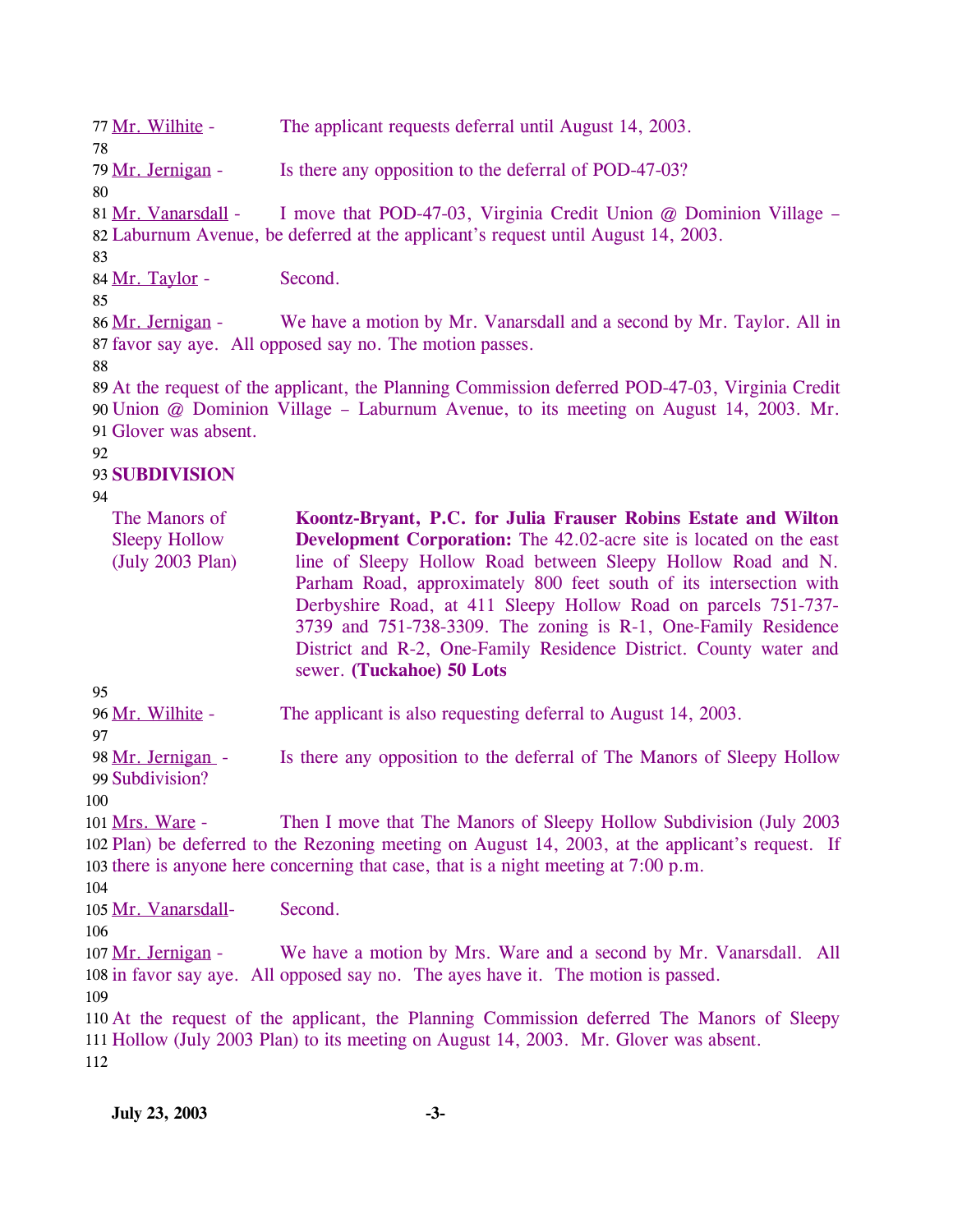Mr. Wilhite - The applicant requests deferral until August 14, 2003.

Mr. Jernigan - Is there any opposition to the deferral of POD-47-03?

Mr. Vanarsdall - I move that POD-47-03, Virginia Credit Union @ Dominion Village – Laburnum Avenue, be deferred at the applicant's request until August 14, 2003.

Mr. Taylor - Second.

Mr. Jernigan - We have a motion by Mr. Vanarsdall and a second by Mr. Taylor. All in favor say aye. All opposed say no. The motion passes.

At the request of the applicant, the Planning Commission deferred POD-47-03, Virginia Credit Union @ Dominion Village – Laburnum Avenue, to its meeting on August 14, 2003. Mr. Glover was absent.

**SUBDIVISION**

| | |
|---|---|
| The Manors of Sleepy Hollow (July 2003 Plan) | **Koontz-Bryant, P.C. for Julia Frauser Robins Estate and Wilton Development Corporation:** The 42.02-acre site is located on the east line of Sleepy Hollow Road between Sleepy Hollow Road and N. Parham Road, approximately 800 feet south of its intersection with Derbyshire Road, at 411 Sleepy Hollow Road on parcels 751-737-3739 and 751-738-3309. The zoning is R-1, One-Family Residence District and R-2, One-Family Residence District. County water and sewer. **(Tuckahoe) 50 Lots** |

Mr. Wilhite - The applicant is also requesting deferral to August 14, 2003.

Mr. Jernigan - Is there any opposition to the deferral of The Manors of Sleepy Hollow Subdivision?

Mrs. Ware - Then I move that The Manors of Sleepy Hollow Subdivision (July 2003 Plan) be deferred to the Rezoning meeting on August 14, 2003, at the applicant's request. If there is anyone here concerning that case, that is a night meeting at 7:00 p.m.

Mr. Vanarsdall- Second.

Mr. Jernigan - We have a motion by Mrs. Ware and a second by Mr. Vanarsdall. All in favor say aye. All opposed say no. The ayes have it. The motion is passed.

At the request of the applicant, the Planning Commission deferred The Manors of Sleepy Hollow (July 2003 Plan) to its meeting on August 14, 2003. Mr. Glover was absent.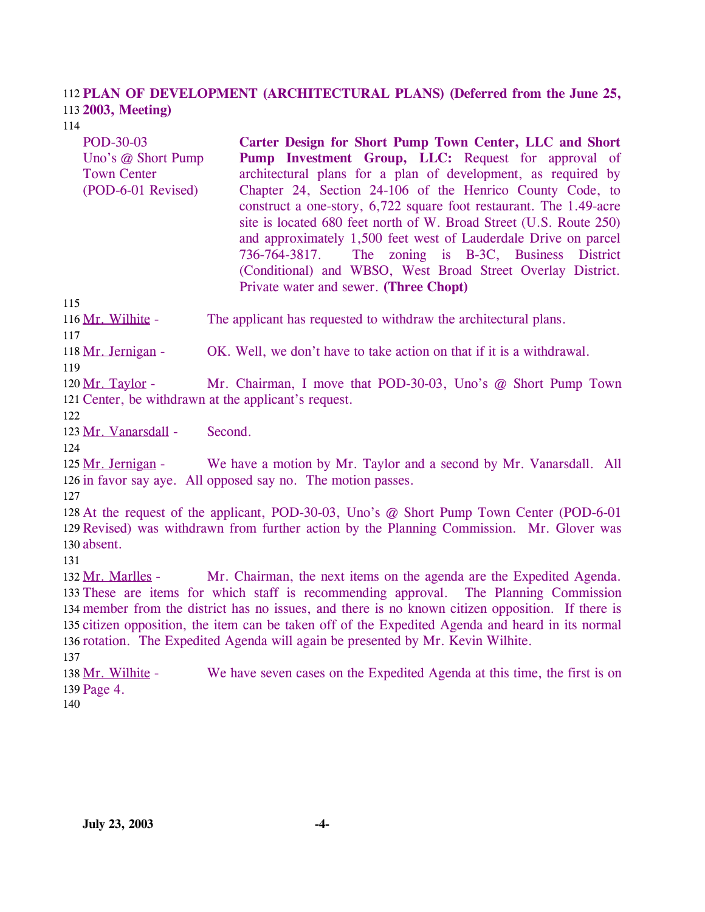**PLAN OF DEVELOPMENT (ARCHITECTURAL PLANS) (Deferred from the June 25, 2003, Meeting)**

| | |
|---|---|
| POD-30-03<br>Uno's @ Short Pump Town Center<br>(POD-6-01 Revised) | **Carter Design for Short Pump Town Center, LLC and Short Pump Investment Group, LLC:** Request for approval of architectural plans for a plan of development, as required by Chapter 24, Section 24-106 of the Henrico County Code, to construct a one-story, 6,722 square foot restaurant. The 1.49-acre site is located 680 feet north of W. Broad Street (U.S. Route 250) and approximately 1,500 feet west of Lauderdale Drive on parcel 736-764-3817. The zoning is B-3C, Business District (Conditional) and WBSO, West Broad Street Overlay District. Private water and sewer. **(Three Chopt)** |

Mr. Wilhite - The applicant has requested to withdraw the architectural plans.

Mr. Jernigan - OK. Well, we don't have to take action on that if it is a withdrawal.

Mr. Taylor - Mr. Chairman, I move that POD-30-03, Uno's @ Short Pump Town Center, be withdrawn at the applicant's request.

Mr. Vanarsdall - Second.

Mr. Jernigan - We have a motion by Mr. Taylor and a second by Mr. Vanarsdall. All in favor say aye. All opposed say no. The motion passes.

At the request of the applicant, POD-30-03, Uno's @ Short Pump Town Center (POD-6-01 Revised) was withdrawn from further action by the Planning Commission. Mr. Glover was absent.

Mr. Marlles - Mr. Chairman, the next items on the agenda are the Expedited Agenda. These are items for which staff is recommending approval. The Planning Commission member from the district has no issues, and there is no known citizen opposition. If there is citizen opposition, the item can be taken off of the Expedited Agenda and heard in its normal rotation. The Expedited Agenda will again be presented by Mr. Kevin Wilhite.

Mr. Wilhite - We have seven cases on the Expedited Agenda at this time, the first is on Page 4.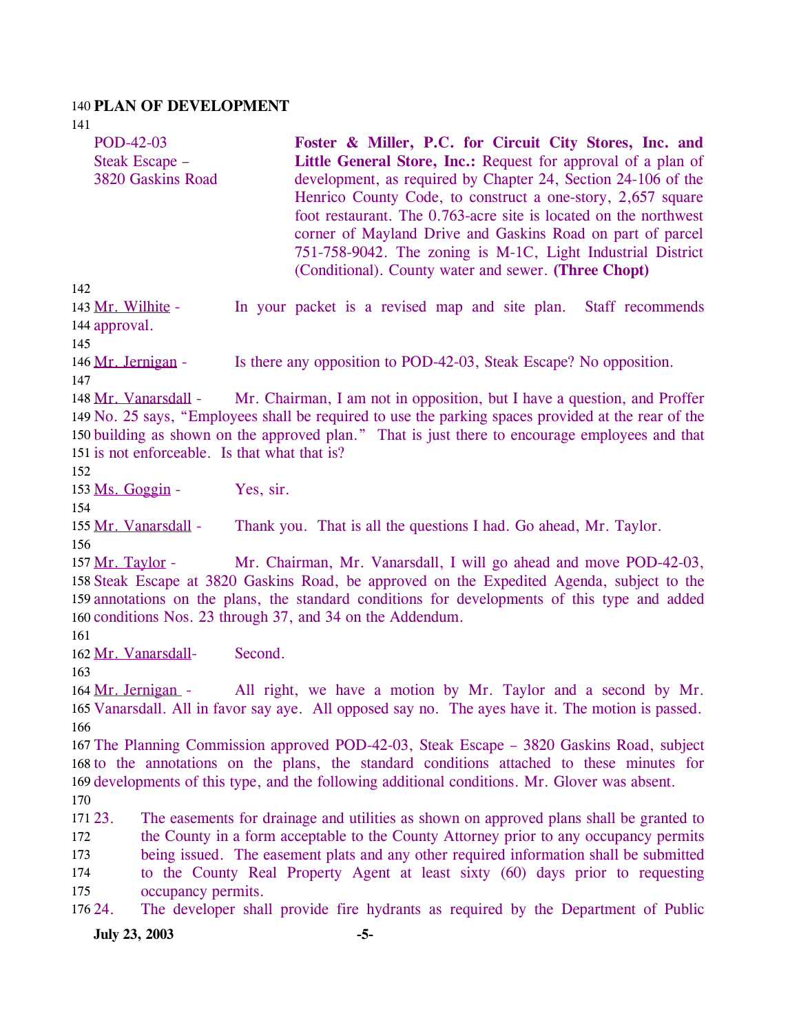**PLAN OF DEVELOPMENT**

POD-42-03
Steak Escape –
3820 Gaskins Road

**Foster & Miller, P.C. for Circuit City Stores, Inc. and Little General Store, Inc.:** Request for approval of a plan of development, as required by Chapter 24, Section 24-106 of the Henrico County Code, to construct a one-story, 2,657 square foot restaurant. The 0.763-acre site is located on the northwest corner of Mayland Drive and Gaskins Road on part of parcel 751-758-9042. The zoning is M-1C, Light Industrial District (Conditional). County water and sewer. **(Three Chopt)**

Mr. Wilhite - In your packet is a revised map and site plan. Staff recommends approval.

Mr. Jernigan - Is there any opposition to POD-42-03, Steak Escape? No opposition.

Mr. Vanarsdall - Mr. Chairman, I am not in opposition, but I have a question, and Proffer No. 25 says, "Employees shall be required to use the parking spaces provided at the rear of the building as shown on the approved plan." That is just there to encourage employees and that is not enforceable. Is that what that is?

Ms. Goggin - Yes, sir.

Mr. Vanarsdall - Thank you. That is all the questions I had. Go ahead, Mr. Taylor.

Mr. Taylor - Mr. Chairman, Mr. Vanarsdall, I will go ahead and move POD-42-03, Steak Escape at 3820 Gaskins Road, be approved on the Expedited Agenda, subject to the annotations on the plans, the standard conditions for developments of this type and added conditions Nos. 23 through 37, and 34 on the Addendum.

Mr. Vanarsdall- Second.

Mr. Jernigan - All right, we have a motion by Mr. Taylor and a second by Mr. Vanarsdall. All in favor say aye. All opposed say no. The ayes have it. The motion is passed.

The Planning Commission approved POD-42-03, Steak Escape – 3820 Gaskins Road, subject to the annotations on the plans, the standard conditions attached to these minutes for developments of this type, and the following additional conditions. Mr. Glover was absent.

23. The easements for drainage and utilities as shown on approved plans shall be granted to the County in a form acceptable to the County Attorney prior to any occupancy permits being issued. The easement plats and any other required information shall be submitted to the County Real Property Agent at least sixty (60) days prior to requesting occupancy permits.
24. The developer shall provide fire hydrants as required by the Department of Public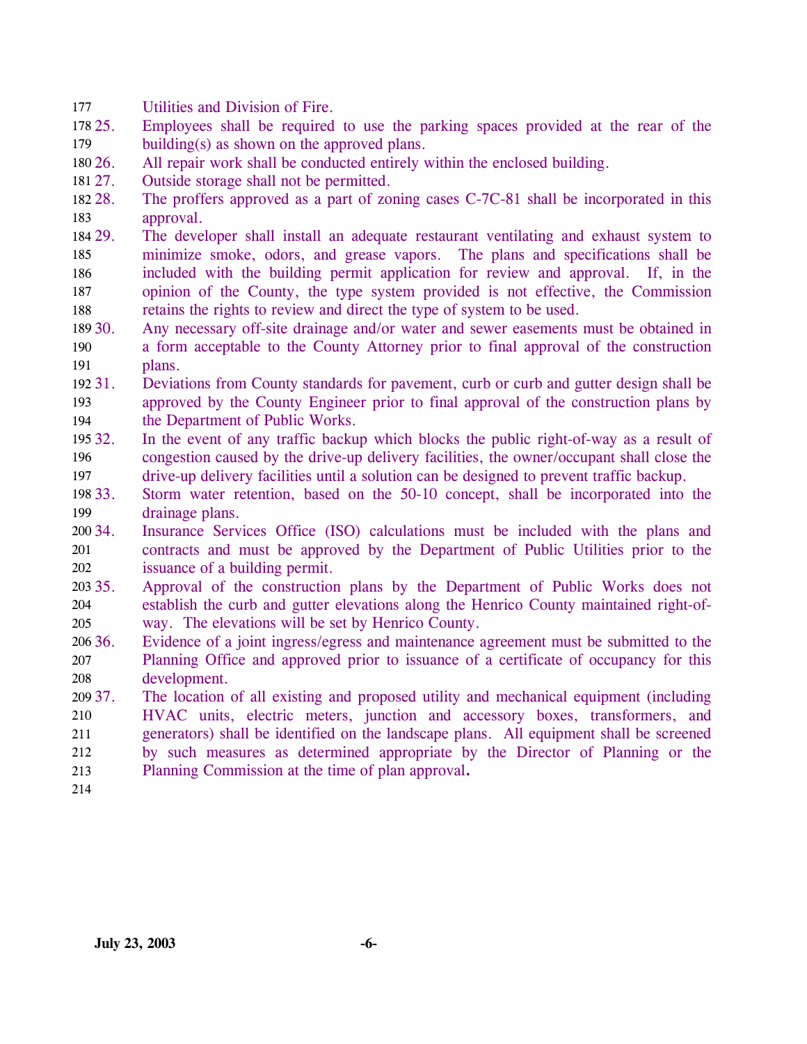Utilities and Division of Fire.

25. Employees shall be required to use the parking spaces provided at the rear of the building(s) as shown on the approved plans.
26. All repair work shall be conducted entirely within the enclosed building.
27. Outside storage shall not be permitted.
28. The proffers approved as a part of zoning cases C-7C-81 shall be incorporated in this approval.
29. The developer shall install an adequate restaurant ventilating and exhaust system to minimize smoke, odors, and grease vapors. The plans and specifications shall be included with the building permit application for review and approval. If, in the opinion of the County, the type system provided is not effective, the Commission retains the rights to review and direct the type of system to be used.
30. Any necessary off-site drainage and/or water and sewer easements must be obtained in a form acceptable to the County Attorney prior to final approval of the construction plans.
31. Deviations from County standards for pavement, curb or curb and gutter design shall be approved by the County Engineer prior to final approval of the construction plans by the Department of Public Works.
32. In the event of any traffic backup which blocks the public right-of-way as a result of congestion caused by the drive-up delivery facilities, the owner/occupant shall close the drive-up delivery facilities until a solution can be designed to prevent traffic backup.
33. Storm water retention, based on the 50-10 concept, shall be incorporated into the drainage plans.
34. Insurance Services Office (ISO) calculations must be included with the plans and contracts and must be approved by the Department of Public Utilities prior to the issuance of a building permit.
35. Approval of the construction plans by the Department of Public Works does not establish the curb and gutter elevations along the Henrico County maintained right-of-way. The elevations will be set by Henrico County.
36. Evidence of a joint ingress/egress and maintenance agreement must be submitted to the Planning Office and approved prior to issuance of a certificate of occupancy for this development.
37. The location of all existing and proposed utility and mechanical equipment (including HVAC units, electric meters, junction and accessory boxes, transformers, and generators) shall be identified on the landscape plans. All equipment shall be screened by such measures as determined appropriate by the Director of Planning or the Planning Commission at the time of plan approval.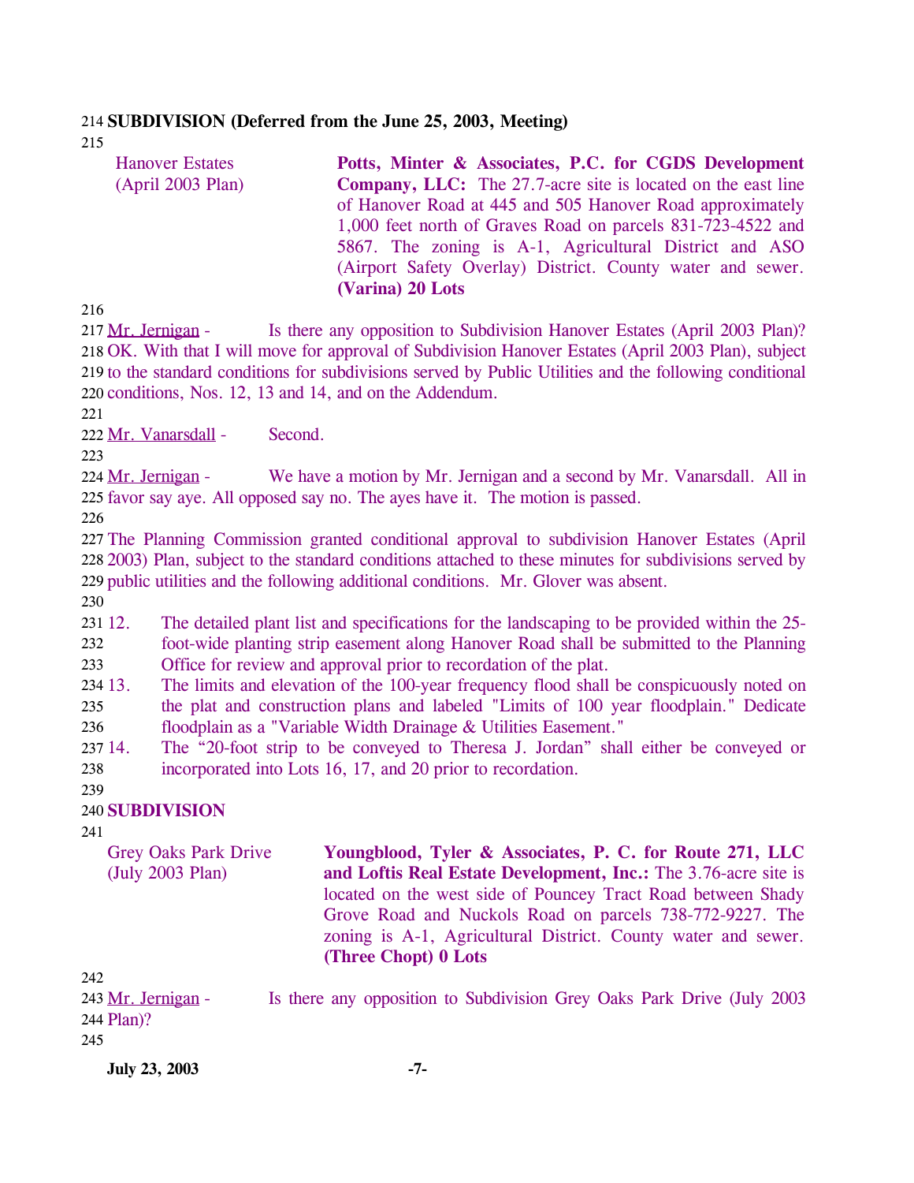**SUBDIVISION (Deferred from the June 25, 2003, Meeting)**

| Hanover Estates (April 2003 Plan) | **Potts, Minter & Associates, P.C. for CGDS Development Company, LLC:** The 27.7-acre site is located on the east line of Hanover Road at 445 and 505 Hanover Road approximately 1,000 feet north of Graves Road on parcels 831-723-4522 and 5867. The zoning is A-1, Agricultural District and ASO (Airport Safety Overlay) District. County water and sewer. **(Varina) 20 Lots** |
|---|---|

Mr. Jernigan - Is there any opposition to Subdivision Hanover Estates (April 2003 Plan)? OK. With that I will move for approval of Subdivision Hanover Estates (April 2003 Plan), subject to the standard conditions for subdivisions served by Public Utilities and the following conditional conditions, Nos. 12, 13 and 14, and on the Addendum.

Mr. Vanarsdall - Second.

Mr. Jernigan - We have a motion by Mr. Jernigan and a second by Mr. Vanarsdall. All in favor say aye. All opposed say no. The ayes have it. The motion is passed.

The Planning Commission granted conditional approval to subdivision Hanover Estates (April 2003) Plan, subject to the standard conditions attached to these minutes for subdivisions served by public utilities and the following additional conditions. Mr. Glover was absent.

12. The detailed plant list and specifications for the landscaping to be provided within the 25-foot-wide planting strip easement along Hanover Road shall be submitted to the Planning Office for review and approval prior to recordation of the plat.
13. The limits and elevation of the 100-year frequency flood shall be conspicuously noted on the plat and construction plans and labeled "Limits of 100 year floodplain." Dedicate floodplain as a "Variable Width Drainage & Utilities Easement."
14. The "20-foot strip to be conveyed to Theresa J. Jordan" shall either be conveyed or incorporated into Lots 16, 17, and 20 prior to recordation.

**SUBDIVISION**

| Grey Oaks Park Drive (July 2003 Plan) | **Youngblood, Tyler & Associates, P. C. for Route 271, LLC and Loftis Real Estate Development, Inc.:** The 3.76-acre site is located on the west side of Pouncey Tract Road between Shady Grove Road and Nuckols Road on parcels 738-772-9227. The zoning is A-1, Agricultural District. County water and sewer. **(Three Chopt) 0 Lots** |
|---|---|

Mr. Jernigan - Is there any opposition to Subdivision Grey Oaks Park Drive (July 2003 Plan)?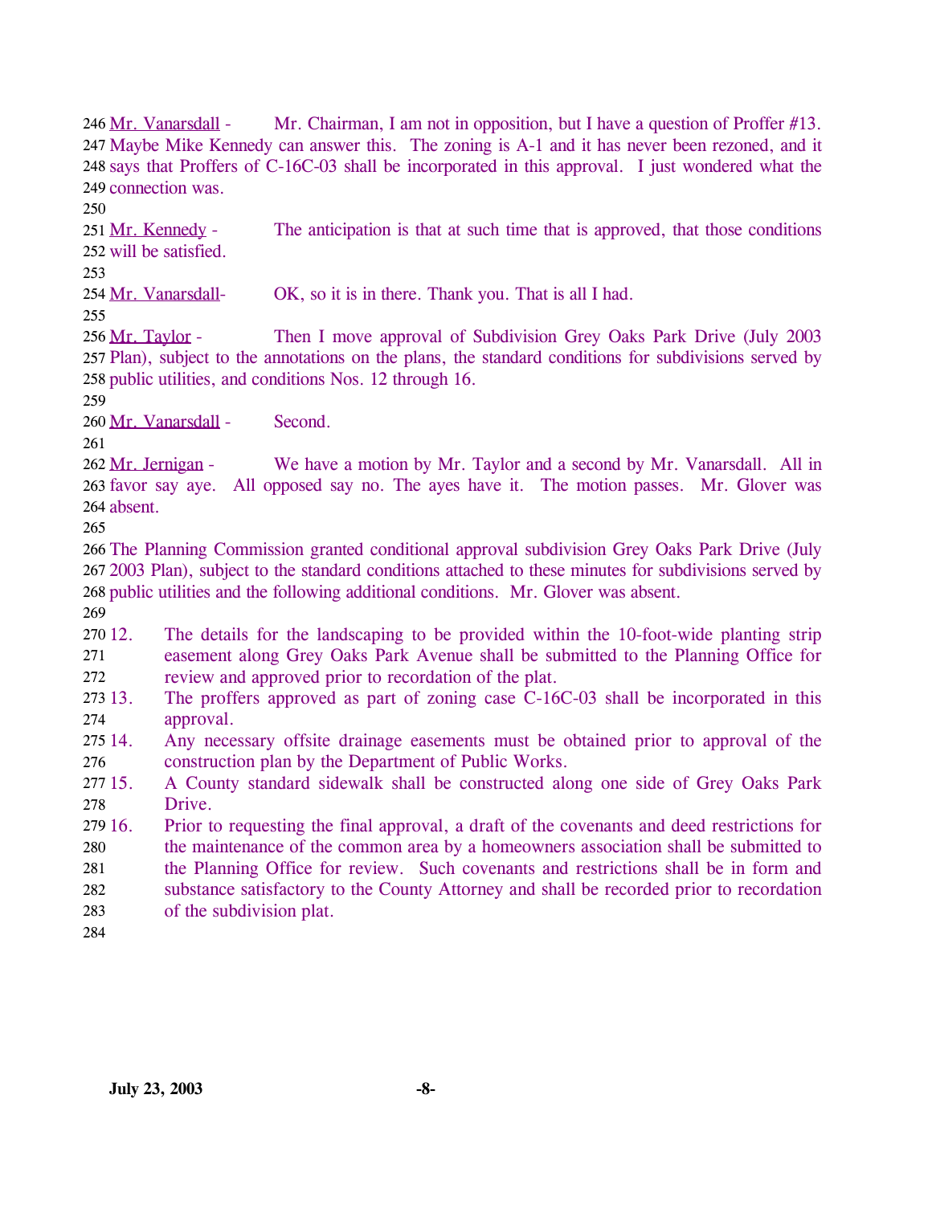Mr. Vanarsdall - Mr. Chairman, I am not in opposition, but I have a question of Proffer #13. Maybe Mike Kennedy can answer this. The zoning is A-1 and it has never been rezoned, and it says that Proffers of C-16C-03 shall be incorporated in this approval. I just wondered what the connection was.

Mr. Kennedy - The anticipation is that at such time that is approved, that those conditions will be satisfied.

Mr. Vanarsdall- OK, so it is in there. Thank you. That is all I had.

Mr. Taylor - Then I move approval of Subdivision Grey Oaks Park Drive (July 2003 Plan), subject to the annotations on the plans, the standard conditions for subdivisions served by public utilities, and conditions Nos. 12 through 16.

Mr. Vanarsdall - Second.

Mr. Jernigan - We have a motion by Mr. Taylor and a second by Mr. Vanarsdall. All in favor say aye. All opposed say no. The ayes have it. The motion passes. Mr. Glover was absent.

The Planning Commission granted conditional approval subdivision Grey Oaks Park Drive (July 2003 Plan), subject to the standard conditions attached to these minutes for subdivisions served by public utilities and the following additional conditions. Mr. Glover was absent.

12. The details for the landscaping to be provided within the 10-foot-wide planting strip easement along Grey Oaks Park Avenue shall be submitted to the Planning Office for review and approved prior to recordation of the plat.
13. The proffers approved as part of zoning case C-16C-03 shall be incorporated in this approval.
14. Any necessary offsite drainage easements must be obtained prior to approval of the construction plan by the Department of Public Works.
15. A County standard sidewalk shall be constructed along one side of Grey Oaks Park Drive.
16. Prior to requesting the final approval, a draft of the covenants and deed restrictions for the maintenance of the common area by a homeowners association shall be submitted to the Planning Office for review. Such covenants and restrictions shall be in form and substance satisfactory to the County Attorney and shall be recorded prior to recordation of the subdivision plat.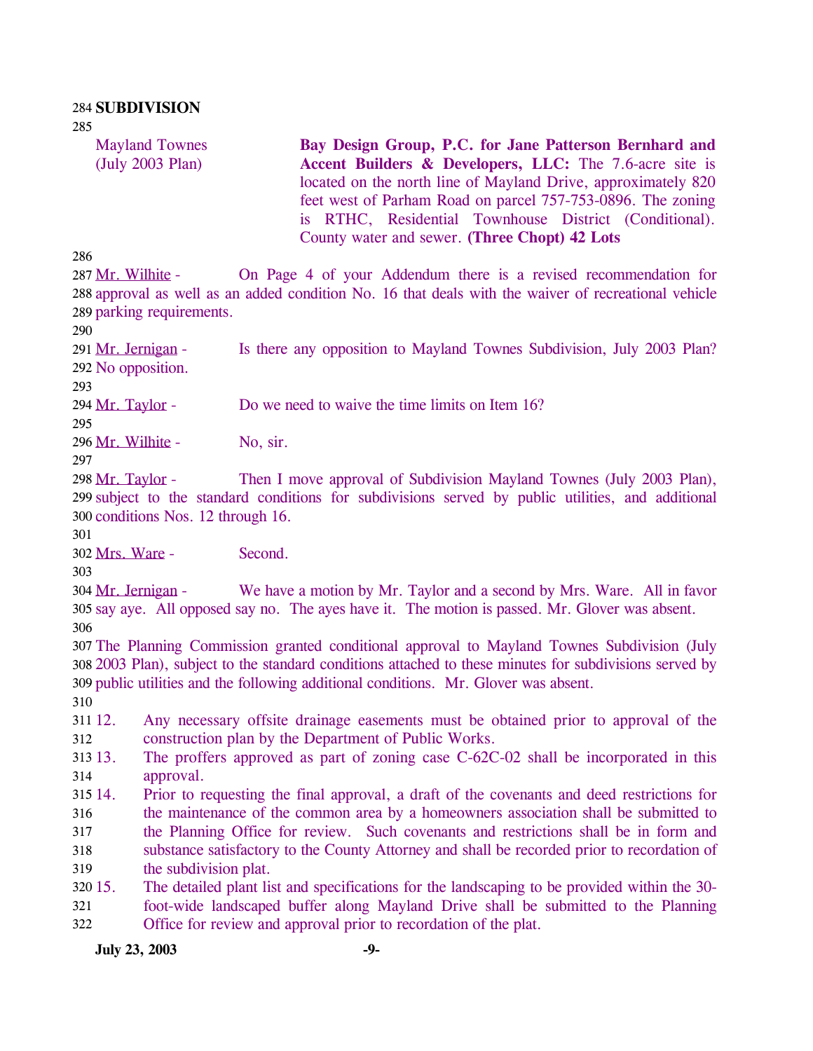**SUBDIVISION**

| | |
|---|---|
| Mayland Townes (July 2003 Plan) | **Bay Design Group, P.C. for Jane Patterson Bernhard and Accent Builders & Developers, LLC:** The 7.6-acre site is located on the north line of Mayland Drive, approximately 820 feet west of Parham Road on parcel 757-753-0896. The zoning is RTHC, Residential Townhouse District (Conditional). County water and sewer. **(Three Chopt) 42 Lots** |

Mr. Wilhite - On Page 4 of your Addendum there is a revised recommendation for approval as well as an added condition No. 16 that deals with the waiver of recreational vehicle parking requirements.

Mr. Jernigan - Is there any opposition to Mayland Townes Subdivision, July 2003 Plan? No opposition.

Mr. Taylor - Do we need to waive the time limits on Item 16?

Mr. Wilhite - No, sir.

Mr. Taylor - Then I move approval of Subdivision Mayland Townes (July 2003 Plan), subject to the standard conditions for subdivisions served by public utilities, and additional conditions Nos. 12 through 16.

Mrs. Ware - Second.

Mr. Jernigan - We have a motion by Mr. Taylor and a second by Mrs. Ware. All in favor say aye. All opposed say no. The ayes have it. The motion is passed. Mr. Glover was absent.

The Planning Commission granted conditional approval to Mayland Townes Subdivision (July 2003 Plan), subject to the standard conditions attached to these minutes for subdivisions served by public utilities and the following additional conditions. Mr. Glover was absent.

12. Any necessary offsite drainage easements must be obtained prior to approval of the construction plan by the Department of Public Works.
13. The proffers approved as part of zoning case C-62C-02 shall be incorporated in this approval.
14. Prior to requesting the final approval, a draft of the covenants and deed restrictions for the maintenance of the common area by a homeowners association shall be submitted to the Planning Office for review. Such covenants and restrictions shall be in form and substance satisfactory to the County Attorney and shall be recorded prior to recordation of the subdivision plat.
15. The detailed plant list and specifications for the landscaping to be provided within the 30-foot-wide landscaped buffer along Mayland Drive shall be submitted to the Planning Office for review and approval prior to recordation of the plat.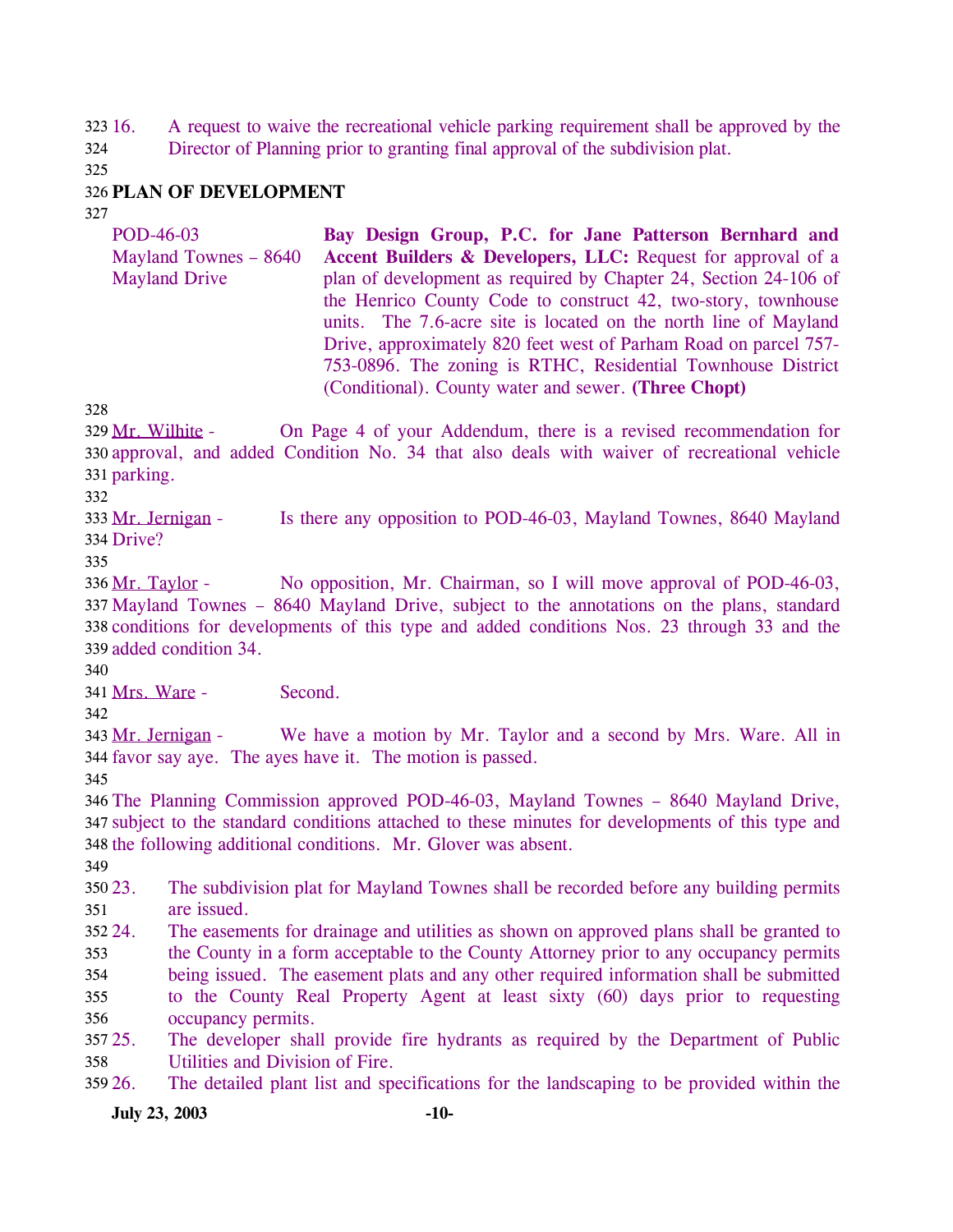16. A request to waive the recreational vehicle parking requirement shall be approved by the Director of Planning prior to granting final approval of the subdivision plat.

## PLAN OF DEVELOPMENT

POD-46-03
Mayland Townes – 8640 Mayland Drive

**Bay Design Group, P.C. for Jane Patterson Bernhard and Accent Builders & Developers, LLC:** Request for approval of a plan of development as required by Chapter 24, Section 24-106 of the Henrico County Code to construct 42, two-story, townhouse units. The 7.6-acre site is located on the north line of Mayland Drive, approximately 820 feet west of Parham Road on parcel 757-753-0896. The zoning is RTHC, Residential Townhouse District (Conditional). County water and sewer. **(Three Chopt)**

Mr. Wilhite - On Page 4 of your Addendum, there is a revised recommendation for approval, and added Condition No. 34 that also deals with waiver of recreational vehicle parking.

Mr. Jernigan - Is there any opposition to POD-46-03, Mayland Townes, 8640 Mayland Drive?

Mr. Taylor - No opposition, Mr. Chairman, so I will move approval of POD-46-03, Mayland Townes – 8640 Mayland Drive, subject to the annotations on the plans, standard conditions for developments of this type and added conditions Nos. 23 through 33 and the added condition 34.

Mrs. Ware - Second.

Mr. Jernigan - We have a motion by Mr. Taylor and a second by Mrs. Ware. All in favor say aye. The ayes have it. The motion is passed.

The Planning Commission approved POD-46-03, Mayland Townes – 8640 Mayland Drive, subject to the standard conditions attached to these minutes for developments of this type and the following additional conditions. Mr. Glover was absent.

23. The subdivision plat for Mayland Townes shall be recorded before any building permits are issued.
24. The easements for drainage and utilities as shown on approved plans shall be granted to the County in a form acceptable to the County Attorney prior to any occupancy permits being issued. The easement plats and any other required information shall be submitted to the County Real Property Agent at least sixty (60) days prior to requesting occupancy permits.
25. The developer shall provide fire hydrants as required by the Department of Public Utilities and Division of Fire.
26. The detailed plant list and specifications for the landscaping to be provided within the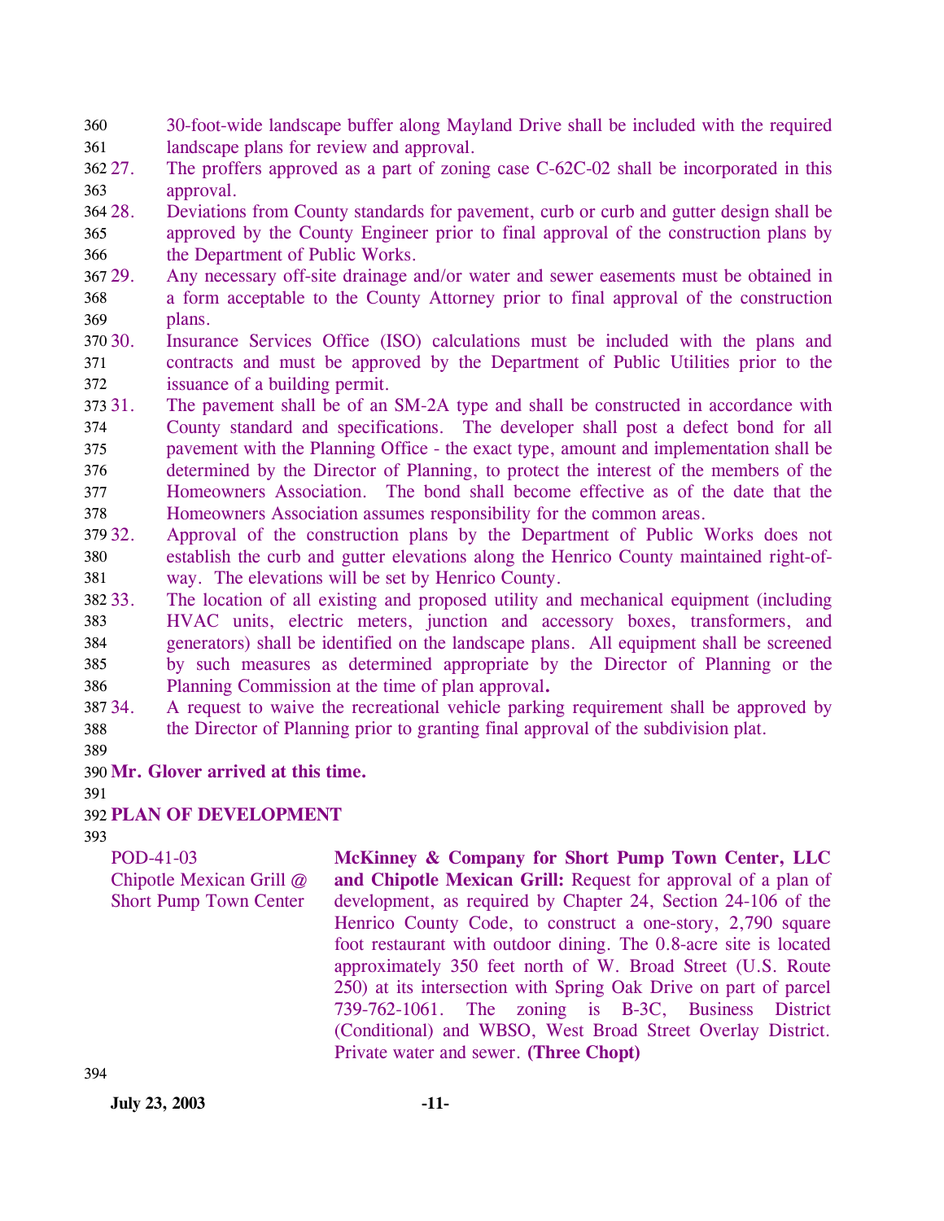30-foot-wide landscape buffer along Mayland Drive shall be included with the required landscape plans for review and approval.

27. The proffers approved as a part of zoning case C-62C-02 shall be incorporated in this approval.
28. Deviations from County standards for pavement, curb or curb and gutter design shall be approved by the County Engineer prior to final approval of the construction plans by the Department of Public Works.
29. Any necessary off-site drainage and/or water and sewer easements must be obtained in a form acceptable to the County Attorney prior to final approval of the construction plans.
30. Insurance Services Office (ISO) calculations must be included with the plans and contracts and must be approved by the Department of Public Utilities prior to the issuance of a building permit.
31. The pavement shall be of an SM-2A type and shall be constructed in accordance with County standard and specifications. The developer shall post a defect bond for all pavement with the Planning Office - the exact type, amount and implementation shall be determined by the Director of Planning, to protect the interest of the members of the Homeowners Association. The bond shall become effective as of the date that the Homeowners Association assumes responsibility for the common areas.
32. Approval of the construction plans by the Department of Public Works does not establish the curb and gutter elevations along the Henrico County maintained right-of-way. The elevations will be set by Henrico County.
33. The location of all existing and proposed utility and mechanical equipment (including HVAC units, electric meters, junction and accessory boxes, transformers, and generators) shall be identified on the landscape plans. All equipment shall be screened by such measures as determined appropriate by the Director of Planning or the Planning Commission at the time of plan approval**.**
34. A request to waive the recreational vehicle parking requirement shall be approved by the Director of Planning prior to granting final approval of the subdivision plat.

**Mr. Glover arrived at this time.**

**PLAN OF DEVELOPMENT**

| | |
|---|---|
| POD-41-03<br>Chipotle Mexican Grill @ Short Pump Town Center | **McKinney & Company for Short Pump Town Center, LLC and Chipotle Mexican Grill:** Request for approval of a plan of development, as required by Chapter 24, Section 24-106 of the Henrico County Code, to construct a one-story, 2,790 square foot restaurant with outdoor dining. The 0.8-acre site is located approximately 350 feet north of W. Broad Street (U.S. Route 250) at its intersection with Spring Oak Drive on part of parcel 739-762-1061. The zoning is B-3C, Business District (Conditional) and WBSO, West Broad Street Overlay District. Private water and sewer. **(Three Chopt)** |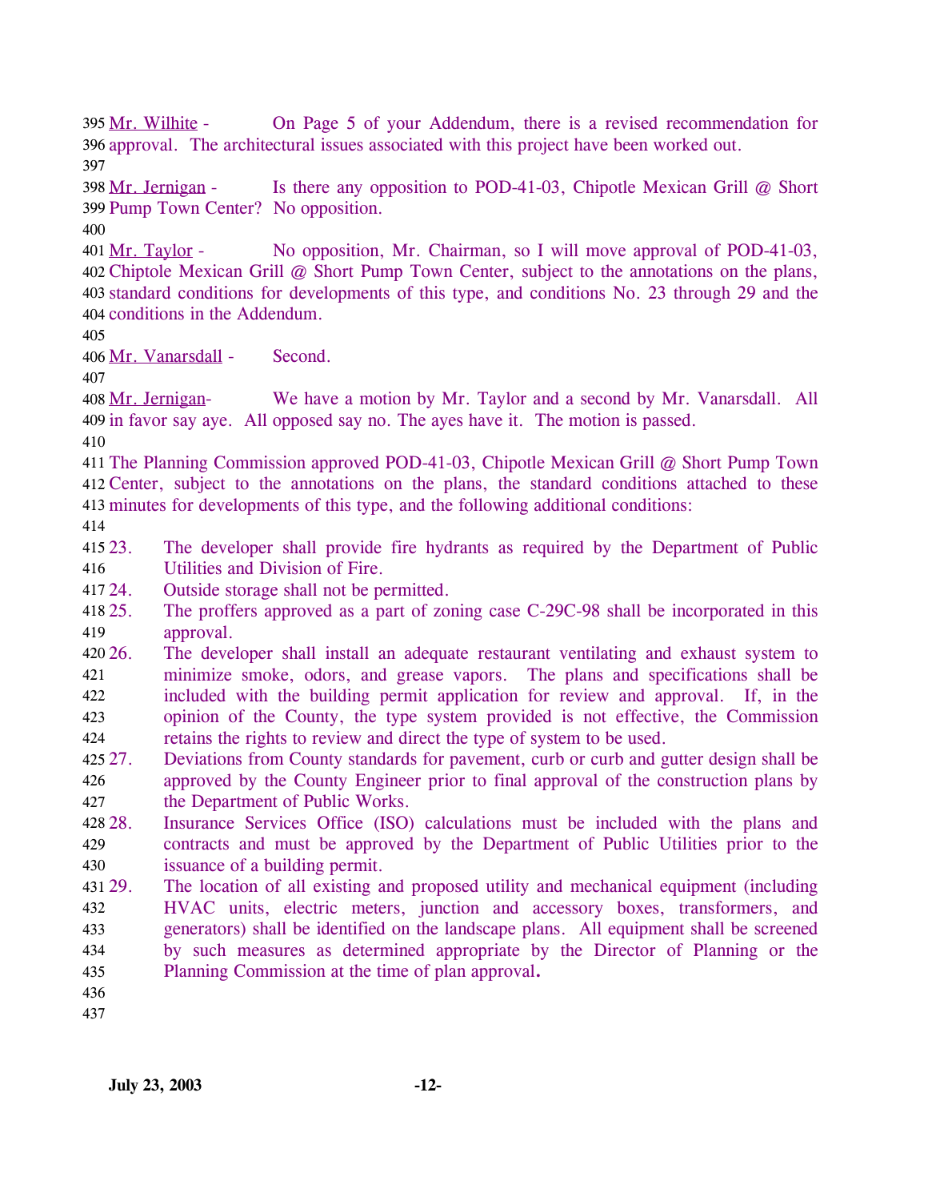Mr. Wilhite - On Page 5 of your Addendum, there is a revised recommendation for approval. The architectural issues associated with this project have been worked out.

Mr. Jernigan - Is there any opposition to POD-41-03, Chipotle Mexican Grill @ Short Pump Town Center? No opposition.

Mr. Taylor - No opposition, Mr. Chairman, so I will move approval of POD-41-03, Chiptole Mexican Grill @ Short Pump Town Center, subject to the annotations on the plans, standard conditions for developments of this type, and conditions No. 23 through 29 and the conditions in the Addendum.

Mr. Vanarsdall - Second.

Mr. Jernigan- We have a motion by Mr. Taylor and a second by Mr. Vanarsdall. All in favor say aye. All opposed say no. The ayes have it. The motion is passed.

The Planning Commission approved POD-41-03, Chipotle Mexican Grill @ Short Pump Town Center, subject to the annotations on the plans, the standard conditions attached to these minutes for developments of this type, and the following additional conditions:

23. The developer shall provide fire hydrants as required by the Department of Public Utilities and Division of Fire.
24. Outside storage shall not be permitted.
25. The proffers approved as a part of zoning case C-29C-98 shall be incorporated in this approval.
26. The developer shall install an adequate restaurant ventilating and exhaust system to minimize smoke, odors, and grease vapors. The plans and specifications shall be included with the building permit application for review and approval. If, in the opinion of the County, the type system provided is not effective, the Commission retains the rights to review and direct the type of system to be used.
27. Deviations from County standards for pavement, curb or curb and gutter design shall be approved by the County Engineer prior to final approval of the construction plans by the Department of Public Works.
28. Insurance Services Office (ISO) calculations must be included with the plans and contracts and must be approved by the Department of Public Utilities prior to the issuance of a building permit.
29. The location of all existing and proposed utility and mechanical equipment (including HVAC units, electric meters, junction and accessory boxes, transformers, and generators) shall be identified on the landscape plans. All equipment shall be screened by such measures as determined appropriate by the Director of Planning or the Planning Commission at the time of plan approval.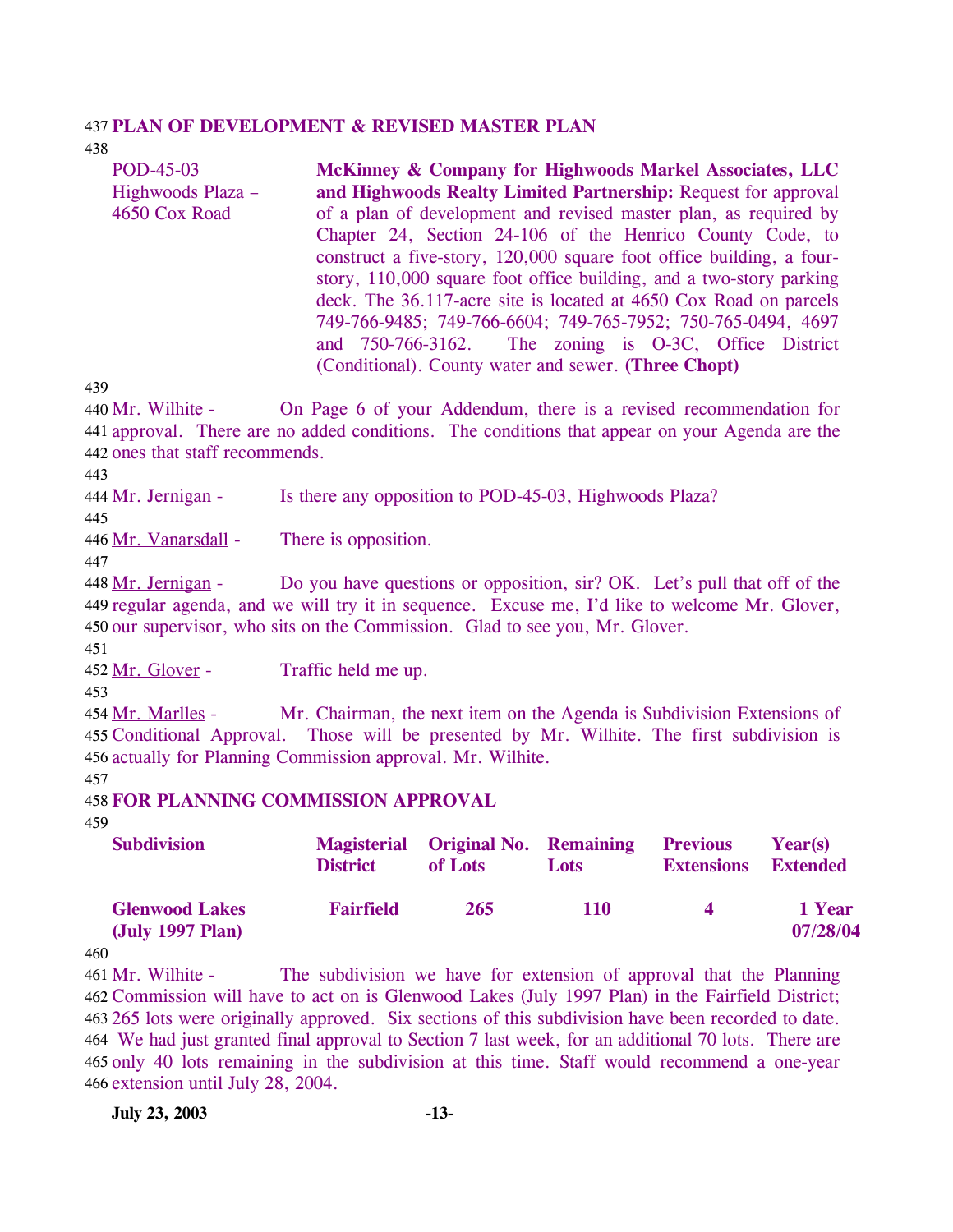**PLAN OF DEVELOPMENT & REVISED MASTER PLAN**

POD-45-03
Highwoods Plaza –
4650 Cox Road

**McKinney & Company for Highwoods Markel Associates, LLC and Highwoods Realty Limited Partnership:** Request for approval of a plan of development and revised master plan, as required by Chapter 24, Section 24-106 of the Henrico County Code, to construct a five-story, 120,000 square foot office building, a four-story, 110,000 square foot office building, and a two-story parking deck. The 36.117-acre site is located at 4650 Cox Road on parcels 749-766-9485; 749-766-6604; 749-765-7952; 750-765-0494, 4697 and 750-766-3162. The zoning is O-3C, Office District (Conditional). County water and sewer. **(Three Chopt)**

Mr. Wilhite - On Page 6 of your Addendum, there is a revised recommendation for approval. There are no added conditions. The conditions that appear on your Agenda are the ones that staff recommends.

Mr. Jernigan - Is there any opposition to POD-45-03, Highwoods Plaza?

Mr. Vanarsdall - There is opposition.

Mr. Jernigan - Do you have questions or opposition, sir? OK. Let's pull that off of the regular agenda, and we will try it in sequence. Excuse me, I'd like to welcome Mr. Glover, our supervisor, who sits on the Commission. Glad to see you, Mr. Glover.

Mr. Glover - Traffic held me up.

Mr. Marlles - Mr. Chairman, the next item on the Agenda is Subdivision Extensions of Conditional Approval. Those will be presented by Mr. Wilhite. The first subdivision is actually for Planning Commission approval. Mr. Wilhite.

**FOR PLANNING COMMISSION APPROVAL**

| Subdivision | Magisterial District | Original No. of Lots | Remaining Lots | Previous Extensions | Year(s) Extended |
|---|---|---|---|---|---|
| **Glenwood Lakes (July 1997 Plan)** | **Fairfield** | **265** | **110** | **4** | **1 Year 07/28/04** |

Mr. Wilhite - The subdivision we have for extension of approval that the Planning Commission will have to act on is Glenwood Lakes (July 1997 Plan) in the Fairfield District; 265 lots were originally approved. Six sections of this subdivision have been recorded to date. We had just granted final approval to Section 7 last week, for an additional 70 lots. There are only 40 lots remaining in the subdivision at this time. Staff would recommend a one-year extension until July 28, 2004.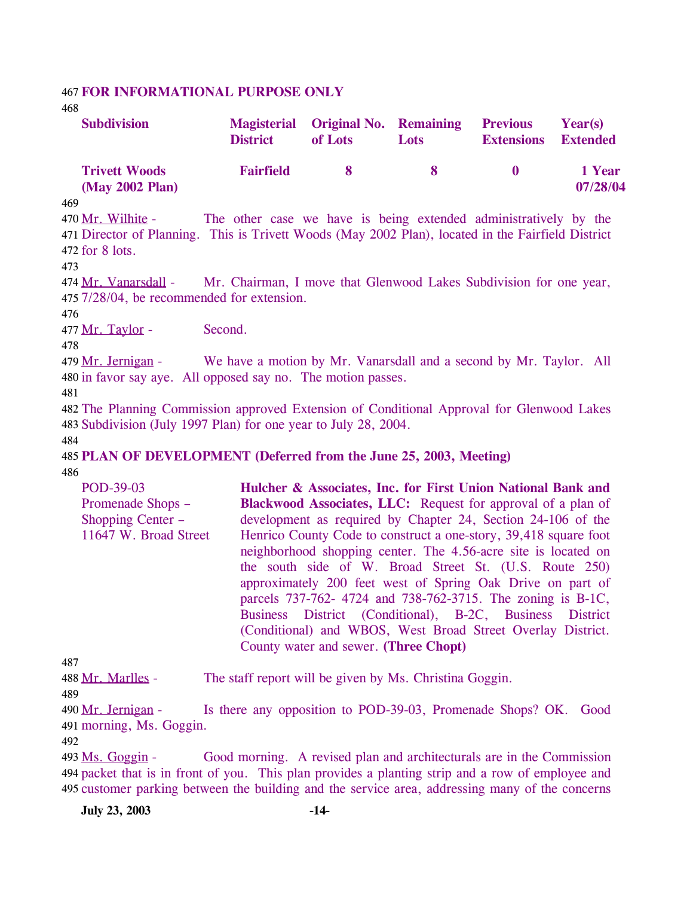**FOR INFORMATIONAL PURPOSE ONLY**

| Subdivision | Magisterial District | Original No. of Lots | Remaining Lots | Previous Extensions | Year(s) Extended |
|---|---|---|---|---|---|
| **Trivett Woods (May 2002 Plan)** | **Fairfield** | **8** | **8** | **0** | **1 Year 07/28/04** |

Mr. Wilhite - The other case we have is being extended administratively by the Director of Planning. This is Trivett Woods (May 2002 Plan), located in the Fairfield District for 8 lots.

Mr. Vanarsdall - Mr. Chairman, I move that Glenwood Lakes Subdivision for one year, 7/28/04, be recommended for extension.

Mr. Taylor - Second.

Mr. Jernigan - We have a motion by Mr. Vanarsdall and a second by Mr. Taylor. All in favor say aye. All opposed say no. The motion passes.

The Planning Commission approved Extension of Conditional Approval for Glenwood Lakes Subdivision (July 1997 Plan) for one year to July 28, 2004.

**PLAN OF DEVELOPMENT (Deferred from the June 25, 2003, Meeting)**

POD-39-03
Promenade Shops – Shopping Center – 11647 W. Broad Street

**Hulcher & Associates, Inc. for First Union National Bank and Blackwood Associates, LLC:** Request for approval of a plan of development as required by Chapter 24, Section 24-106 of the Henrico County Code to construct a one-story, 39,418 square foot neighborhood shopping center. The 4.56-acre site is located on the south side of W. Broad Street St. (U.S. Route 250) approximately 200 feet west of Spring Oak Drive on part of parcels 737-762- 4724 and 738-762-3715. The zoning is B-1C, Business District (Conditional), B-2C, Business District (Conditional) and WBOS, West Broad Street Overlay District. County water and sewer. **(Three Chopt)**

Mr. Marlles - The staff report will be given by Ms. Christina Goggin.

Mr. Jernigan - Is there any opposition to POD-39-03, Promenade Shops? OK. Good morning, Ms. Goggin.

Ms. Goggin - Good morning. A revised plan and architecturals are in the Commission packet that is in front of you. This plan provides a planting strip and a row of employee and customer parking between the building and the service area, addressing many of the concerns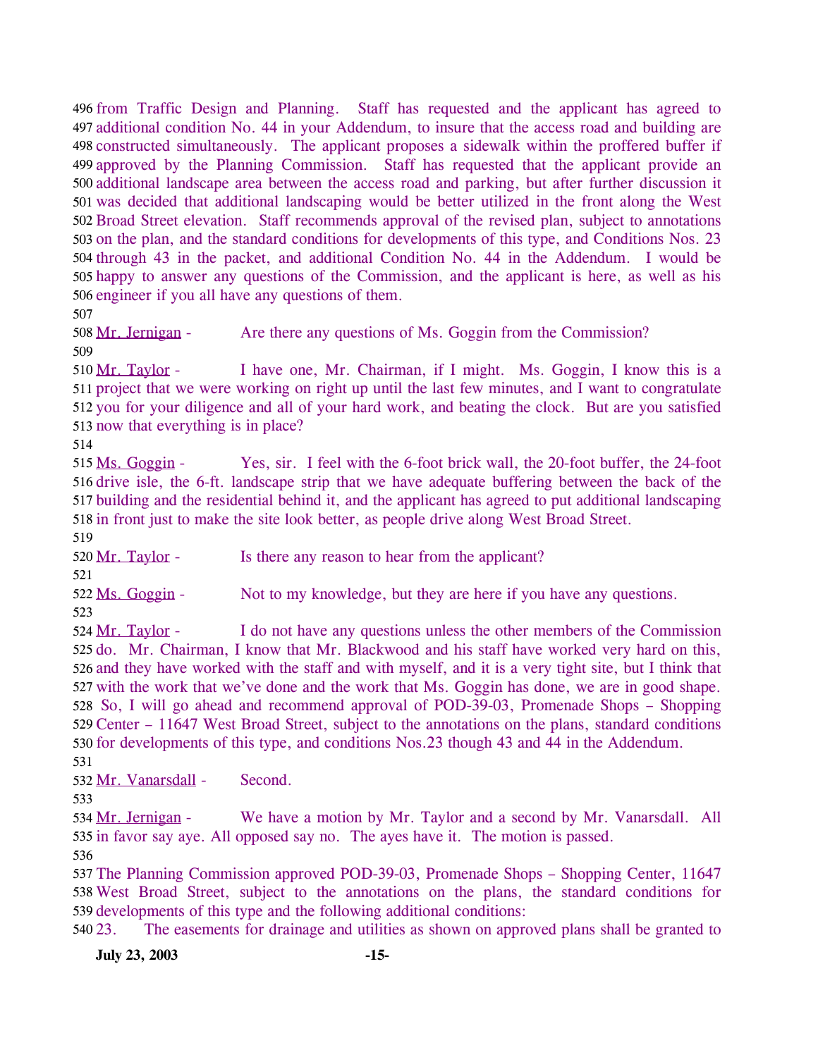from Traffic Design and Planning. Staff has requested and the applicant has agreed to additional condition No. 44 in your Addendum, to insure that the access road and building are constructed simultaneously. The applicant proposes a sidewalk within the proffered buffer if approved by the Planning Commission. Staff has requested that the applicant provide an additional landscape area between the access road and parking, but after further discussion it was decided that additional landscaping would be better utilized in the front along the West Broad Street elevation. Staff recommends approval of the revised plan, subject to annotations on the plan, and the standard conditions for developments of this type, and Conditions Nos. 23 through 43 in the packet, and additional Condition No. 44 in the Addendum. I would be happy to answer any questions of the Commission, and the applicant is here, as well as his engineer if you all have any questions of them.

Mr. Jernigan - Are there any questions of Ms. Goggin from the Commission?

Mr. Taylor - I have one, Mr. Chairman, if I might. Ms. Goggin, I know this is a project that we were working on right up until the last few minutes, and I want to congratulate you for your diligence and all of your hard work, and beating the clock. But are you satisfied now that everything is in place?

Ms. Goggin - Yes, sir. I feel with the 6-foot brick wall, the 20-foot buffer, the 24-foot drive isle, the 6-ft. landscape strip that we have adequate buffering between the back of the building and the residential behind it, and the applicant has agreed to put additional landscaping in front just to make the site look better, as people drive along West Broad Street.

Mr. Taylor - Is there any reason to hear from the applicant?

Ms. Goggin - Not to my knowledge, but they are here if you have any questions.

Mr. Taylor - I do not have any questions unless the other members of the Commission do. Mr. Chairman, I know that Mr. Blackwood and his staff have worked very hard on this, and they have worked with the staff and with myself, and it is a very tight site, but I think that with the work that we've done and the work that Ms. Goggin has done, we are in good shape. So, I will go ahead and recommend approval of POD-39-03, Promenade Shops – Shopping Center – 11647 West Broad Street, subject to the annotations on the plans, standard conditions for developments of this type, and conditions Nos.23 though 43 and 44 in the Addendum.

Mr. Vanarsdall - Second.

Mr. Jernigan - We have a motion by Mr. Taylor and a second by Mr. Vanarsdall. All in favor say aye. All opposed say no. The ayes have it. The motion is passed.

The Planning Commission approved POD-39-03, Promenade Shops – Shopping Center, 11647 West Broad Street, subject to the annotations on the plans, the standard conditions for developments of this type and the following additional conditions:

23. The easements for drainage and utilities as shown on approved plans shall be granted to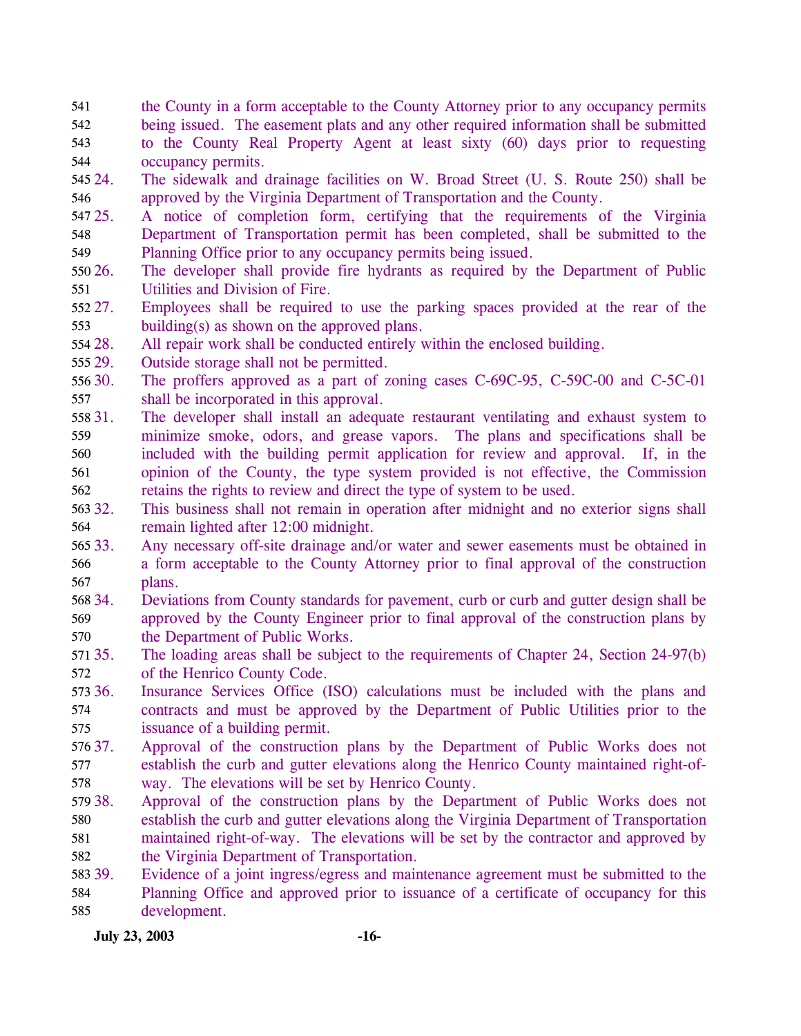the County in a form acceptable to the County Attorney prior to any occupancy permits being issued. The easement plats and any other required information shall be submitted to the County Real Property Agent at least sixty (60) days prior to requesting occupancy permits.

24. The sidewalk and drainage facilities on W. Broad Street (U. S. Route 250) shall be approved by the Virginia Department of Transportation and the County.
25. A notice of completion form, certifying that the requirements of the Virginia Department of Transportation permit has been completed, shall be submitted to the Planning Office prior to any occupancy permits being issued.
26. The developer shall provide fire hydrants as required by the Department of Public Utilities and Division of Fire.
27. Employees shall be required to use the parking spaces provided at the rear of the building(s) as shown on the approved plans.
28. All repair work shall be conducted entirely within the enclosed building.
29. Outside storage shall not be permitted.
30. The proffers approved as a part of zoning cases C-69C-95, C-59C-00 and C-5C-01 shall be incorporated in this approval.
31. The developer shall install an adequate restaurant ventilating and exhaust system to minimize smoke, odors, and grease vapors. The plans and specifications shall be included with the building permit application for review and approval. If, in the opinion of the County, the type system provided is not effective, the Commission retains the rights to review and direct the type of system to be used.
32. This business shall not remain in operation after midnight and no exterior signs shall remain lighted after 12:00 midnight.
33. Any necessary off-site drainage and/or water and sewer easements must be obtained in a form acceptable to the County Attorney prior to final approval of the construction plans.
34. Deviations from County standards for pavement, curb or curb and gutter design shall be approved by the County Engineer prior to final approval of the construction plans by the Department of Public Works.
35. The loading areas shall be subject to the requirements of Chapter 24, Section 24-97(b) of the Henrico County Code.
36. Insurance Services Office (ISO) calculations must be included with the plans and contracts and must be approved by the Department of Public Utilities prior to the issuance of a building permit.
37. Approval of the construction plans by the Department of Public Works does not establish the curb and gutter elevations along the Henrico County maintained right-of-way. The elevations will be set by Henrico County.
38. Approval of the construction plans by the Department of Public Works does not establish the curb and gutter elevations along the Virginia Department of Transportation maintained right-of-way. The elevations will be set by the contractor and approved by the Virginia Department of Transportation.
39. Evidence of a joint ingress/egress and maintenance agreement must be submitted to the Planning Office and approved prior to issuance of a certificate of occupancy for this development.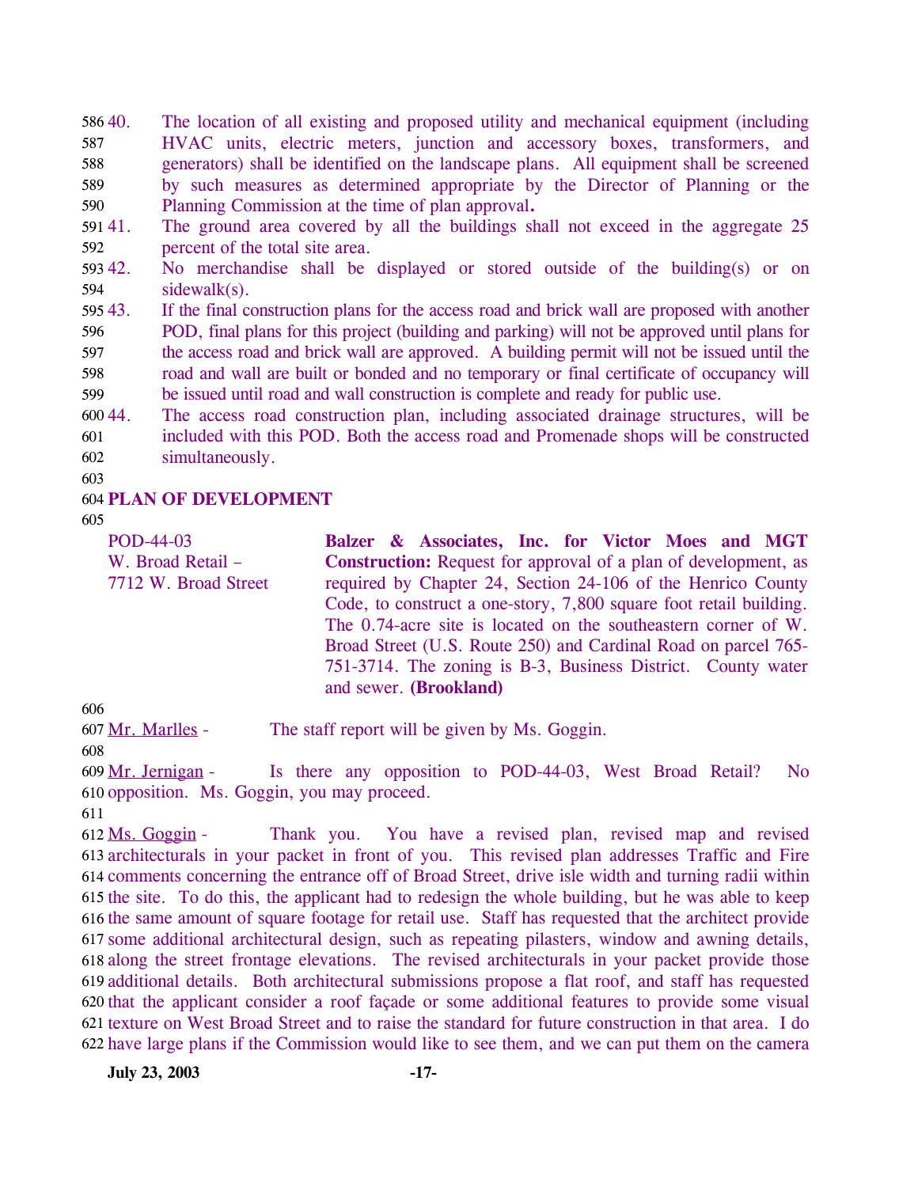40. The location of all existing and proposed utility and mechanical equipment (including HVAC units, electric meters, junction and accessory boxes, transformers, and generators) shall be identified on the landscape plans. All equipment shall be screened by such measures as determined appropriate by the Director of Planning or the Planning Commission at the time of plan approval**.**
41. The ground area covered by all the buildings shall not exceed in the aggregate 25 percent of the total site area.
42. No merchandise shall be displayed or stored outside of the building(s) or on sidewalk(s).
43. If the final construction plans for the access road and brick wall are proposed with another POD, final plans for this project (building and parking) will not be approved until plans for the access road and brick wall are approved. A building permit will not be issued until the road and wall are built or bonded and no temporary or final certificate of occupancy will be issued until road and wall construction is complete and ready for public use.
44. The access road construction plan, including associated drainage structures, will be included with this POD. Both the access road and Promenade shops will be constructed simultaneously.

**PLAN OF DEVELOPMENT**

POD-44-03
W. Broad Retail –
7712 W. Broad Street

**Balzer & Associates, Inc. for Victor Moes and MGT Construction:** Request for approval of a plan of development, as required by Chapter 24, Section 24-106 of the Henrico County Code, to construct a one-story, 7,800 square foot retail building. The 0.74-acre site is located on the southeastern corner of W. Broad Street (U.S. Route 250) and Cardinal Road on parcel 765-751-3714. The zoning is B-3, Business District. County water and sewer. **(Brookland)**

Mr. Marlles - The staff report will be given by Ms. Goggin.

Mr. Jernigan - Is there any opposition to POD-44-03, West Broad Retail? No opposition. Ms. Goggin, you may proceed.

Ms. Goggin - Thank you. You have a revised plan, revised map and revised architecturals in your packet in front of you. This revised plan addresses Traffic and Fire comments concerning the entrance off of Broad Street, drive isle width and turning radii within the site. To do this, the applicant had to redesign the whole building, but he was able to keep the same amount of square footage for retail use. Staff has requested that the architect provide some additional architectural design, such as repeating pilasters, window and awning details, along the street frontage elevations. The revised architecturals in your packet provide those additional details. Both architectural submissions propose a flat roof, and staff has requested that the applicant consider a roof façade or some additional features to provide some visual texture on West Broad Street and to raise the standard for future construction in that area. I do have large plans if the Commission would like to see them, and we can put them on the camera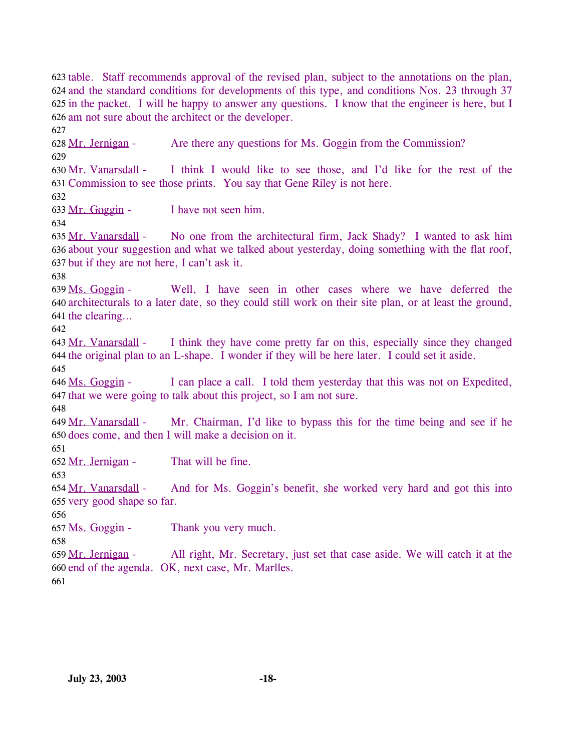623 table. Staff recommends approval of the revised plan, subject to the annotations on the plan, 624 and the standard conditions for developments of this type, and conditions Nos. 23 through 37 625 in the packet. I will be happy to answer any questions. I know that the engineer is here, but I 626 am not sure about the architect or the developer.

627

628 Mr. Jernigan - Are there any questions for Ms. Goggin from the Commission?

629

630 Mr. Vanarsdall - I think I would like to see those, and I'd like for the rest of the 631 Commission to see those prints. You say that Gene Riley is not here.

632

633 Mr. Goggin - I have not seen him.

634

635 Mr. Vanarsdall - No one from the architectural firm, Jack Shady? I wanted to ask him 636 about your suggestion and what we talked about yesterday, doing something with the flat roof, 637 but if they are not here, I can't ask it.

638

639 Ms. Goggin - Well, I have seen in other cases where we have deferred the 640 architecturals to a later date, so they could still work on their site plan, or at least the ground, 641 the clearing…

642

643 Mr. Vanarsdall - I think they have come pretty far on this, especially since they changed 644 the original plan to an L-shape. I wonder if they will be here later. I could set it aside.

645

646 Ms. Goggin - I can place a call. I told them yesterday that this was not on Expedited, 647 that we were going to talk about this project, so I am not sure.

648

649 Mr. Vanarsdall - Mr. Chairman, I'd like to bypass this for the time being and see if he 650 does come, and then I will make a decision on it.

651

652 Mr. Jernigan - That will be fine.

653

654 Mr. Vanarsdall - And for Ms. Goggin's benefit, she worked very hard and got this into 655 very good shape so far.

656

657 Ms. Goggin - Thank you very much.

658

659 Mr. Jernigan - All right, Mr. Secretary, just set that case aside. We will catch it at the 660 end of the agenda. OK, next case, Mr. Marlles.

661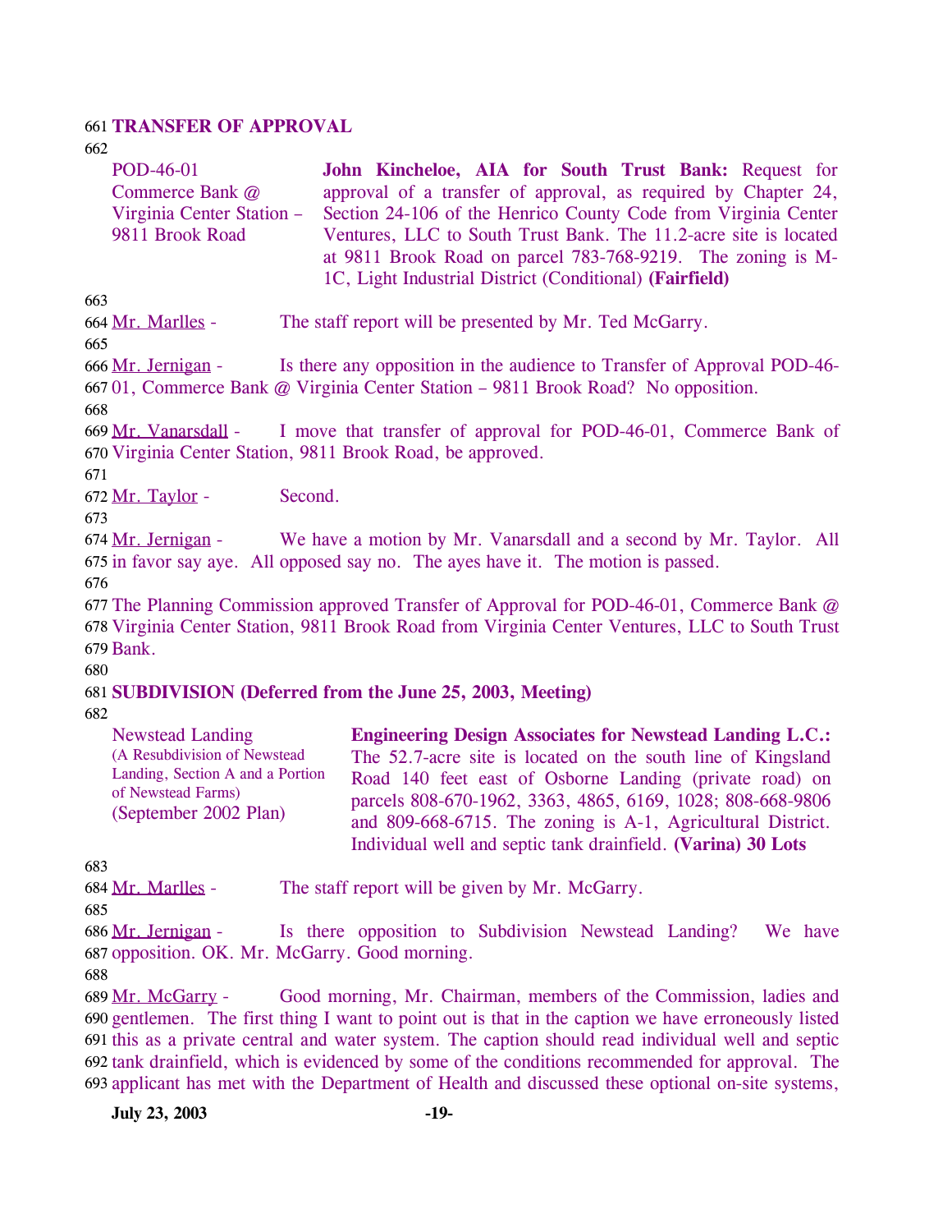**TRANSFER OF APPROVAL**

| | |
|---|---|
| POD-46-01<br>Commerce Bank @<br>Virginia Center Station –<br>9811 Brook Road | **John Kincheloe, AIA for South Trust Bank:** Request for approval of a transfer of approval, as required by Chapter 24, Section 24-106 of the Henrico County Code from Virginia Center Ventures, LLC to South Trust Bank. The 11.2-acre site is located at 9811 Brook Road on parcel 783-768-9219. The zoning is M-1C, Light Industrial District (Conditional) **(Fairfield)** |

Mr. Marlles - The staff report will be presented by Mr. Ted McGarry.

Mr. Jernigan - Is there any opposition in the audience to Transfer of Approval POD-46-01, Commerce Bank @ Virginia Center Station – 9811 Brook Road? No opposition.

Mr. Vanarsdall - I move that transfer of approval for POD-46-01, Commerce Bank of Virginia Center Station, 9811 Brook Road, be approved.

Mr. Taylor - Second.

Mr. Jernigan - We have a motion by Mr. Vanarsdall and a second by Mr. Taylor. All in favor say aye. All opposed say no. The ayes have it. The motion is passed.

The Planning Commission approved Transfer of Approval for POD-46-01, Commerce Bank @ Virginia Center Station, 9811 Brook Road from Virginia Center Ventures, LLC to South Trust Bank.

**SUBDIVISION (Deferred from the June 25, 2003, Meeting)**

| | |
|---|---|
| Newstead Landing<br>(A Resubdivision of Newstead Landing, Section A and a Portion of Newstead Farms)<br>(September 2002 Plan) | **Engineering Design Associates for Newstead Landing L.C.:** The 52.7-acre site is located on the south line of Kingsland Road 140 feet east of Osborne Landing (private road) on parcels 808-670-1962, 3363, 4865, 6169, 1028; 808-668-9806 and 809-668-6715. The zoning is A-1, Agricultural District. Individual well and septic tank drainfield. **(Varina) 30 Lots** |

Mr. Marlles - The staff report will be given by Mr. McGarry.

Mr. Jernigan - Is there opposition to Subdivision Newstead Landing? We have opposition. OK. Mr. McGarry. Good morning.

Mr. McGarry - Good morning, Mr. Chairman, members of the Commission, ladies and gentlemen. The first thing I want to point out is that in the caption we have erroneously listed this as a private central and water system. The caption should read individual well and septic tank drainfield, which is evidenced by some of the conditions recommended for approval. The applicant has met with the Department of Health and discussed these optional on-site systems,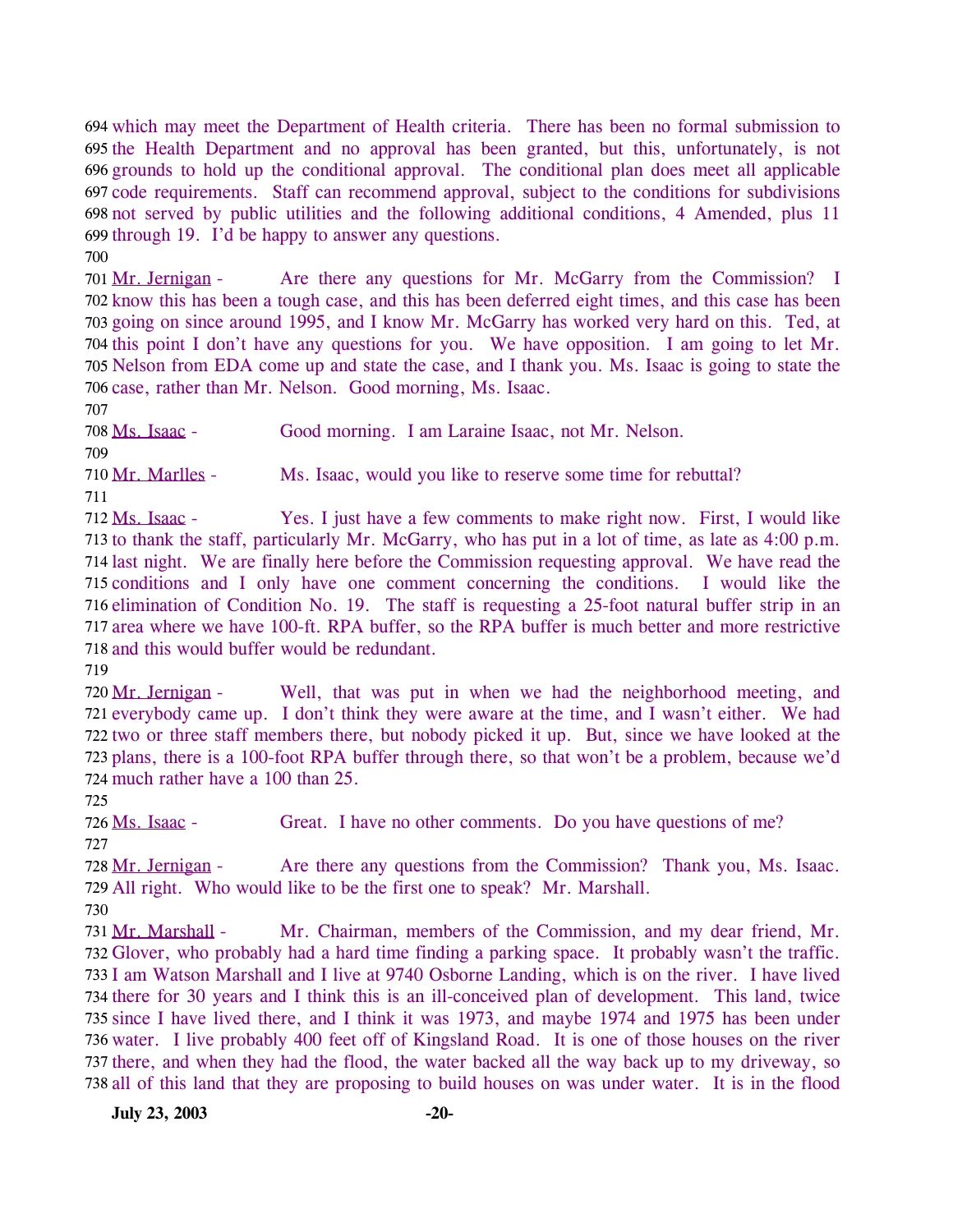694 which may meet the Department of Health criteria. There has been no formal submission to
695 the Health Department and no approval has been granted, but this, unfortunately, is not
696 grounds to hold up the conditional approval. The conditional plan does meet all applicable
697 code requirements. Staff can recommend approval, subject to the conditions for subdivisions
698 not served by public utilities and the following additional conditions, 4 Amended, plus 11
699 through 19. I'd be happy to answer any questions.
700
701 Mr. Jernigan - Are there any questions for Mr. McGarry from the Commission? I
702 know this has been a tough case, and this has been deferred eight times, and this case has been
703 going on since around 1995, and I know Mr. McGarry has worked very hard on this. Ted, at
704 this point I don't have any questions for you. We have opposition. I am going to let Mr.
705 Nelson from EDA come up and state the case, and I thank you. Ms. Isaac is going to state the
706 case, rather than Mr. Nelson. Good morning, Ms. Isaac.
707
708 Ms. Isaac - Good morning. I am Laraine Isaac, not Mr. Nelson.
709
710 Mr. Marlles - Ms. Isaac, would you like to reserve some time for rebuttal?
711
712 Ms. Isaac - Yes. I just have a few comments to make right now. First, I would like
713 to thank the staff, particularly Mr. McGarry, who has put in a lot of time, as late as 4:00 p.m.
714 last night. We are finally here before the Commission requesting approval. We have read the
715 conditions and I only have one comment concerning the conditions. I would like the
716 elimination of Condition No. 19. The staff is requesting a 25-foot natural buffer strip in an
717 area where we have 100-ft. RPA buffer, so the RPA buffer is much better and more restrictive
718 and this would buffer would be redundant.
719
720 Mr. Jernigan - Well, that was put in when we had the neighborhood meeting, and
721 everybody came up. I don't think they were aware at the time, and I wasn't either. We had
722 two or three staff members there, but nobody picked it up. But, since we have looked at the
723 plans, there is a 100-foot RPA buffer through there, so that won't be a problem, because we'd
724 much rather have a 100 than 25.
725
726 Ms. Isaac - Great. I have no other comments. Do you have questions of me?
727
728 Mr. Jernigan - Are there any questions from the Commission? Thank you, Ms. Isaac.
729 All right. Who would like to be the first one to speak? Mr. Marshall.
730
731 Mr. Marshall - Mr. Chairman, members of the Commission, and my dear friend, Mr.
732 Glover, who probably had a hard time finding a parking space. It probably wasn't the traffic.
733 I am Watson Marshall and I live at 9740 Osborne Landing, which is on the river. I have lived
734 there for 30 years and I think this is an ill-conceived plan of development. This land, twice
735 since I have lived there, and I think it was 1973, and maybe 1974 and 1975 has been under
736 water. I live probably 400 feet off of Kingsland Road. It is one of those houses on the river
737 there, and when they had the flood, the water backed all the way back up to my driveway, so
738 all of this land that they are proposing to build houses on was under water. It is in the flood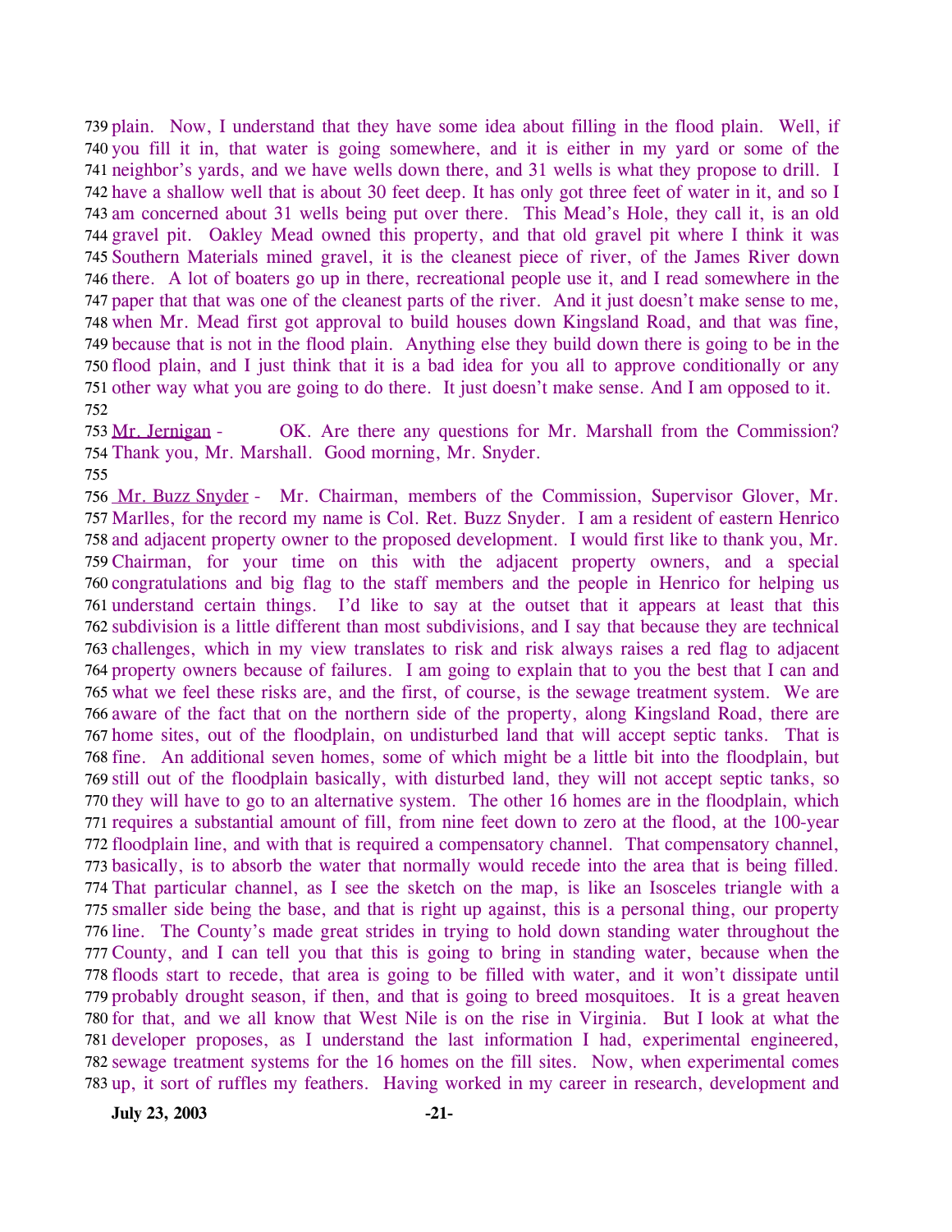plain. Now, I understand that they have some idea about filling in the flood plain. Well, if you fill it in, that water is going somewhere, and it is either in my yard or some of the neighbor's yards, and we have wells down there, and 31 wells is what they propose to drill. I have a shallow well that is about 30 feet deep. It has only got three feet of water in it, and so I am concerned about 31 wells being put over there. This Mead's Hole, they call it, is an old gravel pit. Oakley Mead owned this property, and that old gravel pit where I think it was Southern Materials mined gravel, it is the cleanest piece of river, of the James River down there. A lot of boaters go up in there, recreational people use it, and I read somewhere in the paper that that was one of the cleanest parts of the river. And it just doesn't make sense to me, when Mr. Mead first got approval to build houses down Kingsland Road, and that was fine, because that is not in the flood plain. Anything else they build down there is going to be in the flood plain, and I just think that it is a bad idea for you all to approve conditionally or any other way what you are going to do there. It just doesn't make sense. And I am opposed to it.

Mr. Jernigan - OK. Are there any questions for Mr. Marshall from the Commission? Thank you, Mr. Marshall. Good morning, Mr. Snyder.

Mr. Buzz Snyder - Mr. Chairman, members of the Commission, Supervisor Glover, Mr. Marlles, for the record my name is Col. Ret. Buzz Snyder. I am a resident of eastern Henrico and adjacent property owner to the proposed development. I would first like to thank you, Mr. Chairman, for your time on this with the adjacent property owners, and a special congratulations and big flag to the staff members and the people in Henrico for helping us understand certain things. I'd like to say at the outset that it appears at least that this subdivision is a little different than most subdivisions, and I say that because they are technical challenges, which in my view translates to risk and risk always raises a red flag to adjacent property owners because of failures. I am going to explain that to you the best that I can and what we feel these risks are, and the first, of course, is the sewage treatment system. We are aware of the fact that on the northern side of the property, along Kingsland Road, there are home sites, out of the floodplain, on undisturbed land that will accept septic tanks. That is fine. An additional seven homes, some of which might be a little bit into the floodplain, but still out of the floodplain basically, with disturbed land, they will not accept septic tanks, so they will have to go to an alternative system. The other 16 homes are in the floodplain, which requires a substantial amount of fill, from nine feet down to zero at the flood, at the 100-year floodplain line, and with that is required a compensatory channel. That compensatory channel, basically, is to absorb the water that normally would recede into the area that is being filled. That particular channel, as I see the sketch on the map, is like an Isosceles triangle with a smaller side being the base, and that is right up against, this is a personal thing, our property line. The County's made great strides in trying to hold down standing water throughout the County, and I can tell you that this is going to bring in standing water, because when the floods start to recede, that area is going to be filled with water, and it won't dissipate until probably drought season, if then, and that is going to breed mosquitoes. It is a great heaven for that, and we all know that West Nile is on the rise in Virginia. But I look at what the developer proposes, as I understand the last information I had, experimental engineered, sewage treatment systems for the 16 homes on the fill sites. Now, when experimental comes up, it sort of ruffles my feathers. Having worked in my career in research, development and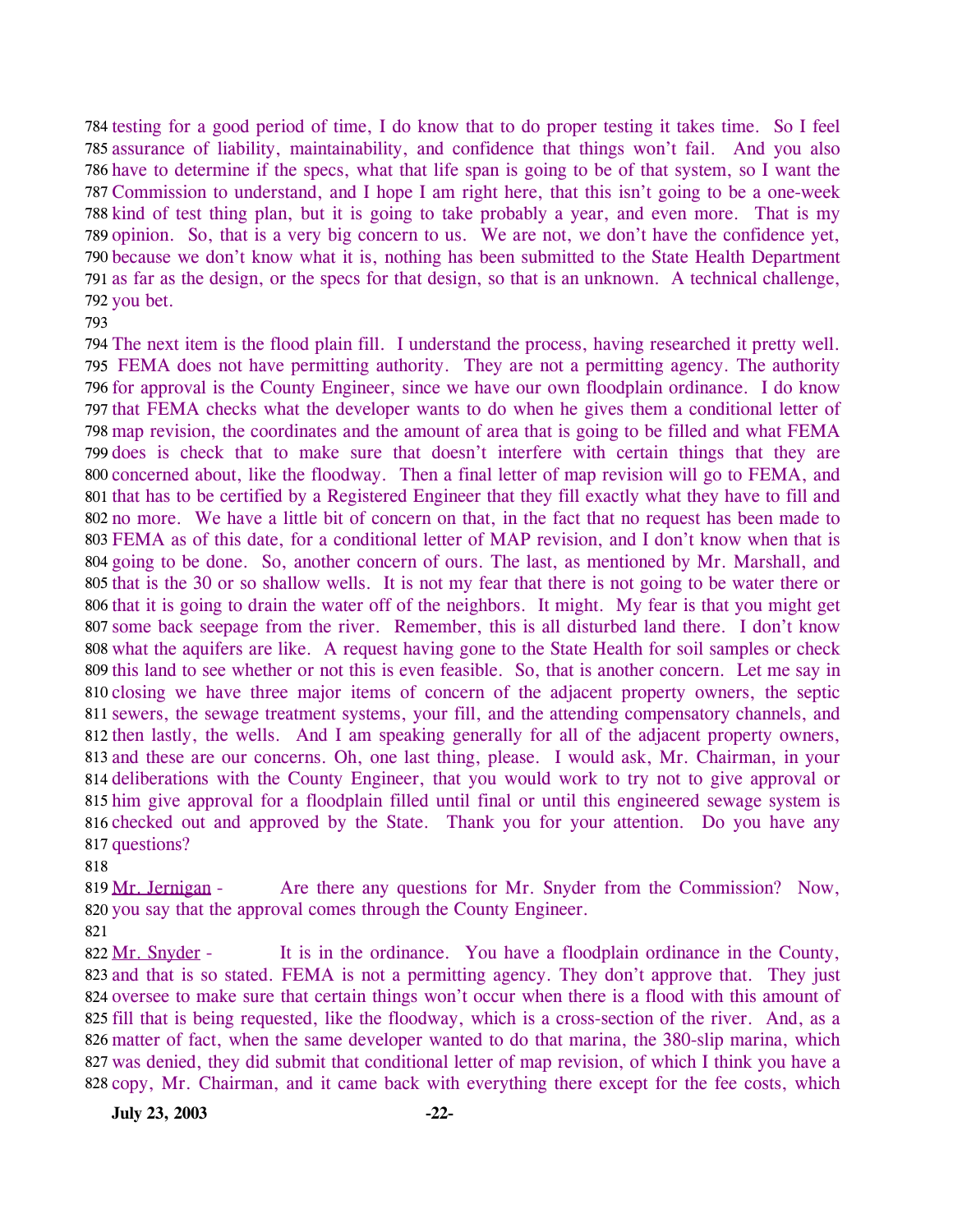testing for a good period of time, I do know that to do proper testing it takes time. So I feel assurance of liability, maintainability, and confidence that things won't fail. And you also have to determine if the specs, what that life span is going to be of that system, so I want the Commission to understand, and I hope I am right here, that this isn't going to be a one-week kind of test thing plan, but it is going to take probably a year, and even more. That is my opinion. So, that is a very big concern to us. We are not, we don't have the confidence yet, because we don't know what it is, nothing has been submitted to the State Health Department as far as the design, or the specs for that design, so that is an unknown. A technical challenge, you bet.

The next item is the flood plain fill. I understand the process, having researched it pretty well. FEMA does not have permitting authority. They are not a permitting agency. The authority for approval is the County Engineer, since we have our own floodplain ordinance. I do know that FEMA checks what the developer wants to do when he gives them a conditional letter of map revision, the coordinates and the amount of area that is going to be filled and what FEMA does is check that to make sure that doesn't interfere with certain things that they are concerned about, like the floodway. Then a final letter of map revision will go to FEMA, and that has to be certified by a Registered Engineer that they fill exactly what they have to fill and no more. We have a little bit of concern on that, in the fact that no request has been made to FEMA as of this date, for a conditional letter of MAP revision, and I don't know when that is going to be done. So, another concern of ours. The last, as mentioned by Mr. Marshall, and that is the 30 or so shallow wells. It is not my fear that there is not going to be water there or that it is going to drain the water off of the neighbors. It might. My fear is that you might get some back seepage from the river. Remember, this is all disturbed land there. I don't know what the aquifers are like. A request having gone to the State Health for soil samples or check this land to see whether or not this is even feasible. So, that is another concern. Let me say in closing we have three major items of concern of the adjacent property owners, the septic sewers, the sewage treatment systems, your fill, and the attending compensatory channels, and then lastly, the wells. And I am speaking generally for all of the adjacent property owners, and these are our concerns. Oh, one last thing, please. I would ask, Mr. Chairman, in your deliberations with the County Engineer, that you would work to try not to give approval or him give approval for a floodplain filled until final or until this engineered sewage system is checked out and approved by the State. Thank you for your attention. Do you have any questions?

Mr. Jernigan - Are there any questions for Mr. Snyder from the Commission? Now, you say that the approval comes through the County Engineer.

Mr. Snyder - It is in the ordinance. You have a floodplain ordinance in the County, and that is so stated. FEMA is not a permitting agency. They don't approve that. They just oversee to make sure that certain things won't occur when there is a flood with this amount of fill that is being requested, like the floodway, which is a cross-section of the river. And, as a matter of fact, when the same developer wanted to do that marina, the 380-slip marina, which was denied, they did submit that conditional letter of map revision, of which I think you have a copy, Mr. Chairman, and it came back with everything there except for the fee costs, which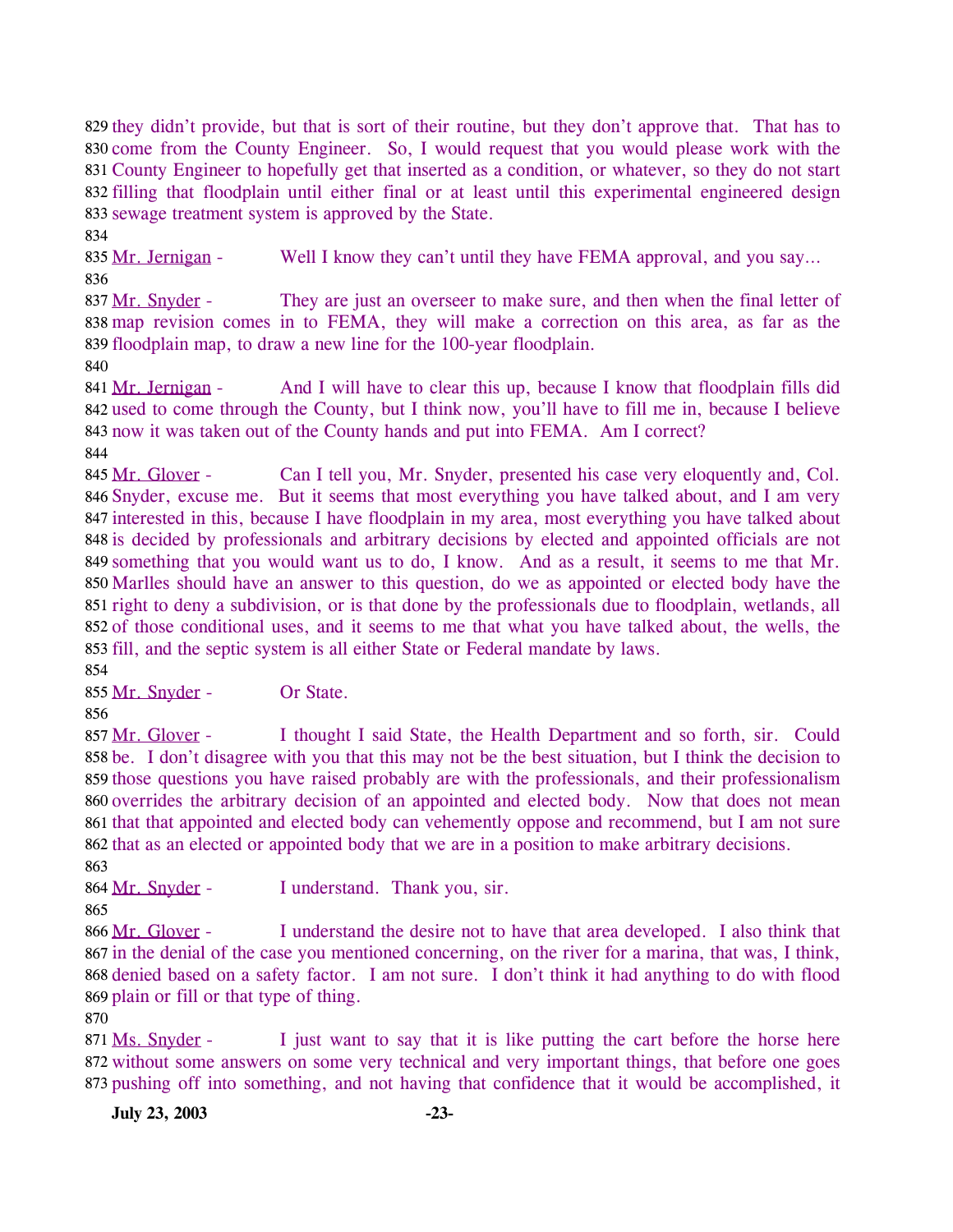they didn't provide, but that is sort of their routine, but they don't approve that. That has to come from the County Engineer. So, I would request that you would please work with the County Engineer to hopefully get that inserted as a condition, or whatever, so they do not start filling that floodplain until either final or at least until this experimental engineered design sewage treatment system is approved by the State.

Mr. Jernigan - Well I know they can't until they have FEMA approval, and you say…

Mr. Snyder - They are just an overseer to make sure, and then when the final letter of map revision comes in to FEMA, they will make a correction on this area, as far as the floodplain map, to draw a new line for the 100-year floodplain.

Mr. Jernigan - And I will have to clear this up, because I know that floodplain fills did used to come through the County, but I think now, you'll have to fill me in, because I believe now it was taken out of the County hands and put into FEMA. Am I correct?

Mr. Glover - Can I tell you, Mr. Snyder, presented his case very eloquently and, Col. Snyder, excuse me. But it seems that most everything you have talked about, and I am very interested in this, because I have floodplain in my area, most everything you have talked about is decided by professionals and arbitrary decisions by elected and appointed officials are not something that you would want us to do, I know. And as a result, it seems to me that Mr. Marlles should have an answer to this question, do we as appointed or elected body have the right to deny a subdivision, or is that done by the professionals due to floodplain, wetlands, all of those conditional uses, and it seems to me that what you have talked about, the wells, the fill, and the septic system is all either State or Federal mandate by laws.

Mr. Snyder - Or State.

Mr. Glover - I thought I said State, the Health Department and so forth, sir. Could be. I don't disagree with you that this may not be the best situation, but I think the decision to those questions you have raised probably are with the professionals, and their professionalism overrides the arbitrary decision of an appointed and elected body. Now that does not mean that that appointed and elected body can vehemently oppose and recommend, but I am not sure that as an elected or appointed body that we are in a position to make arbitrary decisions.

Mr. Snyder - I understand. Thank you, sir.

Mr. Glover - I understand the desire not to have that area developed. I also think that in the denial of the case you mentioned concerning, on the river for a marina, that was, I think, denied based on a safety factor. I am not sure. I don't think it had anything to do with flood plain or fill or that type of thing.

Ms. Snyder - I just want to say that it is like putting the cart before the horse here without some answers on some very technical and very important things, that before one goes pushing off into something, and not having that confidence that it would be accomplished, it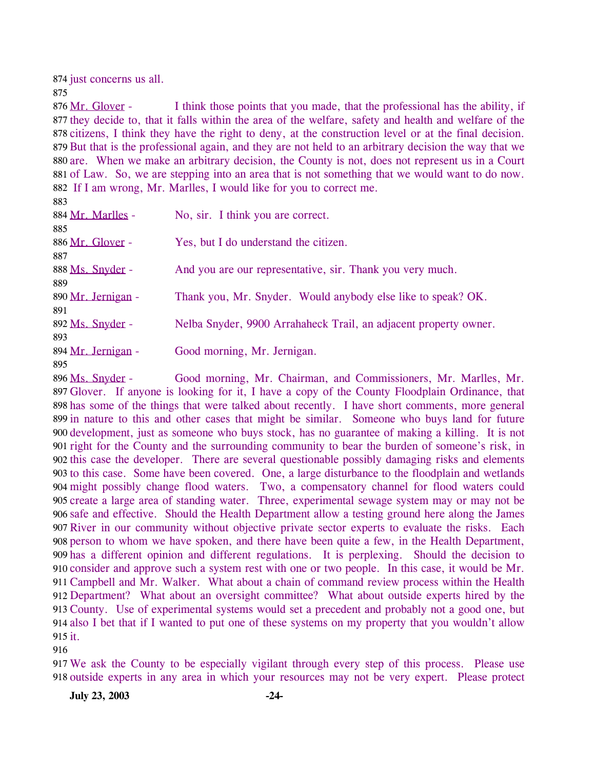just concerns us all.

Mr. Glover - I think those points that you made, that the professional has the ability, if they decide to, that it falls within the area of the welfare, safety and health and welfare of the citizens, I think they have the right to deny, at the construction level or at the final decision. But that is the professional again, and they are not held to an arbitrary decision the way that we are. When we make an arbitrary decision, the County is not, does not represent us in a Court of Law. So, we are stepping into an area that is not something that we would want to do now. If I am wrong, Mr. Marlles, I would like for you to correct me.

Mr. Marlles - No, sir. I think you are correct.

Mr. Glover - Yes, but I do understand the citizen.

Ms. Snyder - And you are our representative, sir. Thank you very much.

Mr. Jernigan - Thank you, Mr. Snyder. Would anybody else like to speak? OK.

Ms. Snyder - Nelba Snyder, 9900 Arrahaheck Trail, an adjacent property owner.

Mr. Jernigan - Good morning, Mr. Jernigan.

Ms. Snyder - Good morning, Mr. Chairman, and Commissioners, Mr. Marlles, Mr. Glover. If anyone is looking for it, I have a copy of the County Floodplain Ordinance, that has some of the things that were talked about recently. I have short comments, more general in nature to this and other cases that might be similar. Someone who buys land for future development, just as someone who buys stock, has no guarantee of making a killing. It is not right for the County and the surrounding community to bear the burden of someone's risk, in this case the developer. There are several questionable possibly damaging risks and elements to this case. Some have been covered. One, a large disturbance to the floodplain and wetlands might possibly change flood waters. Two, a compensatory channel for flood waters could create a large area of standing water. Three, experimental sewage system may or may not be safe and effective. Should the Health Department allow a testing ground here along the James River in our community without objective private sector experts to evaluate the risks. Each person to whom we have spoken, and there have been quite a few, in the Health Department, has a different opinion and different regulations. It is perplexing. Should the decision to consider and approve such a system rest with one or two people. In this case, it would be Mr. Campbell and Mr. Walker. What about a chain of command review process within the Health Department? What about an oversight committee? What about outside experts hired by the County. Use of experimental systems would set a precedent and probably not a good one, but also I bet that if I wanted to put one of these systems on my property that you wouldn't allow it.

We ask the County to be especially vigilant through every step of this process. Please use outside experts in any area in which your resources may not be very expert. Please protect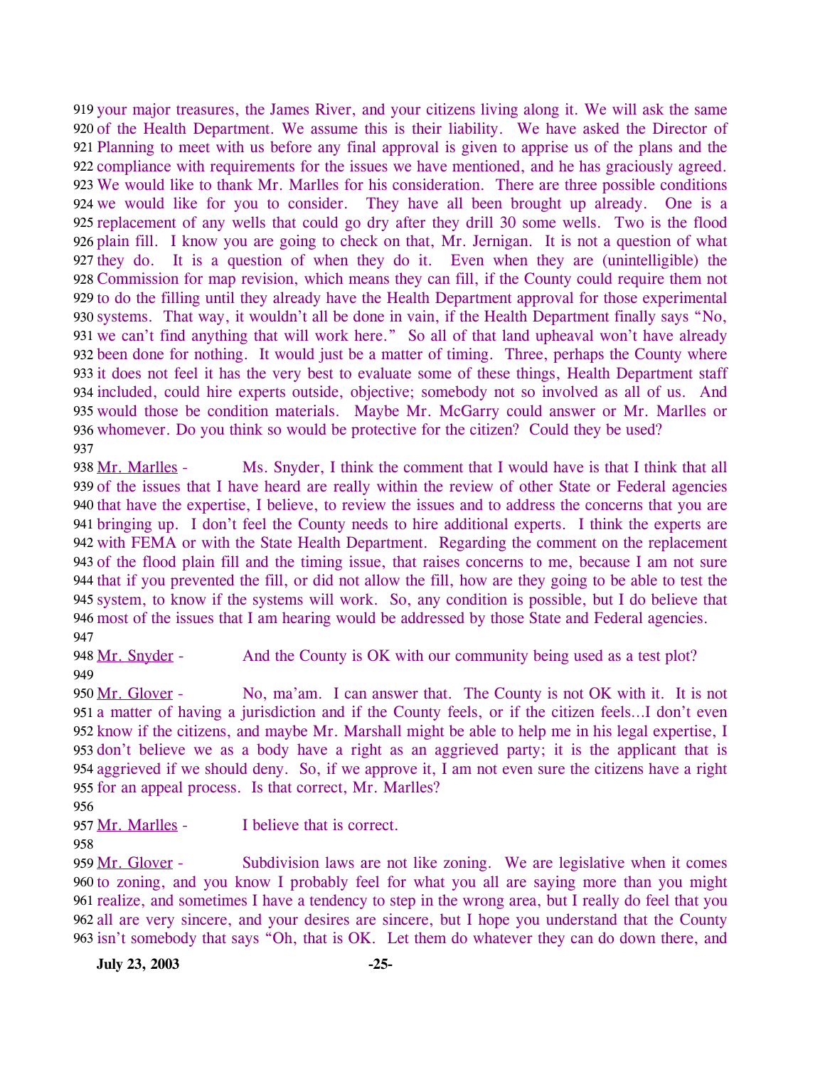your major treasures, the James River, and your citizens living along it. We will ask the same of the Health Department. We assume this is their liability. We have asked the Director of Planning to meet with us before any final approval is given to apprise us of the plans and the compliance with requirements for the issues we have mentioned, and he has graciously agreed. We would like to thank Mr. Marlles for his consideration. There are three possible conditions we would like for you to consider. They have all been brought up already. One is a replacement of any wells that could go dry after they drill 30 some wells. Two is the flood plain fill. I know you are going to check on that, Mr. Jernigan. It is not a question of what they do. It is a question of when they do it. Even when they are (unintelligible) the Commission for map revision, which means they can fill, if the County could require them not to do the filling until they already have the Health Department approval for those experimental systems. That way, it wouldn't all be done in vain, if the Health Department finally says "No, we can't find anything that will work here." So all of that land upheaval won't have already been done for nothing. It would just be a matter of timing. Three, perhaps the County where it does not feel it has the very best to evaluate some of these things, Health Department staff included, could hire experts outside, objective; somebody not so involved as all of us. And would those be condition materials. Maybe Mr. McGarry could answer or Mr. Marlles or whomever. Do you think so would be protective for the citizen? Could they be used?

Mr. Marlles - Ms. Snyder, I think the comment that I would have is that I think that all of the issues that I have heard are really within the review of other State or Federal agencies that have the expertise, I believe, to review the issues and to address the concerns that you are bringing up. I don't feel the County needs to hire additional experts. I think the experts are with FEMA or with the State Health Department. Regarding the comment on the replacement of the flood plain fill and the timing issue, that raises concerns to me, because I am not sure that if you prevented the fill, or did not allow the fill, how are they going to be able to test the system, to know if the systems will work. So, any condition is possible, but I do believe that most of the issues that I am hearing would be addressed by those State and Federal agencies.

Mr. Snyder - And the County is OK with our community being used as a test plot?

Mr. Glover - No, ma'am. I can answer that. The County is not OK with it. It is not a matter of having a jurisdiction and if the County feels, or if the citizen feels…I don't even know if the citizens, and maybe Mr. Marshall might be able to help me in his legal expertise, I don't believe we as a body have a right as an aggrieved party; it is the applicant that is aggrieved if we should deny. So, if we approve it, I am not even sure the citizens have a right for an appeal process. Is that correct, Mr. Marlles?

Mr. Marlles - I believe that is correct.

Mr. Glover - Subdivision laws are not like zoning. We are legislative when it comes to zoning, and you know I probably feel for what you all are saying more than you might realize, and sometimes I have a tendency to step in the wrong area, but I really do feel that you all are very sincere, and your desires are sincere, but I hope you understand that the County isn't somebody that says "Oh, that is OK. Let them do whatever they can do down there, and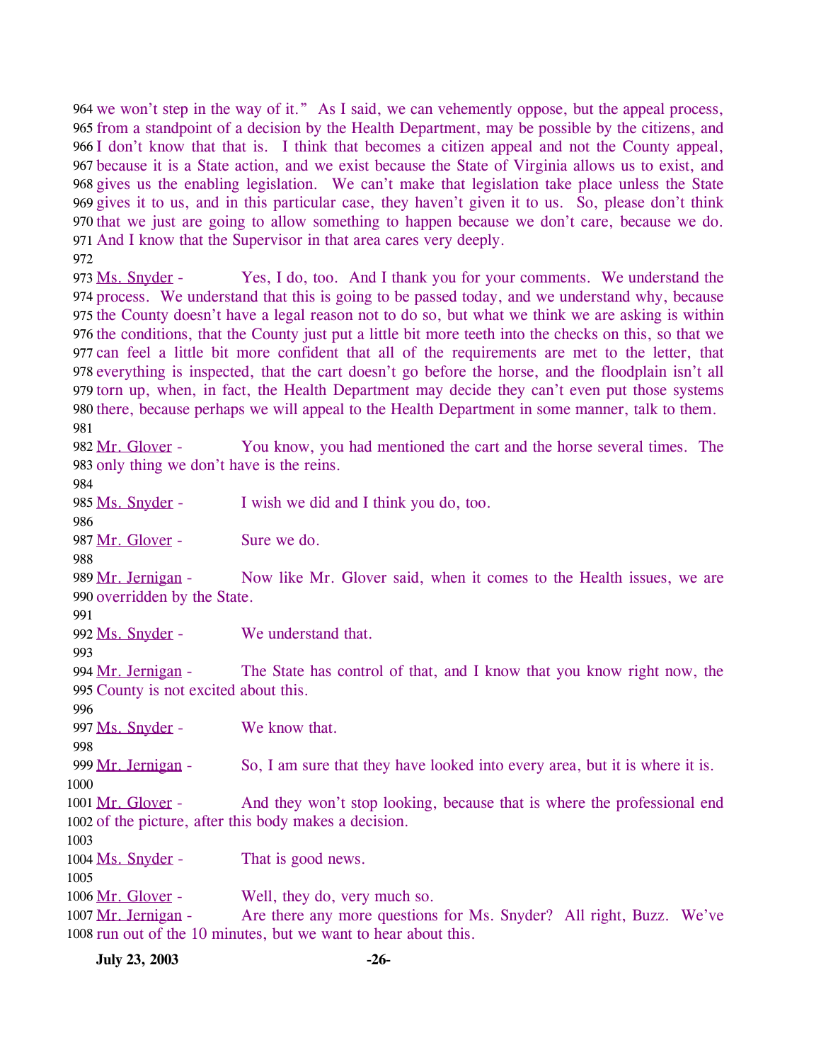964 we won't step in the way of it." As I said, we can vehemently oppose, but the appeal process,
965 from a standpoint of a decision by the Health Department, may be possible by the citizens, and
966 I don't know that that is. I think that becomes a citizen appeal and not the County appeal,
967 because it is a State action, and we exist because the State of Virginia allows us to exist, and
968 gives us the enabling legislation. We can't make that legislation take place unless the State
969 gives it to us, and in this particular case, they haven't given it to us. So, please don't think
970 that we just are going to allow something to happen because we don't care, because we do.
971 And I know that the Supervisor in that area cares very deeply.
972
973 Ms. Snyder - Yes, I do, too. And I thank you for your comments. We understand the
974 process. We understand that this is going to be passed today, and we understand why, because
975 the County doesn't have a legal reason not to do so, but what we think we are asking is within
976 the conditions, that the County just put a little bit more teeth into the checks on this, so that we
977 can feel a little bit more confident that all of the requirements are met to the letter, that
978 everything is inspected, that the cart doesn't go before the horse, and the floodplain isn't all
979 torn up, when, in fact, the Health Department may decide they can't even put those systems
980 there, because perhaps we will appeal to the Health Department in some manner, talk to them.
981
982 Mr. Glover - You know, you had mentioned the cart and the horse several times. The
983 only thing we don't have is the reins.
984
985 Ms. Snyder - I wish we did and I think you do, too.
986
987 Mr. Glover - Sure we do.
988
989 Mr. Jernigan - Now like Mr. Glover said, when it comes to the Health issues, we are
990 overridden by the State.
991
992 Ms. Snyder - We understand that.
993
994 Mr. Jernigan - The State has control of that, and I know that you know right now, the
995 County is not excited about this.
996
997 Ms. Snyder - We know that.
998
999 Mr. Jernigan - So, I am sure that they have looked into every area, but it is where it is.
1000
1001 Mr. Glover - And they won't stop looking, because that is where the professional end
1002 of the picture, after this body makes a decision.
1003
1004 Ms. Snyder - That is good news.
1005
1006 Mr. Glover - Well, they do, very much so.
1007 Mr. Jernigan - Are there any more questions for Ms. Snyder? All right, Buzz. We've
1008 run out of the 10 minutes, but we want to hear about this.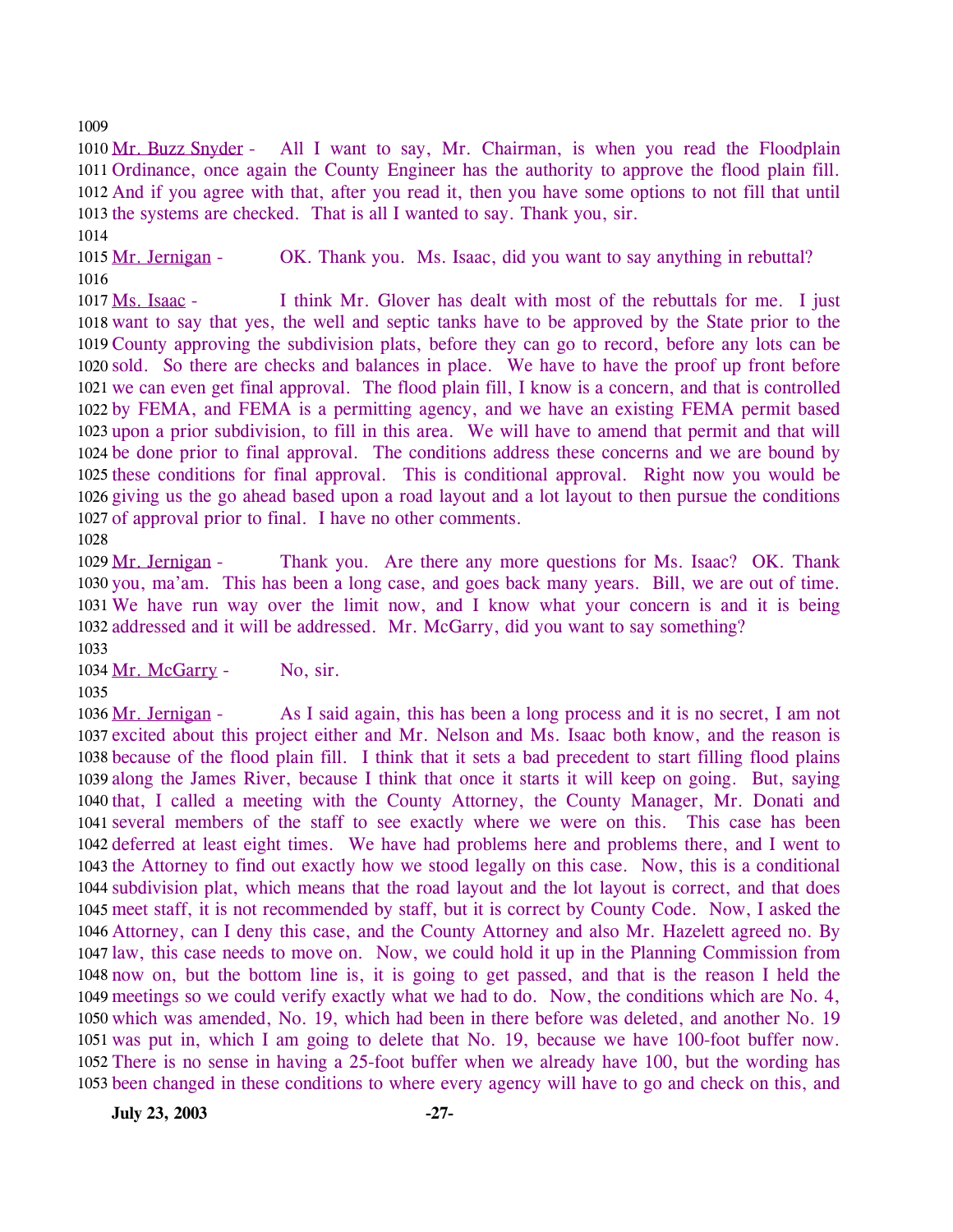Mr. Buzz Snyder - All I want to say, Mr. Chairman, is when you read the Floodplain Ordinance, once again the County Engineer has the authority to approve the flood plain fill. And if you agree with that, after you read it, then you have some options to not fill that until the systems are checked. That is all I wanted to say. Thank you, sir.

Mr. Jernigan - OK. Thank you. Ms. Isaac, did you want to say anything in rebuttal?

Ms. Isaac - I think Mr. Glover has dealt with most of the rebuttals for me. I just want to say that yes, the well and septic tanks have to be approved by the State prior to the County approving the subdivision plats, before they can go to record, before any lots can be sold. So there are checks and balances in place. We have to have the proof up front before we can even get final approval. The flood plain fill, I know is a concern, and that is controlled by FEMA, and FEMA is a permitting agency, and we have an existing FEMA permit based upon a prior subdivision, to fill in this area. We will have to amend that permit and that will be done prior to final approval. The conditions address these concerns and we are bound by these conditions for final approval. This is conditional approval. Right now you would be giving us the go ahead based upon a road layout and a lot layout to then pursue the conditions of approval prior to final. I have no other comments.

Mr. Jernigan - Thank you. Are there any more questions for Ms. Isaac? OK. Thank you, ma'am. This has been a long case, and goes back many years. Bill, we are out of time. We have run way over the limit now, and I know what your concern is and it is being addressed and it will be addressed. Mr. McGarry, did you want to say something?

Mr. McGarry - No, sir.

Mr. Jernigan - As I said again, this has been a long process and it is no secret, I am not excited about this project either and Mr. Nelson and Ms. Isaac both know, and the reason is because of the flood plain fill. I think that it sets a bad precedent to start filling flood plains along the James River, because I think that once it starts it will keep on going. But, saying that, I called a meeting with the County Attorney, the County Manager, Mr. Donati and several members of the staff to see exactly where we were on this. This case has been deferred at least eight times. We have had problems here and problems there, and I went to the Attorney to find out exactly how we stood legally on this case. Now, this is a conditional subdivision plat, which means that the road layout and the lot layout is correct, and that does meet staff, it is not recommended by staff, but it is correct by County Code. Now, I asked the Attorney, can I deny this case, and the County Attorney and also Mr. Hazelett agreed no. By law, this case needs to move on. Now, we could hold it up in the Planning Commission from now on, but the bottom line is, it is going to get passed, and that is the reason I held the meetings so we could verify exactly what we had to do. Now, the conditions which are No. 4, which was amended, No. 19, which had been in there before was deleted, and another No. 19 was put in, which I am going to delete that No. 19, because we have 100-foot buffer now. There is no sense in having a 25-foot buffer when we already have 100, but the wording has been changed in these conditions to where every agency will have to go and check on this, and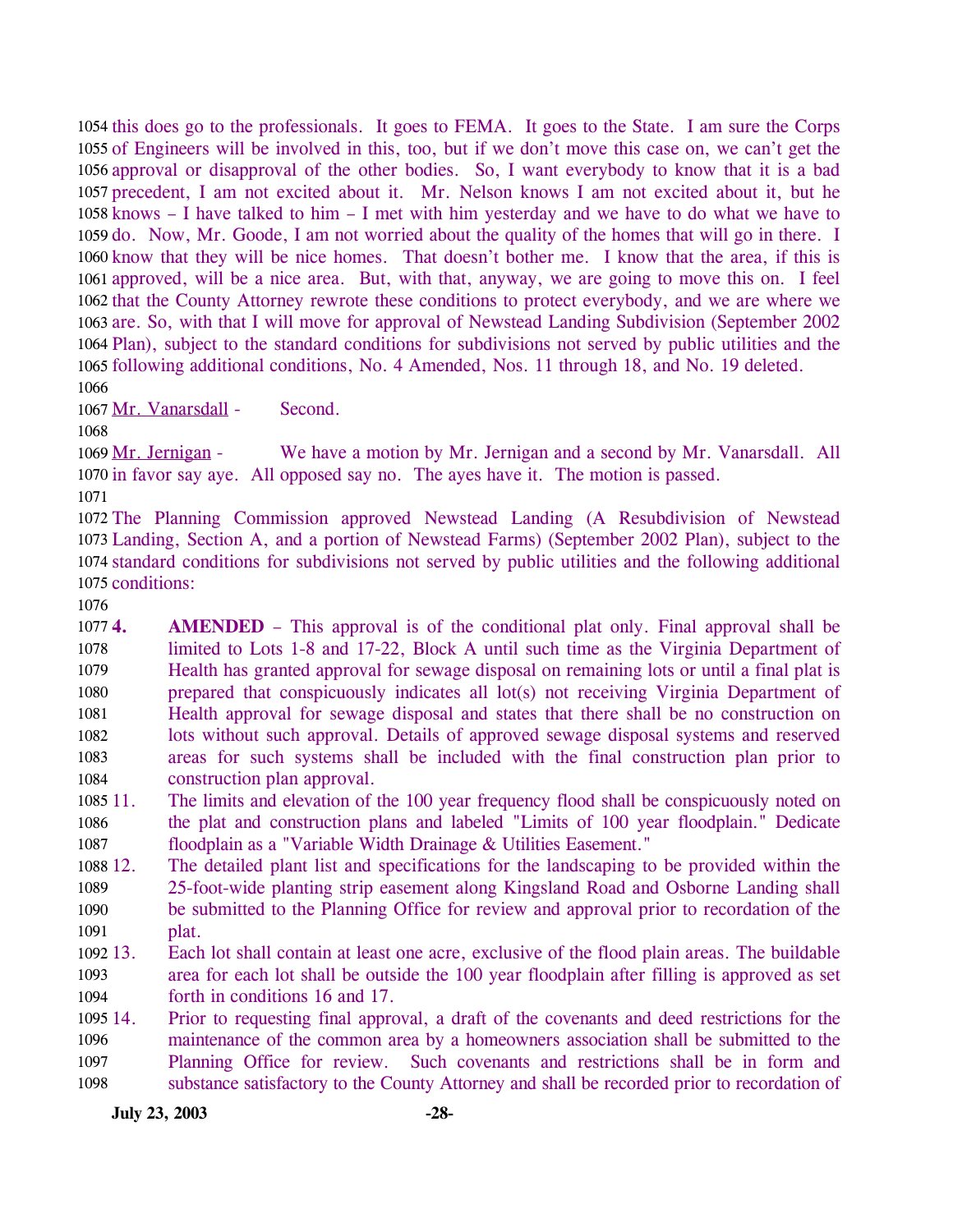this does go to the professionals. It goes to FEMA. It goes to the State. I am sure the Corps of Engineers will be involved in this, too, but if we don't move this case on, we can't get the approval or disapproval of the other bodies. So, I want everybody to know that it is a bad precedent, I am not excited about it. Mr. Nelson knows I am not excited about it, but he knows – I have talked to him – I met with him yesterday and we have to do what we have to do. Now, Mr. Goode, I am not worried about the quality of the homes that will go in there. I know that they will be nice homes. That doesn't bother me. I know that the area, if this is approved, will be a nice area. But, with that, anyway, we are going to move this on. I feel that the County Attorney rewrote these conditions to protect everybody, and we are where we are. So, with that I will move for approval of Newstead Landing Subdivision (September 2002 Plan), subject to the standard conditions for subdivisions not served by public utilities and the following additional conditions, No. 4 Amended, Nos. 11 through 18, and No. 19 deleted.

Mr. Vanarsdall - Second.

Mr. Jernigan - We have a motion by Mr. Jernigan and a second by Mr. Vanarsdall. All in favor say aye. All opposed say no. The ayes have it. The motion is passed.

The Planning Commission approved Newstead Landing (A Resubdivision of Newstead Landing, Section A, and a portion of Newstead Farms) (September 2002 Plan), subject to the standard conditions for subdivisions not served by public utilities and the following additional conditions:

**4. AMENDED** – This approval is of the conditional plat only. Final approval shall be limited to Lots 1-8 and 17-22, Block A until such time as the Virginia Department of Health has granted approval for sewage disposal on remaining lots or until a final plat is prepared that conspicuously indicates all lot(s) not receiving Virginia Department of Health approval for sewage disposal and states that there shall be no construction on lots without such approval. Details of approved sewage disposal systems and reserved areas for such systems shall be included with the final construction plan prior to construction plan approval.

11. The limits and elevation of the 100 year frequency flood shall be conspicuously noted on the plat and construction plans and labeled "Limits of 100 year floodplain." Dedicate floodplain as a "Variable Width Drainage & Utilities Easement."

12. The detailed plant list and specifications for the landscaping to be provided within the 25-foot-wide planting strip easement along Kingsland Road and Osborne Landing shall be submitted to the Planning Office for review and approval prior to recordation of the plat.

13. Each lot shall contain at least one acre, exclusive of the flood plain areas. The buildable area for each lot shall be outside the 100 year floodplain after filling is approved as set forth in conditions 16 and 17.

14. Prior to requesting final approval, a draft of the covenants and deed restrictions for the maintenance of the common area by a homeowners association shall be submitted to the Planning Office for review. Such covenants and restrictions shall be in form and substance satisfactory to the County Attorney and shall be recorded prior to recordation of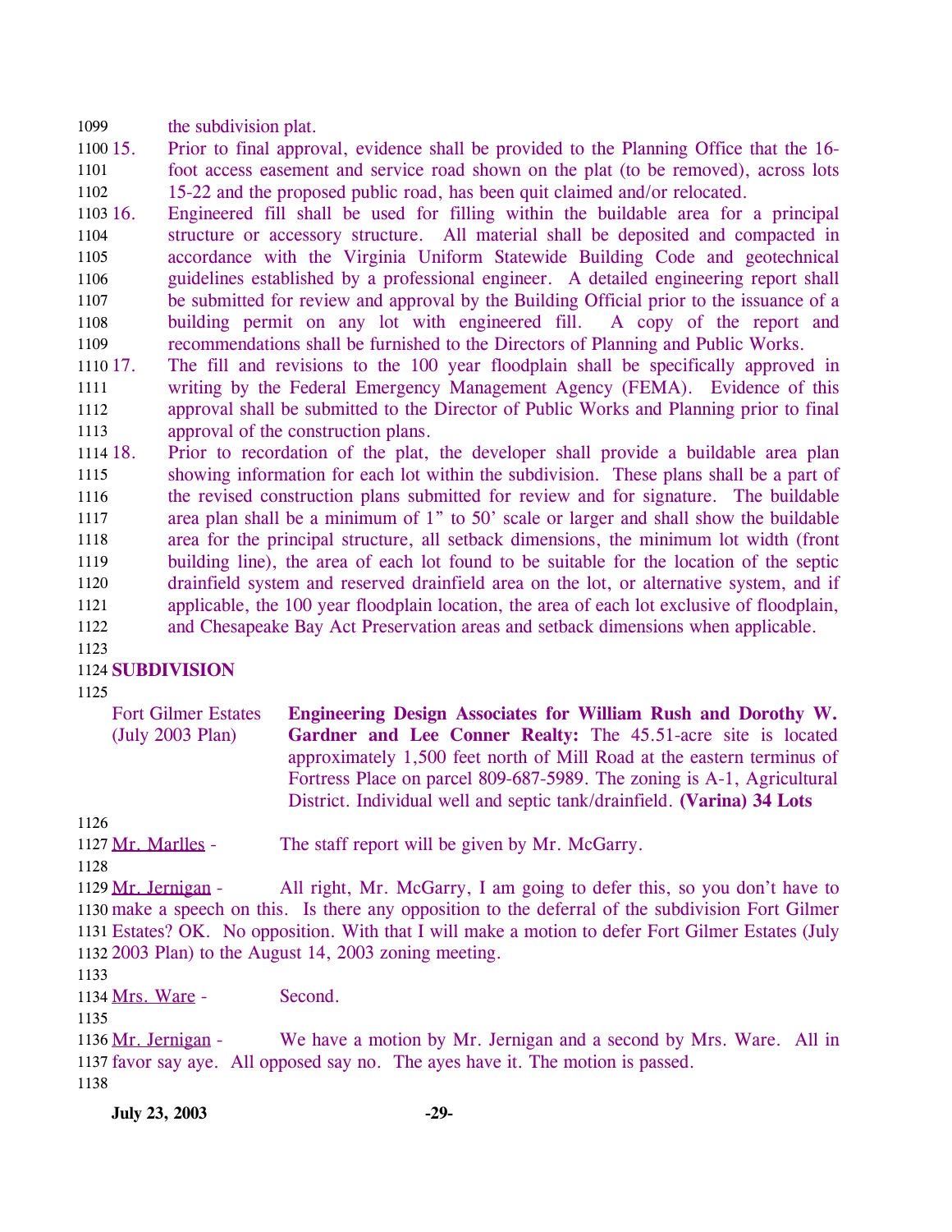the subdivision plat.

15. Prior to final approval, evidence shall be provided to the Planning Office that the 16-foot access easement and service road shown on the plat (to be removed), across lots 15-22 and the proposed public road, has been quit claimed and/or relocated.
16. Engineered fill shall be used for filling within the buildable area for a principal structure or accessory structure. All material shall be deposited and compacted in accordance with the Virginia Uniform Statewide Building Code and geotechnical guidelines established by a professional engineer. A detailed engineering report shall be submitted for review and approval by the Building Official prior to the issuance of a building permit on any lot with engineered fill. A copy of the report and recommendations shall be furnished to the Directors of Planning and Public Works.
17. The fill and revisions to the 100 year floodplain shall be specifically approved in writing by the Federal Emergency Management Agency (FEMA). Evidence of this approval shall be submitted to the Director of Public Works and Planning prior to final approval of the construction plans.
18. Prior to recordation of the plat, the developer shall provide a buildable area plan showing information for each lot within the subdivision. These plans shall be a part of the revised construction plans submitted for review and for signature. The buildable area plan shall be a minimum of 1" to 50' scale or larger and shall show the buildable area for the principal structure, all setback dimensions, the minimum lot width (front building line), the area of each lot found to be suitable for the location of the septic drainfield system and reserved drainfield area on the lot, or alternative system, and if applicable, the 100 year floodplain location, the area of each lot exclusive of floodplain, and Chesapeake Bay Act Preservation areas and setback dimensions when applicable.

**SUBDIVISION**

Fort Gilmer Estates (July 2003 Plan)

**Engineering Design Associates for William Rush and Dorothy W. Gardner and Lee Conner Realty:** The 45.51-acre site is located approximately 1,500 feet north of Mill Road at the eastern terminus of Fortress Place on parcel 809-687-5989. The zoning is A-1, Agricultural District. Individual well and septic tank/drainfield. **(Varina) 34 Lots**

Mr. Marlles - The staff report will be given by Mr. McGarry.

Mr. Jernigan - All right, Mr. McGarry, I am going to defer this, so you don't have to make a speech on this. Is there any opposition to the deferral of the subdivision Fort Gilmer Estates? OK. No opposition. With that I will make a motion to defer Fort Gilmer Estates (July 2003 Plan) to the August 14, 2003 zoning meeting.

Mrs. Ware - Second.

Mr. Jernigan - We have a motion by Mr. Jernigan and a second by Mrs. Ware. All in favor say aye. All opposed say no. The ayes have it. The motion is passed.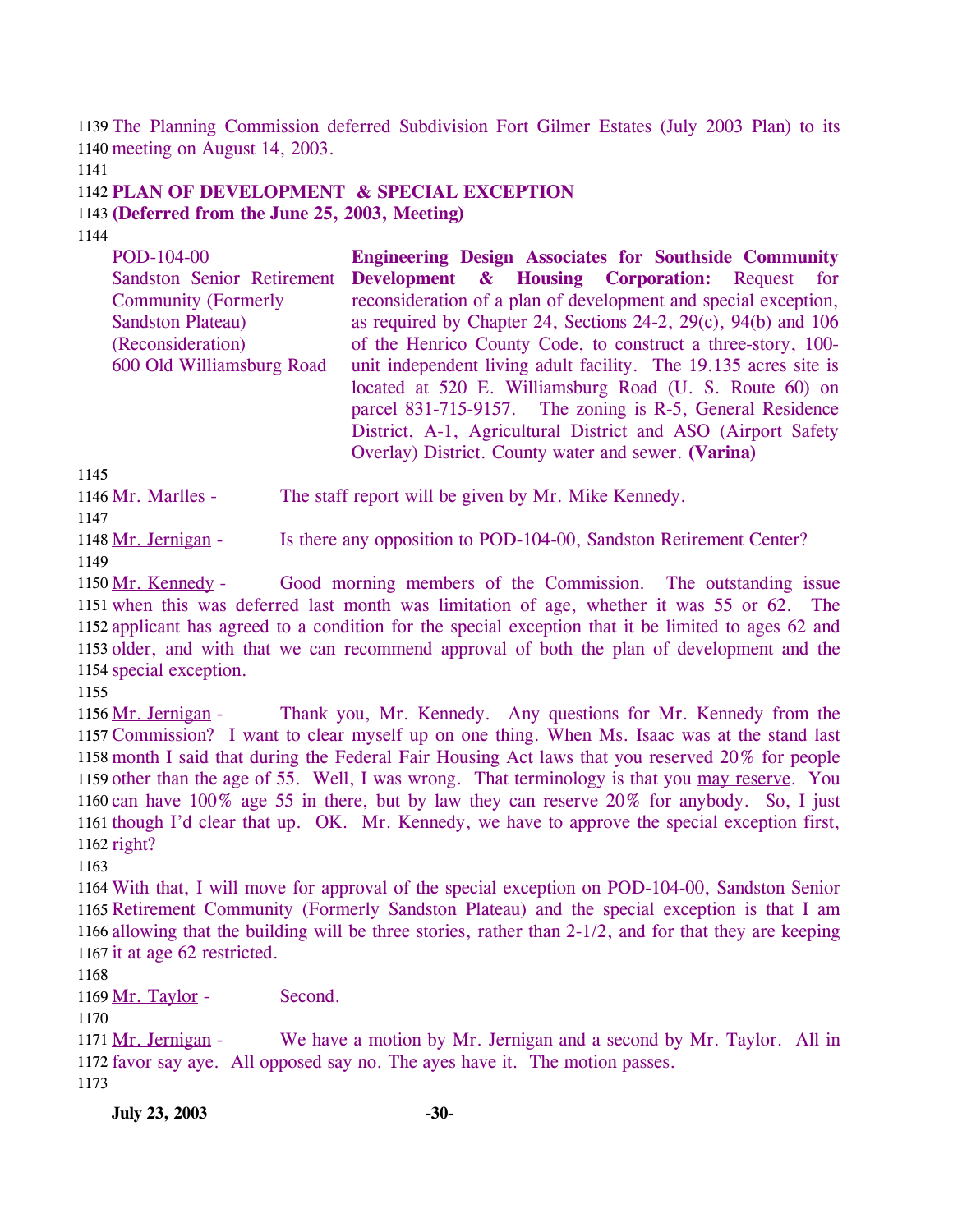The Planning Commission deferred Subdivision Fort Gilmer Estates (July 2003 Plan) to its meeting on August 14, 2003.

**PLAN OF DEVELOPMENT & SPECIAL EXCEPTION**
**(Deferred from the June 25, 2003, Meeting)**

| | |
|---|---|
| POD-104-00<br>Sandston Senior Retirement Community (Formerly Sandston Plateau)<br>(Reconsideration)<br>600 Old Williamsburg Road | **Engineering Design Associates for Southside Community Development & Housing Corporation:** Request for reconsideration of a plan of development and special exception, as required by Chapter 24, Sections 24-2, 29(c), 94(b) and 106 of the Henrico County Code, to construct a three-story, 100-unit independent living adult facility. The 19.135 acres site is located at 520 E. Williamsburg Road (U. S. Route 60) on parcel 831-715-9157. The zoning is R-5, General Residence District, A-1, Agricultural District and ASO (Airport Safety Overlay) District. County water and sewer. **(Varina)** |

Mr. Marlles - The staff report will be given by Mr. Mike Kennedy.

Mr. Jernigan - Is there any opposition to POD-104-00, Sandston Retirement Center?

Mr. Kennedy - Good morning members of the Commission. The outstanding issue when this was deferred last month was limitation of age, whether it was 55 or 62. The applicant has agreed to a condition for the special exception that it be limited to ages 62 and older, and with that we can recommend approval of both the plan of development and the special exception.

Mr. Jernigan - Thank you, Mr. Kennedy. Any questions for Mr. Kennedy from the Commission? I want to clear myself up on one thing. When Ms. Isaac was at the stand last month I said that during the Federal Fair Housing Act laws that you reserved 20% for people other than the age of 55. Well, I was wrong. That terminology is that you may reserve. You can have 100% age 55 in there, but by law they can reserve 20% for anybody. So, I just though I'd clear that up. OK. Mr. Kennedy, we have to approve the special exception first, right?

With that, I will move for approval of the special exception on POD-104-00, Sandston Senior Retirement Community (Formerly Sandston Plateau) and the special exception is that I am allowing that the building will be three stories, rather than 2-1/2, and for that they are keeping it at age 62 restricted.

Mr. Taylor - Second.

Mr. Jernigan - We have a motion by Mr. Jernigan and a second by Mr. Taylor. All in favor say aye. All opposed say no. The ayes have it. The motion passes.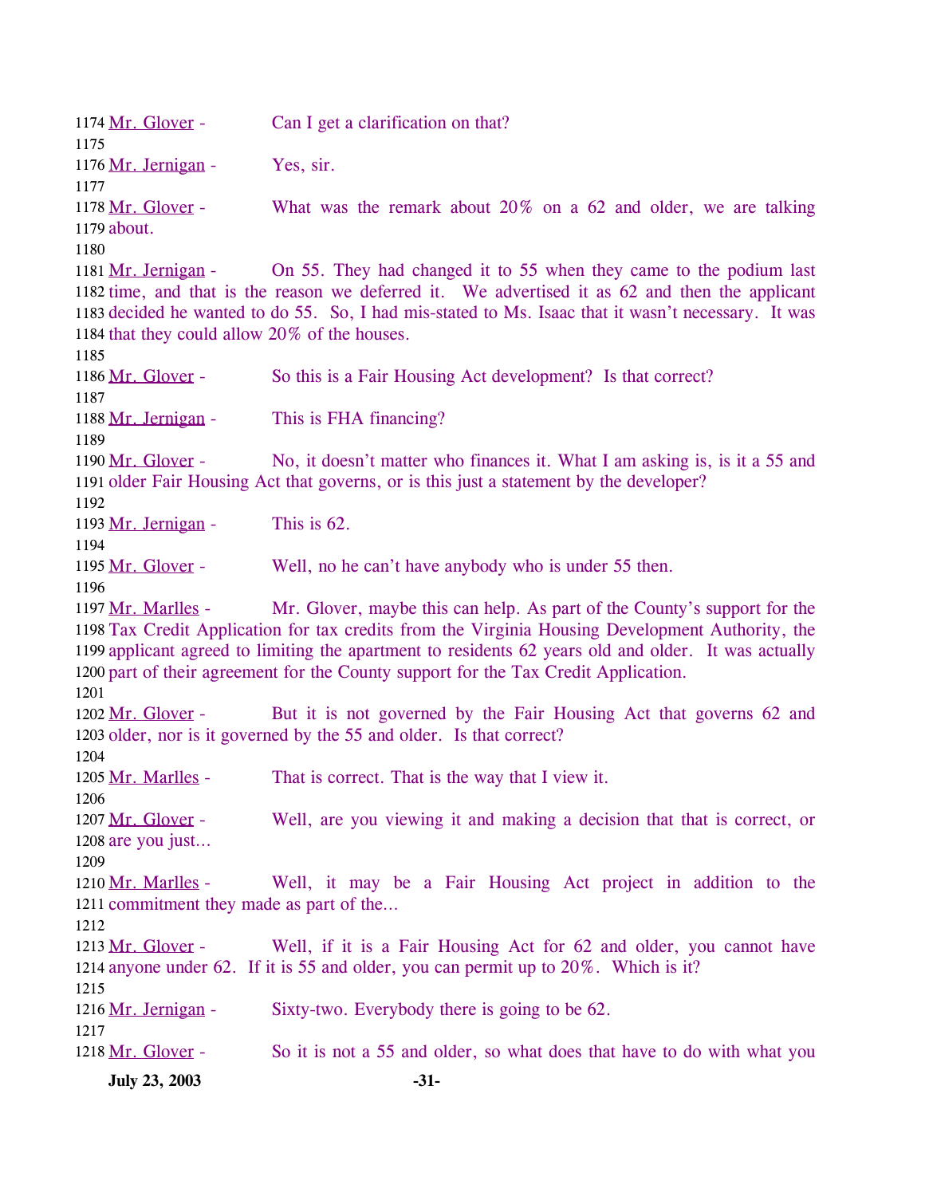1174 Mr. Glover - Can I get a clarification on that?
1175
1176 Mr. Jernigan - Yes, sir.
1177
1178 Mr. Glover - What was the remark about 20% on a 62 and older, we are talking
1179 about.
1180
1181 Mr. Jernigan - On 55. They had changed it to 55 when they came to the podium last
1182 time, and that is the reason we deferred it. We advertised it as 62 and then the applicant
1183 decided he wanted to do 55. So, I had mis-stated to Ms. Isaac that it wasn't necessary. It was
1184 that they could allow 20% of the houses.
1185
1186 Mr. Glover - So this is a Fair Housing Act development? Is that correct?
1187
1188 Mr. Jernigan - This is FHA financing?
1189
1190 Mr. Glover - No, it doesn't matter who finances it. What I am asking is, is it a 55 and
1191 older Fair Housing Act that governs, or is this just a statement by the developer?
1192
1193 Mr. Jernigan - This is 62.
1194
1195 Mr. Glover - Well, no he can't have anybody who is under 55 then.
1196
1197 Mr. Marlles - Mr. Glover, maybe this can help. As part of the County's support for the
1198 Tax Credit Application for tax credits from the Virginia Housing Development Authority, the
1199 applicant agreed to limiting the apartment to residents 62 years old and older. It was actually
1200 part of their agreement for the County support for the Tax Credit Application.
1201
1202 Mr. Glover - But it is not governed by the Fair Housing Act that governs 62 and
1203 older, nor is it governed by the 55 and older. Is that correct?
1204
1205 Mr. Marlles - That is correct. That is the way that I view it.
1206
1207 Mr. Glover - Well, are you viewing it and making a decision that that is correct, or
1208 are you just…
1209
1210 Mr. Marlles - Well, it may be a Fair Housing Act project in addition to the
1211 commitment they made as part of the…
1212
1213 Mr. Glover - Well, if it is a Fair Housing Act for 62 and older, you cannot have
1214 anyone under 62. If it is 55 and older, you can permit up to 20%. Which is it?
1215
1216 Mr. Jernigan - Sixty-two. Everybody there is going to be 62.
1217
1218 Mr. Glover - So it is not a 55 and older, so what does that have to do with what you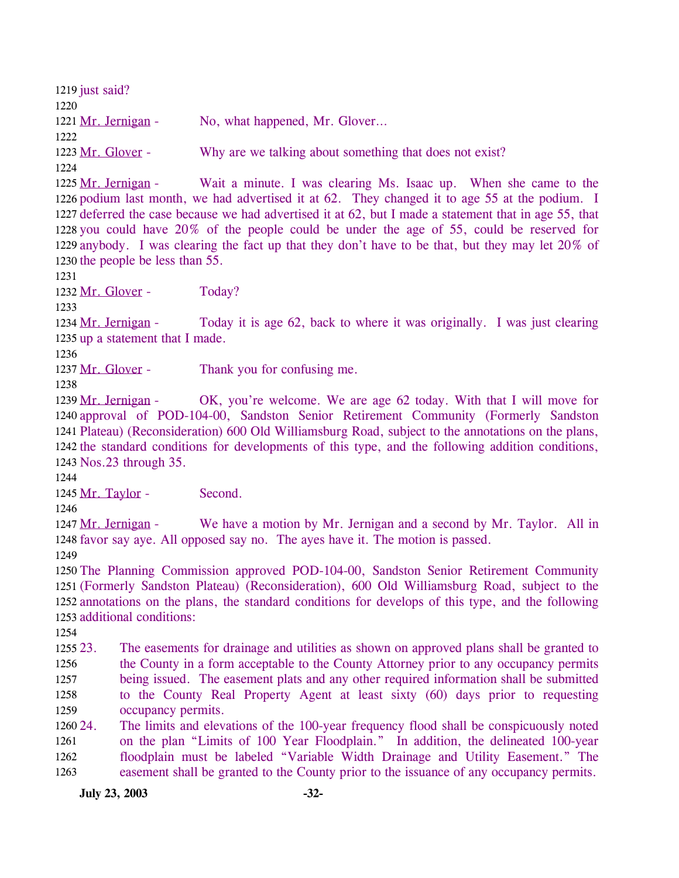just said?

Mr. Jernigan - No, what happened, Mr. Glover…

Mr. Glover - Why are we talking about something that does not exist?

Mr. Jernigan - Wait a minute. I was clearing Ms. Isaac up. When she came to the podium last month, we had advertised it at 62. They changed it to age 55 at the podium. I deferred the case because we had advertised it at 62, but I made a statement that in age 55, that you could have 20% of the people could be under the age of 55, could be reserved for anybody. I was clearing the fact up that they don't have to be that, but they may let 20% of the people be less than 55.

Mr. Glover - Today?

Mr. Jernigan - Today it is age 62, back to where it was originally. I was just clearing up a statement that I made.

Mr. Glover - Thank you for confusing me.

Mr. Jernigan - OK, you're welcome. We are age 62 today. With that I will move for approval of POD-104-00, Sandston Senior Retirement Community (Formerly Sandston Plateau) (Reconsideration) 600 Old Williamsburg Road, subject to the annotations on the plans, the standard conditions for developments of this type, and the following addition conditions, Nos.23 through 35.

Mr. Taylor - Second.

Mr. Jernigan - We have a motion by Mr. Jernigan and a second by Mr. Taylor. All in favor say aye. All opposed say no. The ayes have it. The motion is passed.

The Planning Commission approved POD-104-00, Sandston Senior Retirement Community (Formerly Sandston Plateau) (Reconsideration), 600 Old Williamsburg Road, subject to the annotations on the plans, the standard conditions for develops of this type, and the following additional conditions:

23. The easements for drainage and utilities as shown on approved plans shall be granted to the County in a form acceptable to the County Attorney prior to any occupancy permits being issued. The easement plats and any other required information shall be submitted to the County Real Property Agent at least sixty (60) days prior to requesting occupancy permits.
24. The limits and elevations of the 100-year frequency flood shall be conspicuously noted on the plan "Limits of 100 Year Floodplain." In addition, the delineated 100-year floodplain must be labeled "Variable Width Drainage and Utility Easement." The easement shall be granted to the County prior to the issuance of any occupancy permits.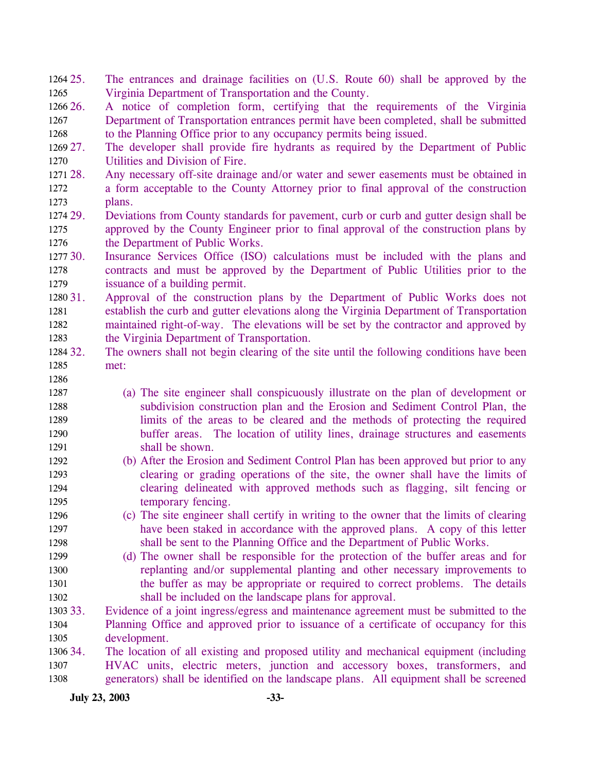25. The entrances and drainage facilities on (U.S. Route 60) shall be approved by the Virginia Department of Transportation and the County.

26. A notice of completion form, certifying that the requirements of the Virginia Department of Transportation entrances permit have been completed, shall be submitted to the Planning Office prior to any occupancy permits being issued.

27. The developer shall provide fire hydrants as required by the Department of Public Utilities and Division of Fire.

28. Any necessary off-site drainage and/or water and sewer easements must be obtained in a form acceptable to the County Attorney prior to final approval of the construction plans.

29. Deviations from County standards for pavement, curb or curb and gutter design shall be approved by the County Engineer prior to final approval of the construction plans by the Department of Public Works.

30. Insurance Services Office (ISO) calculations must be included with the plans and contracts and must be approved by the Department of Public Utilities prior to the issuance of a building permit.

31. Approval of the construction plans by the Department of Public Works does not establish the curb and gutter elevations along the Virginia Department of Transportation maintained right-of-way. The elevations will be set by the contractor and approved by the Virginia Department of Transportation.

32. The owners shall not begin clearing of the site until the following conditions have been met:

    (a) The site engineer shall conspicuously illustrate on the plan of development or subdivision construction plan and the Erosion and Sediment Control Plan, the limits of the areas to be cleared and the methods of protecting the required buffer areas. The location of utility lines, drainage structures and easements shall be shown.

    (b) After the Erosion and Sediment Control Plan has been approved but prior to any clearing or grading operations of the site, the owner shall have the limits of clearing delineated with approved methods such as flagging, silt fencing or temporary fencing.

    (c) The site engineer shall certify in writing to the owner that the limits of clearing have been staked in accordance with the approved plans. A copy of this letter shall be sent to the Planning Office and the Department of Public Works.

    (d) The owner shall be responsible for the protection of the buffer areas and for replanting and/or supplemental planting and other necessary improvements to the buffer as may be appropriate or required to correct problems. The details shall be included on the landscape plans for approval.

33. Evidence of a joint ingress/egress and maintenance agreement must be submitted to the Planning Office and approved prior to issuance of a certificate of occupancy for this development.

34. The location of all existing and proposed utility and mechanical equipment (including HVAC units, electric meters, junction and accessory boxes, transformers, and generators) shall be identified on the landscape plans. All equipment shall be screened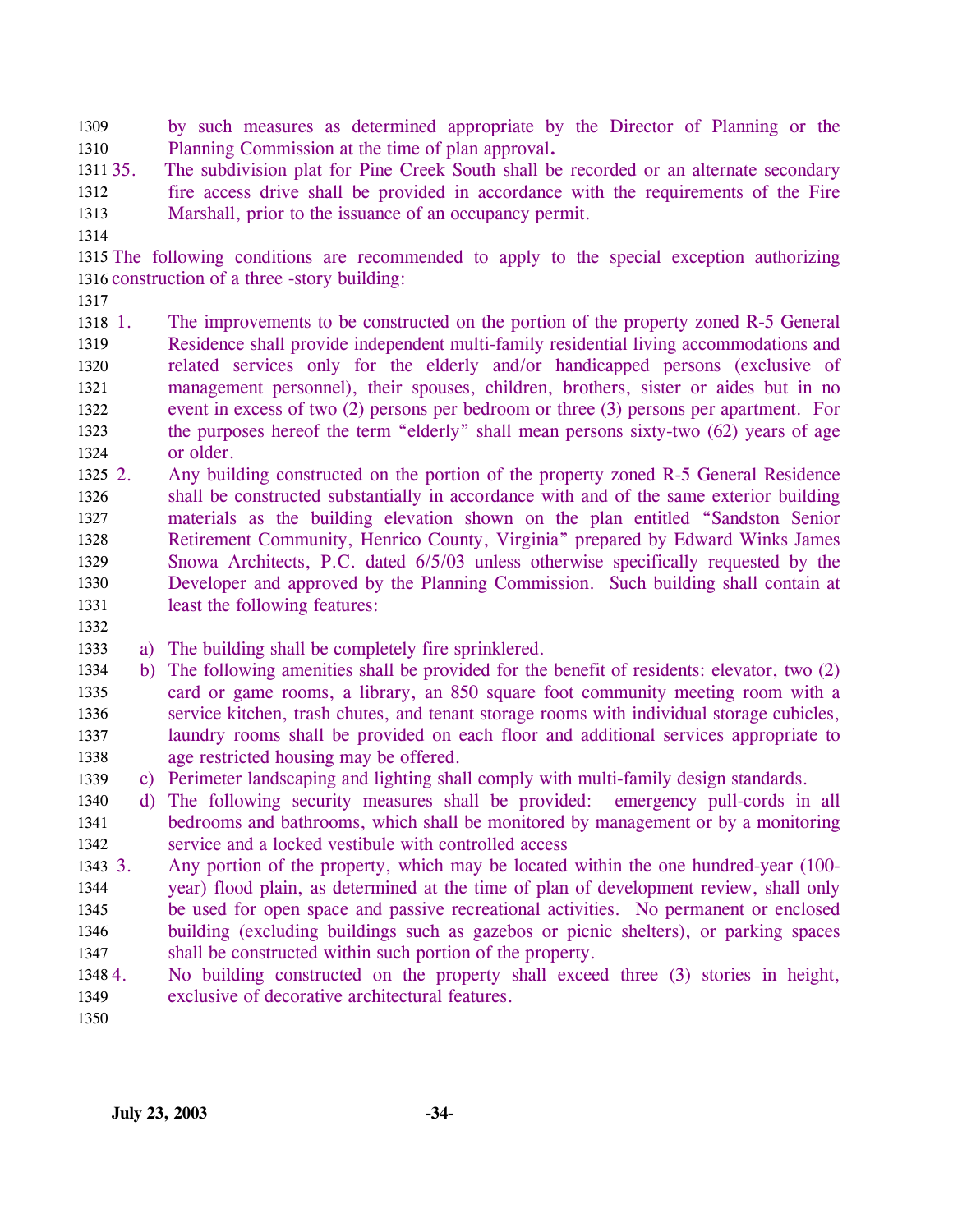by such measures as determined appropriate by the Director of Planning or the Planning Commission at the time of plan approval**.**

35. The subdivision plat for Pine Creek South shall be recorded or an alternate secondary fire access drive shall be provided in accordance with the requirements of the Fire Marshall, prior to the issuance of an occupancy permit.

The following conditions are recommended to apply to the special exception authorizing construction of a three -story building:

1. The improvements to be constructed on the portion of the property zoned R-5 General Residence shall provide independent multi-family residential living accommodations and related services only for the elderly and/or handicapped persons (exclusive of management personnel), their spouses, children, brothers, sister or aides but in no event in excess of two (2) persons per bedroom or three (3) persons per apartment. For the purposes hereof the term "elderly" shall mean persons sixty-two (62) years of age or older.
2. Any building constructed on the portion of the property zoned R-5 General Residence shall be constructed substantially in accordance with and of the same exterior building materials as the building elevation shown on the plan entitled "Sandston Senior Retirement Community, Henrico County, Virginia" prepared by Edward Winks James Snowa Architects, P.C. dated 6/5/03 unless otherwise specifically requested by the Developer and approved by the Planning Commission. Such building shall contain at least the following features:

   a) The building shall be completely fire sprinklered.
   b) The following amenities shall be provided for the benefit of residents: elevator, two (2) card or game rooms, a library, an 850 square foot community meeting room with a service kitchen, trash chutes, and tenant storage rooms with individual storage cubicles, laundry rooms shall be provided on each floor and additional services appropriate to age restricted housing may be offered.
   c) Perimeter landscaping and lighting shall comply with multi-family design standards.
   d) The following security measures shall be provided: emergency pull-cords in all bedrooms and bathrooms, which shall be monitored by management or by a monitoring service and a locked vestibule with controlled access
3. Any portion of the property, which may be located within the one hundred-year (100-year) flood plain, as determined at the time of plan of development review, shall only be used for open space and passive recreational activities. No permanent or enclosed building (excluding buildings such as gazebos or picnic shelters), or parking spaces shall be constructed within such portion of the property.
4. No building constructed on the property shall exceed three (3) stories in height, exclusive of decorative architectural features.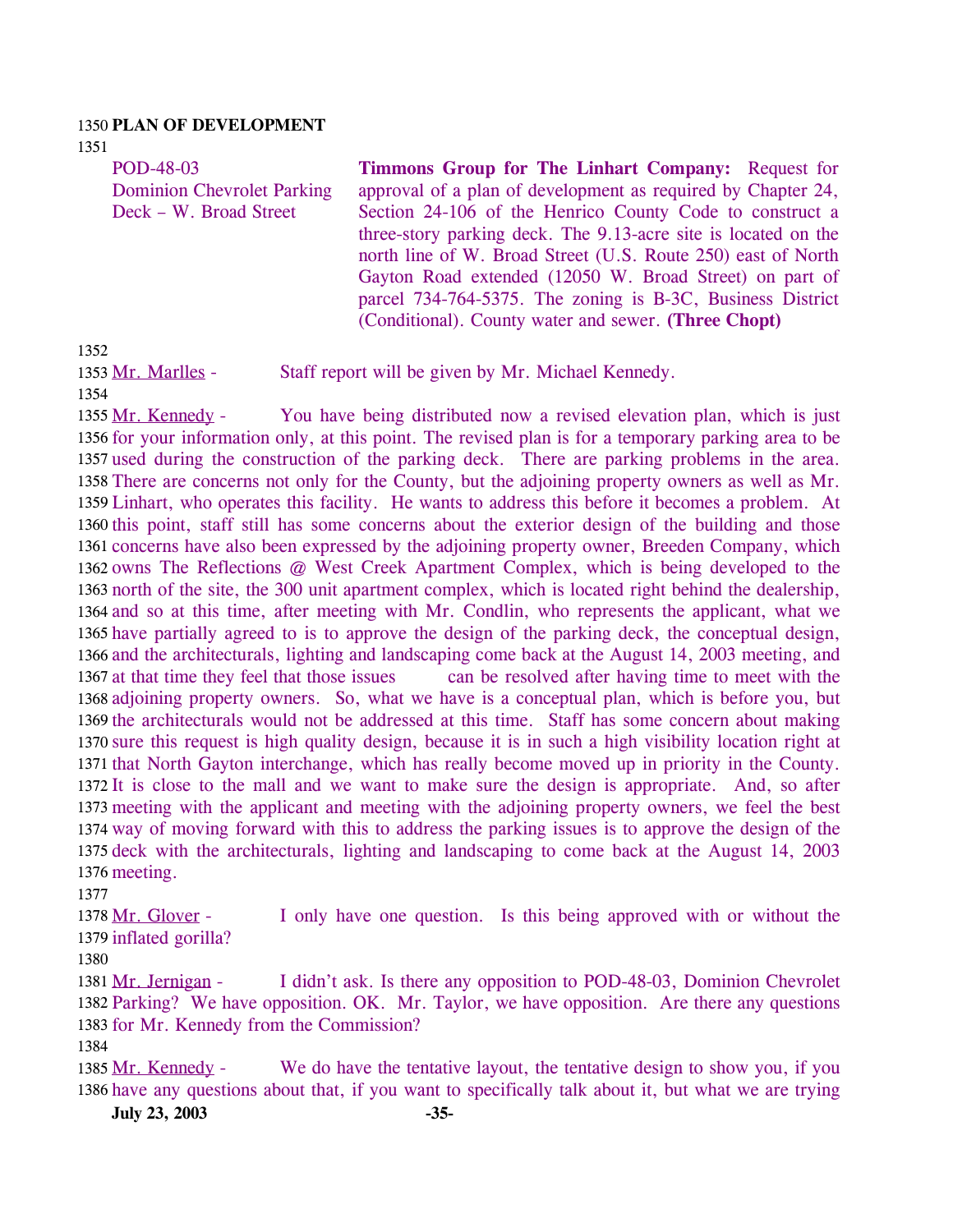**PLAN OF DEVELOPMENT**

POD-48-03
Dominion Chevrolet Parking Deck – W. Broad Street

**Timmons Group for The Linhart Company:** Request for approval of a plan of development as required by Chapter 24, Section 24-106 of the Henrico County Code to construct a three-story parking deck. The 9.13-acre site is located on the north line of W. Broad Street (U.S. Route 250) east of North Gayton Road extended (12050 W. Broad Street) on part of parcel 734-764-5375. The zoning is B-3C, Business District (Conditional). County water and sewer. **(Three Chopt)**

Mr. Marlles - Staff report will be given by Mr. Michael Kennedy.

Mr. Kennedy - You have being distributed now a revised elevation plan, which is just for your information only, at this point. The revised plan is for a temporary parking area to be used during the construction of the parking deck. There are parking problems in the area. There are concerns not only for the County, but the adjoining property owners as well as Mr. Linhart, who operates this facility. He wants to address this before it becomes a problem. At this point, staff still has some concerns about the exterior design of the building and those concerns have also been expressed by the adjoining property owner, Breeden Company, which owns The Reflections @ West Creek Apartment Complex, which is being developed to the north of the site, the 300 unit apartment complex, which is located right behind the dealership, and so at this time, after meeting with Mr. Condlin, who represents the applicant, what we have partially agreed to is to approve the design of the parking deck, the conceptual design, and the architecturals, lighting and landscaping come back at the August 14, 2003 meeting, and at that time they feel that those issues can be resolved after having time to meet with the adjoining property owners. So, what we have is a conceptual plan, which is before you, but the architecturals would not be addressed at this time. Staff has some concern about making sure this request is high quality design, because it is in such a high visibility location right at that North Gayton interchange, which has really become moved up in priority in the County. It is close to the mall and we want to make sure the design is appropriate. And, so after meeting with the applicant and meeting with the adjoining property owners, we feel the best way of moving forward with this to address the parking issues is to approve the design of the deck with the architecturals, lighting and landscaping to come back at the August 14, 2003 meeting.

Mr. Glover - I only have one question. Is this being approved with or without the inflated gorilla?

Mr. Jernigan - I didn't ask. Is there any opposition to POD-48-03, Dominion Chevrolet Parking? We have opposition. OK. Mr. Taylor, we have opposition. Are there any questions for Mr. Kennedy from the Commission?

Mr. Kennedy - We do have the tentative layout, the tentative design to show you, if you have any questions about that, if you want to specifically talk about it, but what we are trying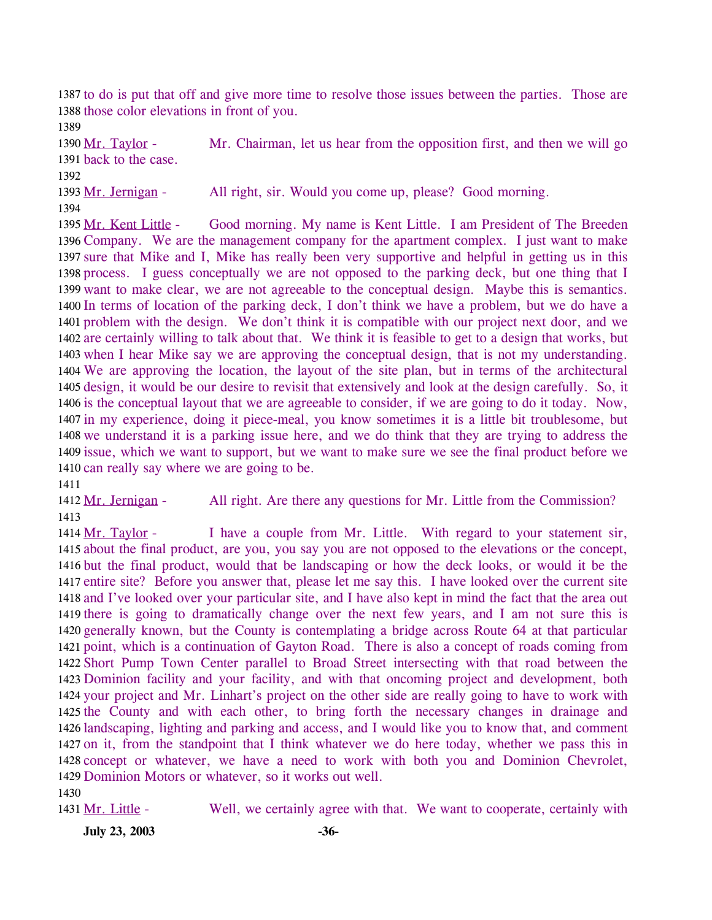1387 to do is put that off and give more time to resolve those issues between the parties. Those are
1388 those color elevations in front of you.
1389
1390 Mr. Taylor - Mr. Chairman, let us hear from the opposition first, and then we will go
1391 back to the case.
1392
1393 Mr. Jernigan - All right, sir. Would you come up, please? Good morning.
1394
1395 Mr. Kent Little - Good morning. My name is Kent Little. I am President of The Breeden
1396 Company. We are the management company for the apartment complex. I just want to make
1397 sure that Mike and I, Mike has really been very supportive and helpful in getting us in this
1398 process. I guess conceptually we are not opposed to the parking deck, but one thing that I
1399 want to make clear, we are not agreeable to the conceptual design. Maybe this is semantics.
1400 In terms of location of the parking deck, I don't think we have a problem, but we do have a
1401 problem with the design. We don't think it is compatible with our project next door, and we
1402 are certainly willing to talk about that. We think it is feasible to get to a design that works, but
1403 when I hear Mike say we are approving the conceptual design, that is not my understanding.
1404 We are approving the location, the layout of the site plan, but in terms of the architectural
1405 design, it would be our desire to revisit that extensively and look at the design carefully. So, it
1406 is the conceptual layout that we are agreeable to consider, if we are going to do it today. Now,
1407 in my experience, doing it piece-meal, you know sometimes it is a little bit troublesome, but
1408 we understand it is a parking issue here, and we do think that they are trying to address the
1409 issue, which we want to support, but we want to make sure we see the final product before we
1410 can really say where we are going to be.
1411
1412 Mr. Jernigan - All right. Are there any questions for Mr. Little from the Commission?
1413
1414 Mr. Taylor - I have a couple from Mr. Little. With regard to your statement sir,
1415 about the final product, are you, you say you are not opposed to the elevations or the concept,
1416 but the final product, would that be landscaping or how the deck looks, or would it be the
1417 entire site? Before you answer that, please let me say this. I have looked over the current site
1418 and I've looked over your particular site, and I have also kept in mind the fact that the area out
1419 there is going to dramatically change over the next few years, and I am not sure this is
1420 generally known, but the County is contemplating a bridge across Route 64 at that particular
1421 point, which is a continuation of Gayton Road. There is also a concept of roads coming from
1422 Short Pump Town Center parallel to Broad Street intersecting with that road between the
1423 Dominion facility and your facility, and with that oncoming project and development, both
1424 your project and Mr. Linhart's project on the other side are really going to have to work with
1425 the County and with each other, to bring forth the necessary changes in drainage and
1426 landscaping, lighting and parking and access, and I would like you to know that, and comment
1427 on it, from the standpoint that I think whatever we do here today, whether we pass this in
1428 concept or whatever, we have a need to work with both you and Dominion Chevrolet,
1429 Dominion Motors or whatever, so it works out well.
1430
1431 Mr. Little - Well, we certainly agree with that. We want to cooperate, certainly with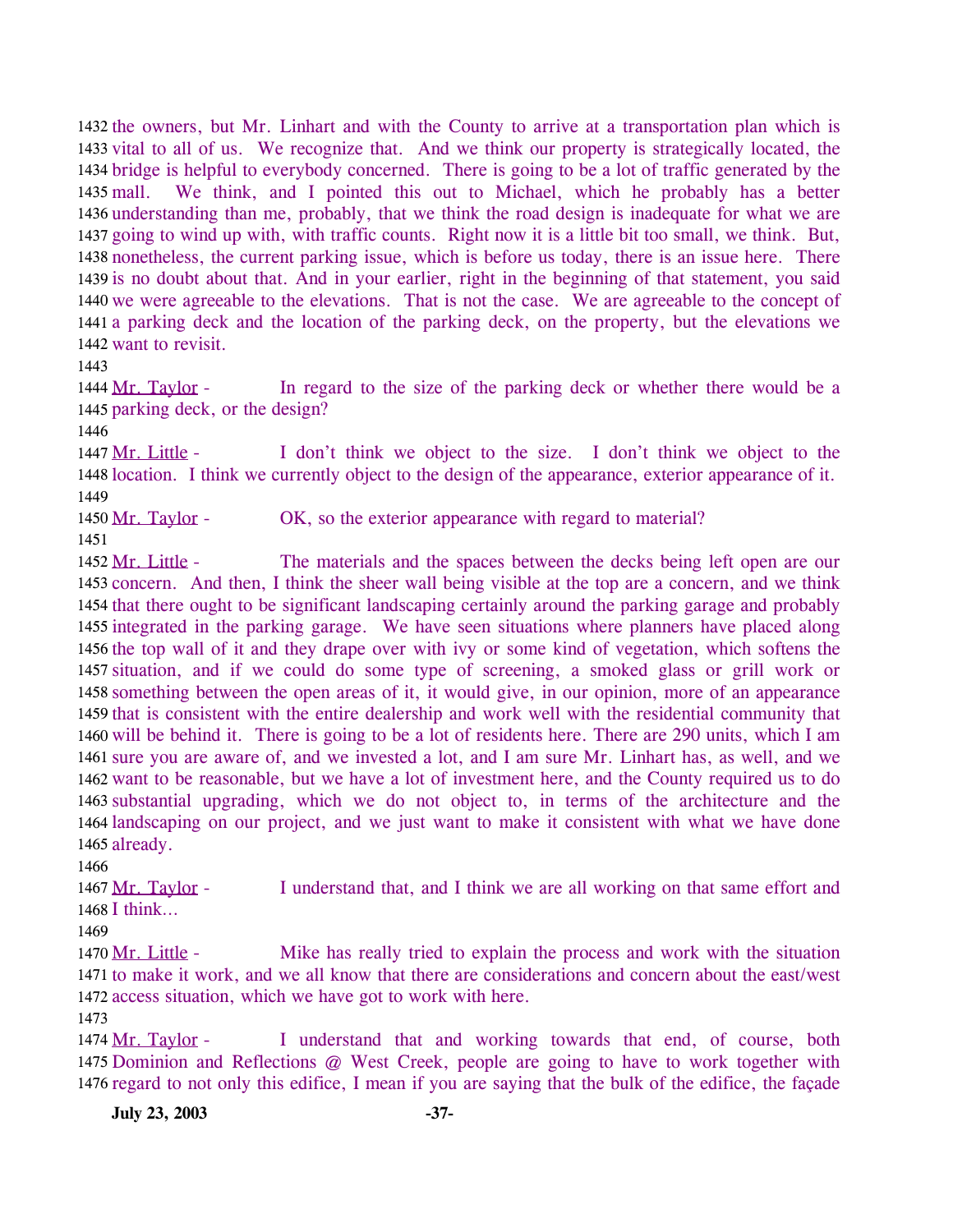1432 the owners, but Mr. Linhart and with the County to arrive at a transportation plan which is
1433 vital to all of us. We recognize that. And we think our property is strategically located, the
1434 bridge is helpful to everybody concerned. There is going to be a lot of traffic generated by the
1435 mall. We think, and I pointed this out to Michael, which he probably has a better
1436 understanding than me, probably, that we think the road design is inadequate for what we are
1437 going to wind up with, with traffic counts. Right now it is a little bit too small, we think. But,
1438 nonetheless, the current parking issue, which is before us today, there is an issue here. There
1439 is no doubt about that. And in your earlier, right in the beginning of that statement, you said
1440 we were agreeable to the elevations. That is not the case. We are agreeable to the concept of
1441 a parking deck and the location of the parking deck, on the property, but the elevations we
1442 want to revisit.

1443

1444 Mr. Taylor - In regard to the size of the parking deck or whether there would be a
1445 parking deck, or the design?

1446

1447 Mr. Little - I don't think we object to the size. I don't think we object to the
1448 location. I think we currently object to the design of the appearance, exterior appearance of it.

1449

1450 Mr. Taylor - OK, so the exterior appearance with regard to material?

1451

1452 Mr. Little - The materials and the spaces between the decks being left open are our
1453 concern. And then, I think the sheer wall being visible at the top are a concern, and we think
1454 that there ought to be significant landscaping certainly around the parking garage and probably
1455 integrated in the parking garage. We have seen situations where planners have placed along
1456 the top wall of it and they drape over with ivy or some kind of vegetation, which softens the
1457 situation, and if we could do some type of screening, a smoked glass or grill work or
1458 something between the open areas of it, it would give, in our opinion, more of an appearance
1459 that is consistent with the entire dealership and work well with the residential community that
1460 will be behind it. There is going to be a lot of residents here. There are 290 units, which I am
1461 sure you are aware of, and we invested a lot, and I am sure Mr. Linhart has, as well, and we
1462 want to be reasonable, but we have a lot of investment here, and the County required us to do
1463 substantial upgrading, which we do not object to, in terms of the architecture and the
1464 landscaping on our project, and we just want to make it consistent with what we have done
1465 already.

1466

1467 Mr. Taylor - I understand that, and I think we are all working on that same effort and
1468 I think…

1469

1470 Mr. Little - Mike has really tried to explain the process and work with the situation
1471 to make it work, and we all know that there are considerations and concern about the east/west
1472 access situation, which we have got to work with here.

1473

1474 Mr. Taylor - I understand that and working towards that end, of course, both
1475 Dominion and Reflections @ West Creek, people are going to have to work together with
1476 regard to not only this edifice, I mean if you are saying that the bulk of the edifice, the façade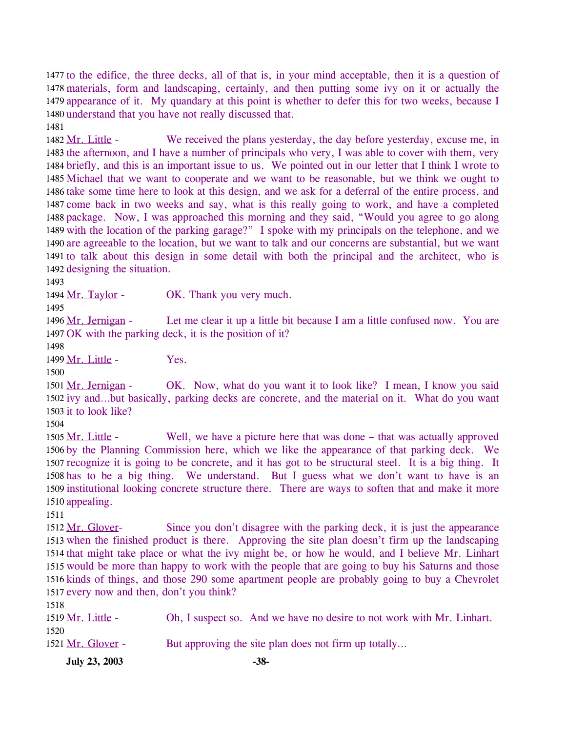to the edifice, the three decks, all of that is, in your mind acceptable, then it is a question of materials, form and landscaping, certainly, and then putting some ivy on it or actually the appearance of it. My quandary at this point is whether to defer this for two weeks, because I understand that you have not really discussed that.

Mr. Little - We received the plans yesterday, the day before yesterday, excuse me, in the afternoon, and I have a number of principals who very, I was able to cover with them, very briefly, and this is an important issue to us. We pointed out in our letter that I think I wrote to Michael that we want to cooperate and we want to be reasonable, but we think we ought to take some time here to look at this design, and we ask for a deferral of the entire process, and come back in two weeks and say, what is this really going to work, and have a completed package. Now, I was approached this morning and they said, "Would you agree to go along with the location of the parking garage?" I spoke with my principals on the telephone, and we are agreeable to the location, but we want to talk and our concerns are substantial, but we want to talk about this design in some detail with both the principal and the architect, who is designing the situation.

Mr. Taylor - OK. Thank you very much.

Mr. Jernigan - Let me clear it up a little bit because I am a little confused now. You are OK with the parking deck, it is the position of it?

Mr. Little - Yes.

Mr. Jernigan - OK. Now, what do you want it to look like? I mean, I know you said ivy and…but basically, parking decks are concrete, and the material on it. What do you want it to look like?

Mr. Little - Well, we have a picture here that was done – that was actually approved by the Planning Commission here, which we like the appearance of that parking deck. We recognize it is going to be concrete, and it has got to be structural steel. It is a big thing. It has to be a big thing. We understand. But I guess what we don't want to have is an institutional looking concrete structure there. There are ways to soften that and make it more appealing.

Mr. Glover- Since you don't disagree with the parking deck, it is just the appearance when the finished product is there. Approving the site plan doesn't firm up the landscaping that might take place or what the ivy might be, or how he would, and I believe Mr. Linhart would be more than happy to work with the people that are going to buy his Saturns and those kinds of things, and those 290 some apartment people are probably going to buy a Chevrolet every now and then, don't you think?

Mr. Little - Oh, I suspect so. And we have no desire to not work with Mr. Linhart.

Mr. Glover - But approving the site plan does not firm up totally…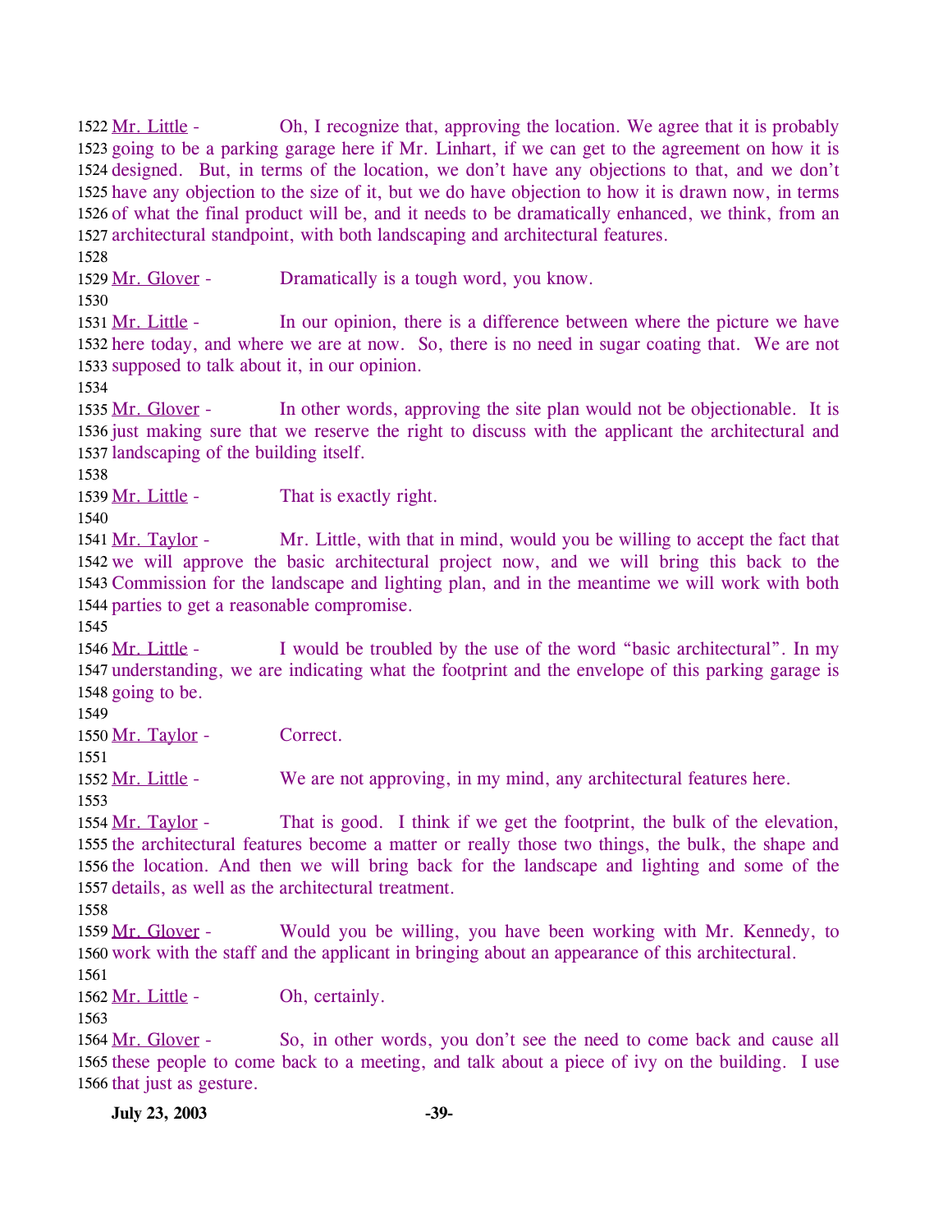1522 Mr. Little - Oh, I recognize that, approving the location. We agree that it is probably
1523 going to be a parking garage here if Mr. Linhart, if we can get to the agreement on how it is
1524 designed. But, in terms of the location, we don't have any objections to that, and we don't
1525 have any objection to the size of it, but we do have objection to how it is drawn now, in terms
1526 of what the final product will be, and it needs to be dramatically enhanced, we think, from an
1527 architectural standpoint, with both landscaping and architectural features.
1528
1529 Mr. Glover - Dramatically is a tough word, you know.
1530
1531 Mr. Little - In our opinion, there is a difference between where the picture we have
1532 here today, and where we are at now. So, there is no need in sugar coating that. We are not
1533 supposed to talk about it, in our opinion.
1534
1535 Mr. Glover - In other words, approving the site plan would not be objectionable. It is
1536 just making sure that we reserve the right to discuss with the applicant the architectural and
1537 landscaping of the building itself.
1538
1539 Mr. Little - That is exactly right.
1540
1541 Mr. Taylor - Mr. Little, with that in mind, would you be willing to accept the fact that
1542 we will approve the basic architectural project now, and we will bring this back to the
1543 Commission for the landscape and lighting plan, and in the meantime we will work with both
1544 parties to get a reasonable compromise.
1545
1546 Mr. Little - I would be troubled by the use of the word "basic architectural". In my
1547 understanding, we are indicating what the footprint and the envelope of this parking garage is
1548 going to be.
1549
1550 Mr. Taylor - Correct.
1551
1552 Mr. Little - We are not approving, in my mind, any architectural features here.
1553
1554 Mr. Taylor - That is good. I think if we get the footprint, the bulk of the elevation,
1555 the architectural features become a matter or really those two things, the bulk, the shape and
1556 the location. And then we will bring back for the landscape and lighting and some of the
1557 details, as well as the architectural treatment.
1558
1559 Mr. Glover - Would you be willing, you have been working with Mr. Kennedy, to
1560 work with the staff and the applicant in bringing about an appearance of this architectural.
1561
1562 Mr. Little - Oh, certainly.
1563
1564 Mr. Glover - So, in other words, you don't see the need to come back and cause all
1565 these people to come back to a meeting, and talk about a piece of ivy on the building. I use
1566 that just as gesture.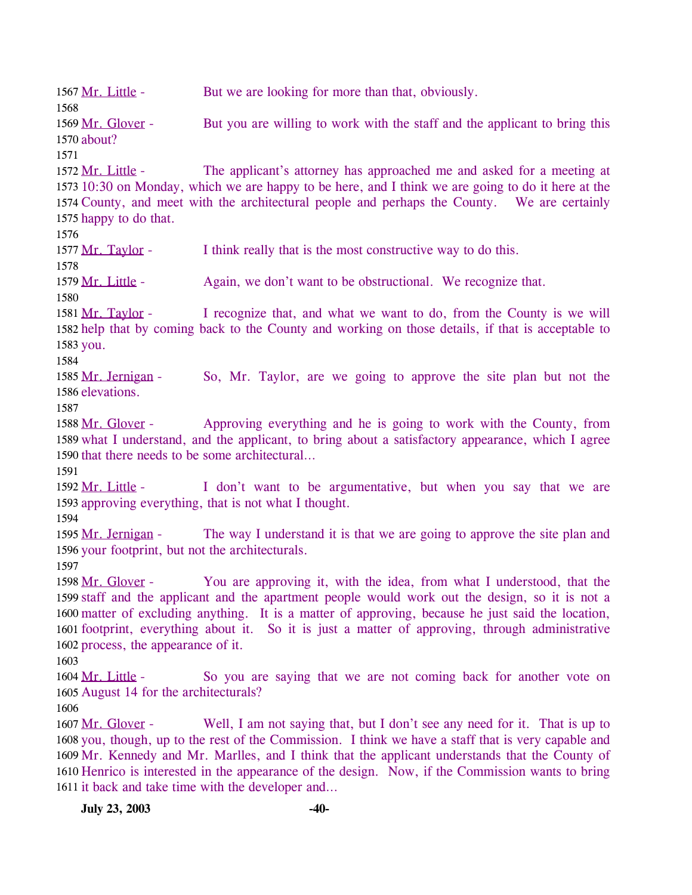1567 Mr. Little - But we are looking for more than that, obviously.

1568

1569 Mr. Glover - But you are willing to work with the staff and the applicant to bring this
1570 about?

1571

1572 Mr. Little - The applicant's attorney has approached me and asked for a meeting at
1573 10:30 on Monday, which we are happy to be here, and I think we are going to do it here at the
1574 County, and meet with the architectural people and perhaps the County. We are certainly
1575 happy to do that.

1576

1577 Mr. Taylor - I think really that is the most constructive way to do this.

1578

1579 Mr. Little - Again, we don't want to be obstructional. We recognize that.

1580

1581 Mr. Taylor - I recognize that, and what we want to do, from the County is we will
1582 help that by coming back to the County and working on those details, if that is acceptable to
1583 you.

1584

1585 Mr. Jernigan - So, Mr. Taylor, are we going to approve the site plan but not the
1586 elevations.

1587

1588 Mr. Glover - Approving everything and he is going to work with the County, from
1589 what I understand, and the applicant, to bring about a satisfactory appearance, which I agree
1590 that there needs to be some architectural…

1591

1592 Mr. Little - I don't want to be argumentative, but when you say that we are
1593 approving everything, that is not what I thought.

1594

1595 Mr. Jernigan - The way I understand it is that we are going to approve the site plan and
1596 your footprint, but not the architecturals.

1597

1598 Mr. Glover - You are approving it, with the idea, from what I understood, that the
1599 staff and the applicant and the apartment people would work out the design, so it is not a
1600 matter of excluding anything. It is a matter of approving, because he just said the location,
1601 footprint, everything about it. So it is just a matter of approving, through administrative
1602 process, the appearance of it.

1603

1604 Mr. Little - So you are saying that we are not coming back for another vote on
1605 August 14 for the architecturals?

1606

1607 Mr. Glover - Well, I am not saying that, but I don't see any need for it. That is up to
1608 you, though, up to the rest of the Commission. I think we have a staff that is very capable and
1609 Mr. Kennedy and Mr. Marlles, and I think that the applicant understands that the County of
1610 Henrico is interested in the appearance of the design. Now, if the Commission wants to bring
1611 it back and take time with the developer and…

**July 23, 2003**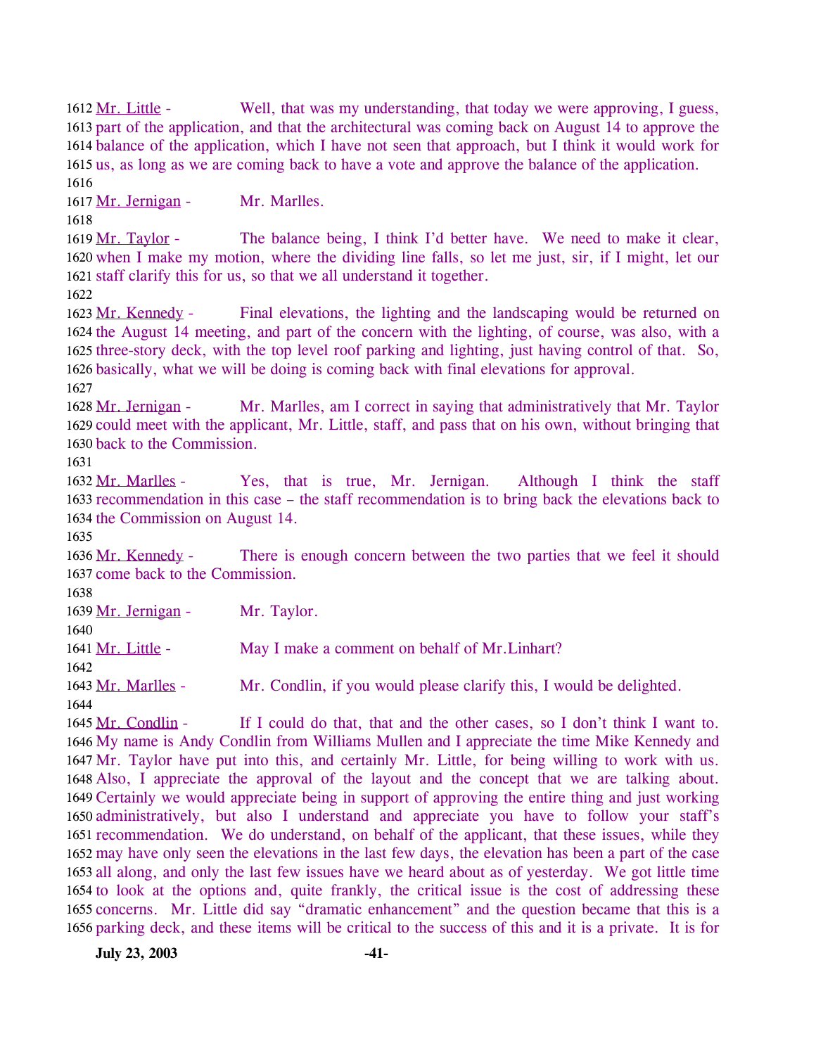1612 Mr. Little - Well, that was my understanding, that today we were approving, I guess, 1613 part of the application, and that the architectural was coming back on August 14 to approve the 1614 balance of the application, which I have not seen that approach, but I think it would work for 1615 us, as long as we are coming back to have a vote and approve the balance of the application.

1616

1617 Mr. Jernigan - Mr. Marlles.

1618

1619 Mr. Taylor - The balance being, I think I'd better have. We need to make it clear, 1620 when I make my motion, where the dividing line falls, so let me just, sir, if I might, let our 1621 staff clarify this for us, so that we all understand it together.

1622

1623 Mr. Kennedy - Final elevations, the lighting and the landscaping would be returned on 1624 the August 14 meeting, and part of the concern with the lighting, of course, was also, with a 1625 three-story deck, with the top level roof parking and lighting, just having control of that. So, 1626 basically, what we will be doing is coming back with final elevations for approval.

1627

1628 Mr. Jernigan - Mr. Marlles, am I correct in saying that administratively that Mr. Taylor 1629 could meet with the applicant, Mr. Little, staff, and pass that on his own, without bringing that 1630 back to the Commission.

1631

1632 Mr. Marlles - Yes, that is true, Mr. Jernigan. Although I think the staff 1633 recommendation in this case – the staff recommendation is to bring back the elevations back to 1634 the Commission on August 14.

1635

1636 Mr. Kennedy - There is enough concern between the two parties that we feel it should 1637 come back to the Commission.

1638

1639 Mr. Jernigan - Mr. Taylor.

1640

1641 Mr. Little - May I make a comment on behalf of Mr.Linhart?

1642

1643 Mr. Marlles - Mr. Condlin, if you would please clarify this, I would be delighted.

1644

1645 Mr. Condlin - If I could do that, that and the other cases, so I don't think I want to. 1646 My name is Andy Condlin from Williams Mullen and I appreciate the time Mike Kennedy and 1647 Mr. Taylor have put into this, and certainly Mr. Little, for being willing to work with us. 1648 Also, I appreciate the approval of the layout and the concept that we are talking about. 1649 Certainly we would appreciate being in support of approving the entire thing and just working 1650 administratively, but also I understand and appreciate you have to follow your staff's 1651 recommendation. We do understand, on behalf of the applicant, that these issues, while they 1652 may have only seen the elevations in the last few days, the elevation has been a part of the case 1653 all along, and only the last few issues have we heard about as of yesterday. We got little time 1654 to look at the options and, quite frankly, the critical issue is the cost of addressing these 1655 concerns. Mr. Little did say "dramatic enhancement" and the question became that this is a 1656 parking deck, and these items will be critical to the success of this and it is a private. It is for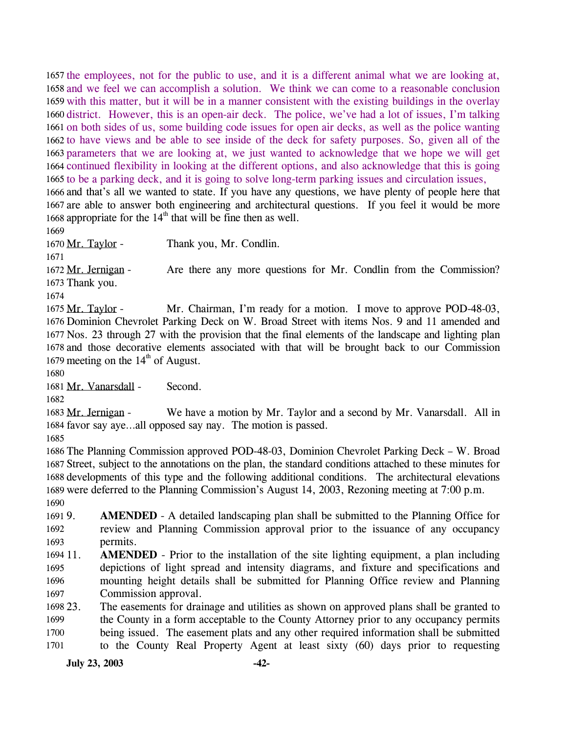the employees, not for the public to use, and it is a different animal what we are looking at, and we feel we can accomplish a solution. We think we can come to a reasonable conclusion with this matter, but it will be in a manner consistent with the existing buildings in the overlay district. However, this is an open-air deck. The police, we've had a lot of issues, I'm talking on both sides of us, some building code issues for open air decks, as well as the police wanting to have views and be able to see inside of the deck for safety purposes. So, given all of the parameters that we are looking at, we just wanted to acknowledge that we hope we will get continued flexibility in looking at the different options, and also acknowledge that this is going to be a parking deck, and it is going to solve long-term parking issues and circulation issues, and that's all we wanted to state. If you have any questions, we have plenty of people here that are able to answer both engineering and architectural questions. If you feel it would be more appropriate for the 14th that will be fine then as well.

Mr. Taylor - Thank you, Mr. Condlin.

Mr. Jernigan - Are there any more questions for Mr. Condlin from the Commission? Thank you.

Mr. Taylor - Mr. Chairman, I'm ready for a motion. I move to approve POD-48-03, Dominion Chevrolet Parking Deck on W. Broad Street with items Nos. 9 and 11 amended and Nos. 23 through 27 with the provision that the final elements of the landscape and lighting plan and those decorative elements associated with that will be brought back to our Commission meeting on the 14th of August.

Mr. Vanarsdall - Second.

Mr. Jernigan - We have a motion by Mr. Taylor and a second by Mr. Vanarsdall. All in favor say aye…all opposed say nay. The motion is passed.

The Planning Commission approved POD-48-03, Dominion Chevrolet Parking Deck – W. Broad Street, subject to the annotations on the plan, the standard conditions attached to these minutes for developments of this type and the following additional conditions. The architectural elevations were deferred to the Planning Commission's August 14, 2003, Rezoning meeting at 7:00 p.m.

9. **AMENDED** - A detailed landscaping plan shall be submitted to the Planning Office for review and Planning Commission approval prior to the issuance of any occupancy permits.
11. **AMENDED** - Prior to the installation of the site lighting equipment, a plan including depictions of light spread and intensity diagrams, and fixture and specifications and mounting height details shall be submitted for Planning Office review and Planning Commission approval.
23. The easements for drainage and utilities as shown on approved plans shall be granted to the County in a form acceptable to the County Attorney prior to any occupancy permits being issued. The easement plats and any other required information shall be submitted to the County Real Property Agent at least sixty (60) days prior to requesting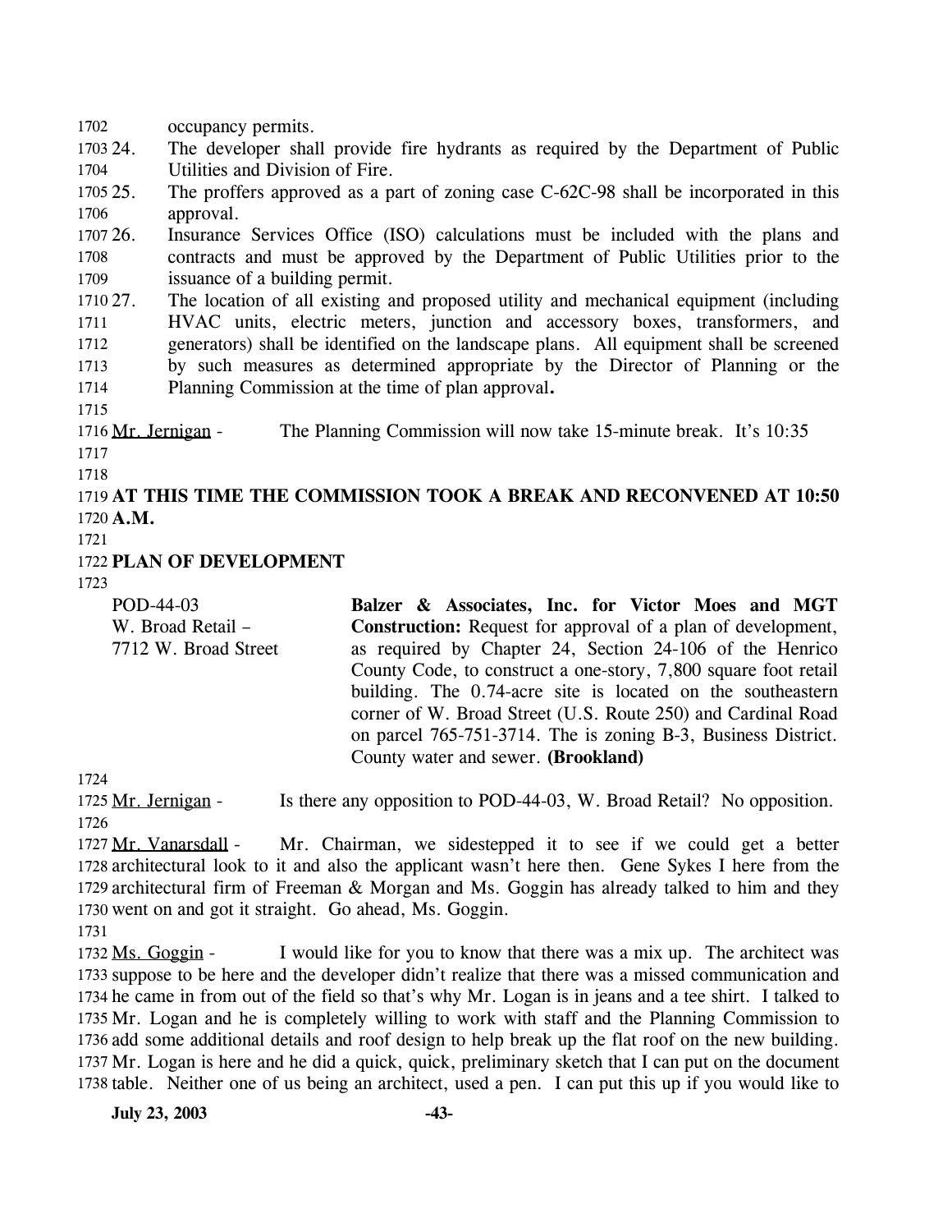occupancy permits.

24. The developer shall provide fire hydrants as required by the Department of Public Utilities and Division of Fire.
25. The proffers approved as a part of zoning case C-62C-98 shall be incorporated in this approval.
26. Insurance Services Office (ISO) calculations must be included with the plans and contracts and must be approved by the Department of Public Utilities prior to the issuance of a building permit.
27. The location of all existing and proposed utility and mechanical equipment (including HVAC units, electric meters, junction and accessory boxes, transformers, and generators) shall be identified on the landscape plans. All equipment shall be screened by such measures as determined appropriate by the Director of Planning or the Planning Commission at the time of plan approval**.**

Mr. Jernigan - The Planning Commission will now take 15-minute break. It's 10:35

**AT THIS TIME THE COMMISSION TOOK A BREAK AND RECONVENED AT 10:50 A.M.**

**PLAN OF DEVELOPMENT**

| | |
|---|---|
| POD-44-03<br>W. Broad Retail –<br>7712 W. Broad Street | **Balzer & Associates, Inc. for Victor Moes and MGT Construction:** Request for approval of a plan of development, as required by Chapter 24, Section 24-106 of the Henrico County Code, to construct a one-story, 7,800 square foot retail building. The 0.74-acre site is located on the southeastern corner of W. Broad Street (U.S. Route 250) and Cardinal Road on parcel 765-751-3714. The is zoning B-3, Business District. County water and sewer. **(Brookland)** |

Mr. Jernigan - Is there any opposition to POD-44-03, W. Broad Retail? No opposition.

Mr. Vanarsdall - Mr. Chairman, we sidestepped it to see if we could get a better architectural look to it and also the applicant wasn't here then. Gene Sykes I here from the architectural firm of Freeman & Morgan and Ms. Goggin has already talked to him and they went on and got it straight. Go ahead, Ms. Goggin.

Ms. Goggin - I would like for you to know that there was a mix up. The architect was suppose to be here and the developer didn't realize that there was a missed communication and he came in from out of the field so that's why Mr. Logan is in jeans and a tee shirt. I talked to Mr. Logan and he is completely willing to work with staff and the Planning Commission to add some additional details and roof design to help break up the flat roof on the new building. Mr. Logan is here and he did a quick, quick, preliminary sketch that I can put on the document table. Neither one of us being an architect, used a pen. I can put this up if you would like to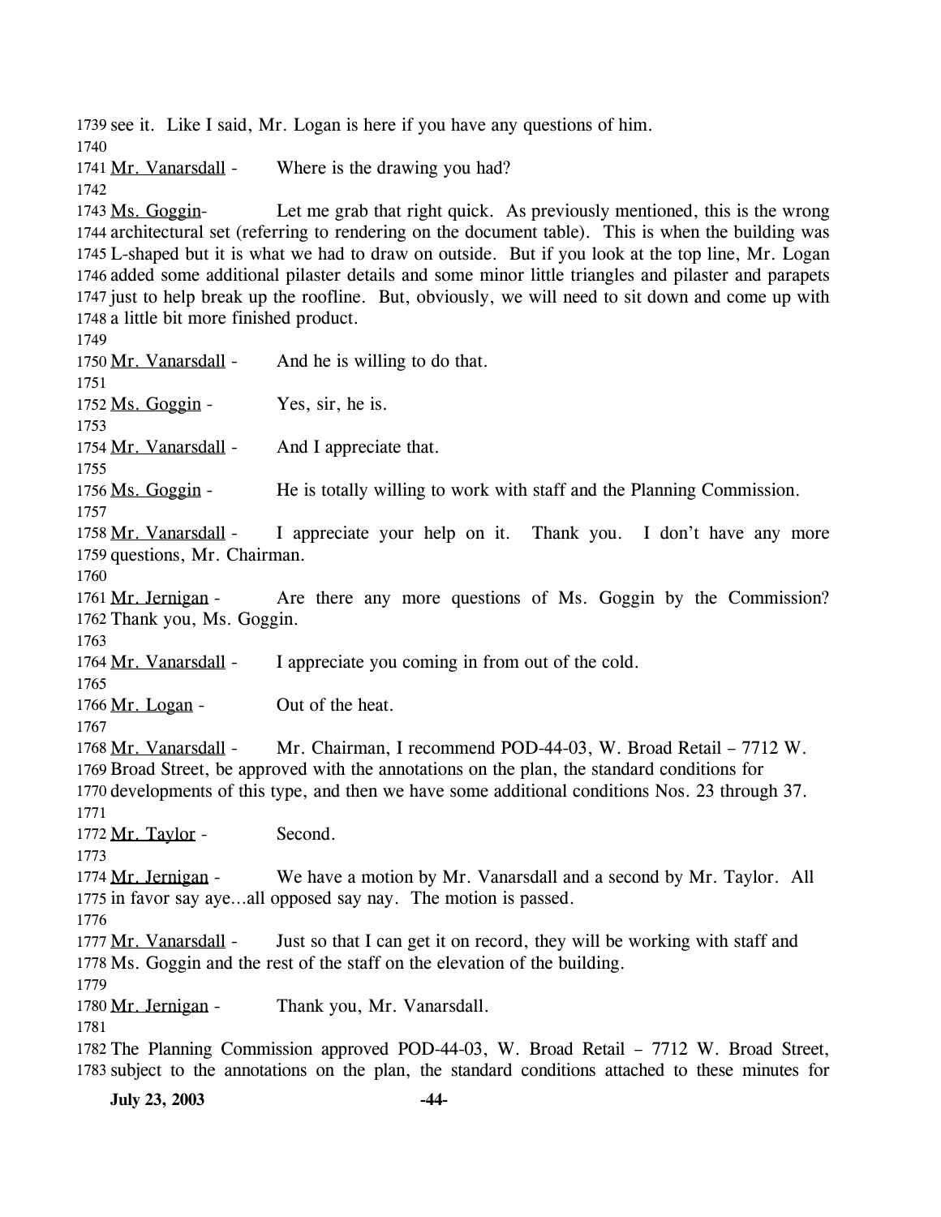see it. Like I said, Mr. Logan is here if you have any questions of him.

Mr. Vanarsdall - Where is the drawing you had?

Ms. Goggin- Let me grab that right quick. As previously mentioned, this is the wrong architectural set (referring to rendering on the document table). This is when the building was L-shaped but it is what we had to draw on outside. But if you look at the top line, Mr. Logan added some additional pilaster details and some minor little triangles and pilaster and parapets just to help break up the roofline. But, obviously, we will need to sit down and come up with a little bit more finished product.

Mr. Vanarsdall - And he is willing to do that.

Ms. Goggin - Yes, sir, he is.

Mr. Vanarsdall - And I appreciate that.

Ms. Goggin - He is totally willing to work with staff and the Planning Commission.

Mr. Vanarsdall - I appreciate your help on it. Thank you. I don't have any more questions, Mr. Chairman.

Mr. Jernigan - Are there any more questions of Ms. Goggin by the Commission? Thank you, Ms. Goggin.

Mr. Vanarsdall - I appreciate you coming in from out of the cold.

Mr. Logan - Out of the heat.

Mr. Vanarsdall - Mr. Chairman, I recommend POD-44-03, W. Broad Retail – 7712 W. Broad Street, be approved with the annotations on the plan, the standard conditions for developments of this type, and then we have some additional conditions Nos. 23 through 37.

Mr. Taylor - Second.

Mr. Jernigan - We have a motion by Mr. Vanarsdall and a second by Mr. Taylor. All in favor say aye…all opposed say nay. The motion is passed.

Mr. Vanarsdall - Just so that I can get it on record, they will be working with staff and Ms. Goggin and the rest of the staff on the elevation of the building.

Mr. Jernigan - Thank you, Mr. Vanarsdall.

The Planning Commission approved POD-44-03, W. Broad Retail – 7712 W. Broad Street, subject to the annotations on the plan, the standard conditions attached to these minutes for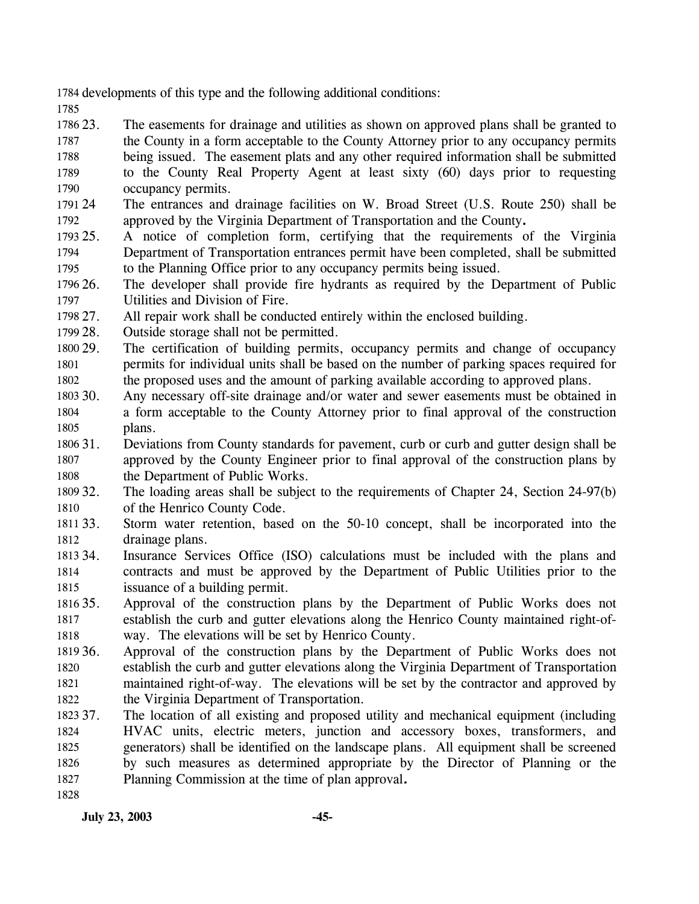developments of this type and the following additional conditions:

23. The easements for drainage and utilities as shown on approved plans shall be granted to the County in a form acceptable to the County Attorney prior to any occupancy permits being issued. The easement plats and any other required information shall be submitted to the County Real Property Agent at least sixty (60) days prior to requesting occupancy permits.
24 The entrances and drainage facilities on W. Broad Street (U.S. Route 250) shall be approved by the Virginia Department of Transportation and the County**.**
25. A notice of completion form, certifying that the requirements of the Virginia Department of Transportation entrances permit have been completed, shall be submitted to the Planning Office prior to any occupancy permits being issued.
26. The developer shall provide fire hydrants as required by the Department of Public Utilities and Division of Fire.
27. All repair work shall be conducted entirely within the enclosed building.
28. Outside storage shall not be permitted.
29. The certification of building permits, occupancy permits and change of occupancy permits for individual units shall be based on the number of parking spaces required for the proposed uses and the amount of parking available according to approved plans.
30. Any necessary off-site drainage and/or water and sewer easements must be obtained in a form acceptable to the County Attorney prior to final approval of the construction plans.
31. Deviations from County standards for pavement, curb or curb and gutter design shall be approved by the County Engineer prior to final approval of the construction plans by the Department of Public Works.
32. The loading areas shall be subject to the requirements of Chapter 24, Section 24-97(b) of the Henrico County Code.
33. Storm water retention, based on the 50-10 concept, shall be incorporated into the drainage plans.
34. Insurance Services Office (ISO) calculations must be included with the plans and contracts and must be approved by the Department of Public Utilities prior to the issuance of a building permit.
35. Approval of the construction plans by the Department of Public Works does not establish the curb and gutter elevations along the Henrico County maintained right-of-way. The elevations will be set by Henrico County.
36. Approval of the construction plans by the Department of Public Works does not establish the curb and gutter elevations along the Virginia Department of Transportation maintained right-of-way. The elevations will be set by the contractor and approved by the Virginia Department of Transportation.
37. The location of all existing and proposed utility and mechanical equipment (including HVAC units, electric meters, junction and accessory boxes, transformers, and generators) shall be identified on the landscape plans. All equipment shall be screened by such measures as determined appropriate by the Director of Planning or the Planning Commission at the time of plan approval**.**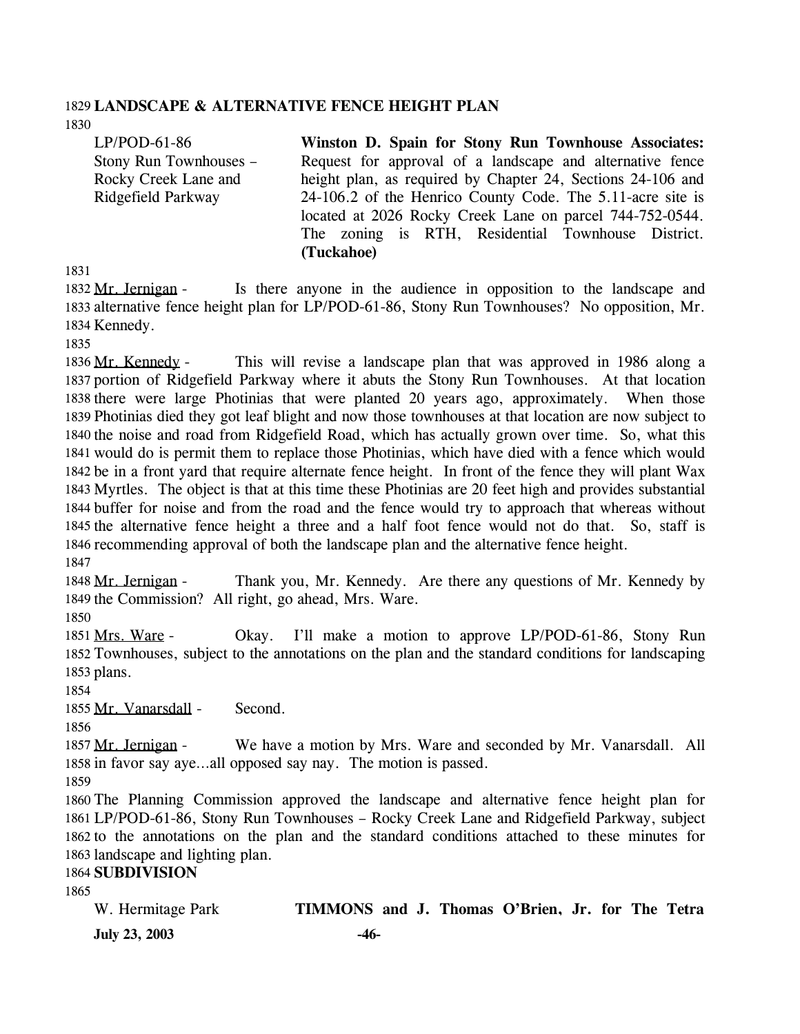**LANDSCAPE & ALTERNATIVE FENCE HEIGHT PLAN**

| | |
|---|---|
| LP/POD-61-86 Stony Run Townhouses – Rocky Creek Lane and Ridgefield Parkway | **Winston D. Spain for Stony Run Townhouse Associates:** Request for approval of a landscape and alternative fence height plan, as required by Chapter 24, Sections 24-106 and 24-106.2 of the Henrico County Code. The 5.11-acre site is located at 2026 Rocky Creek Lane on parcel 744-752-0544. The zoning is RTH, Residential Townhouse District. **(Tuckahoe)** |

Mr. Jernigan - Is there anyone in the audience in opposition to the landscape and alternative fence height plan for LP/POD-61-86, Stony Run Townhouses? No opposition, Mr. Kennedy.

Mr. Kennedy - This will revise a landscape plan that was approved in 1986 along a portion of Ridgefield Parkway where it abuts the Stony Run Townhouses. At that location there were large Photinias that were planted 20 years ago, approximately. When those Photinias died they got leaf blight and now those townhouses at that location are now subject to the noise and road from Ridgefield Road, which has actually grown over time. So, what this would do is permit them to replace those Photinias, which have died with a fence which would be in a front yard that require alternate fence height. In front of the fence they will plant Wax Myrtles. The object is that at this time these Photinias are 20 feet high and provides substantial buffer for noise and from the road and the fence would try to approach that whereas without the alternative fence height a three and a half foot fence would not do that. So, staff is recommending approval of both the landscape plan and the alternative fence height.

Mr. Jernigan - Thank you, Mr. Kennedy. Are there any questions of Mr. Kennedy by the Commission? All right, go ahead, Mrs. Ware.

Mrs. Ware - Okay. I'll make a motion to approve LP/POD-61-86, Stony Run Townhouses, subject to the annotations on the plan and the standard conditions for landscaping plans.

Mr. Vanarsdall - Second.

Mr. Jernigan - We have a motion by Mrs. Ware and seconded by Mr. Vanarsdall. All in favor say aye…all opposed say nay. The motion is passed.

The Planning Commission approved the landscape and alternative fence height plan for LP/POD-61-86, Stony Run Townhouses – Rocky Creek Lane and Ridgefield Parkway, subject to the annotations on the plan and the standard conditions attached to these minutes for landscape and lighting plan.

**SUBDIVISION**

| | |
|---|---|
| W. Hermitage Park | **TIMMONS and J. Thomas O'Brien, Jr. for The Tetra** |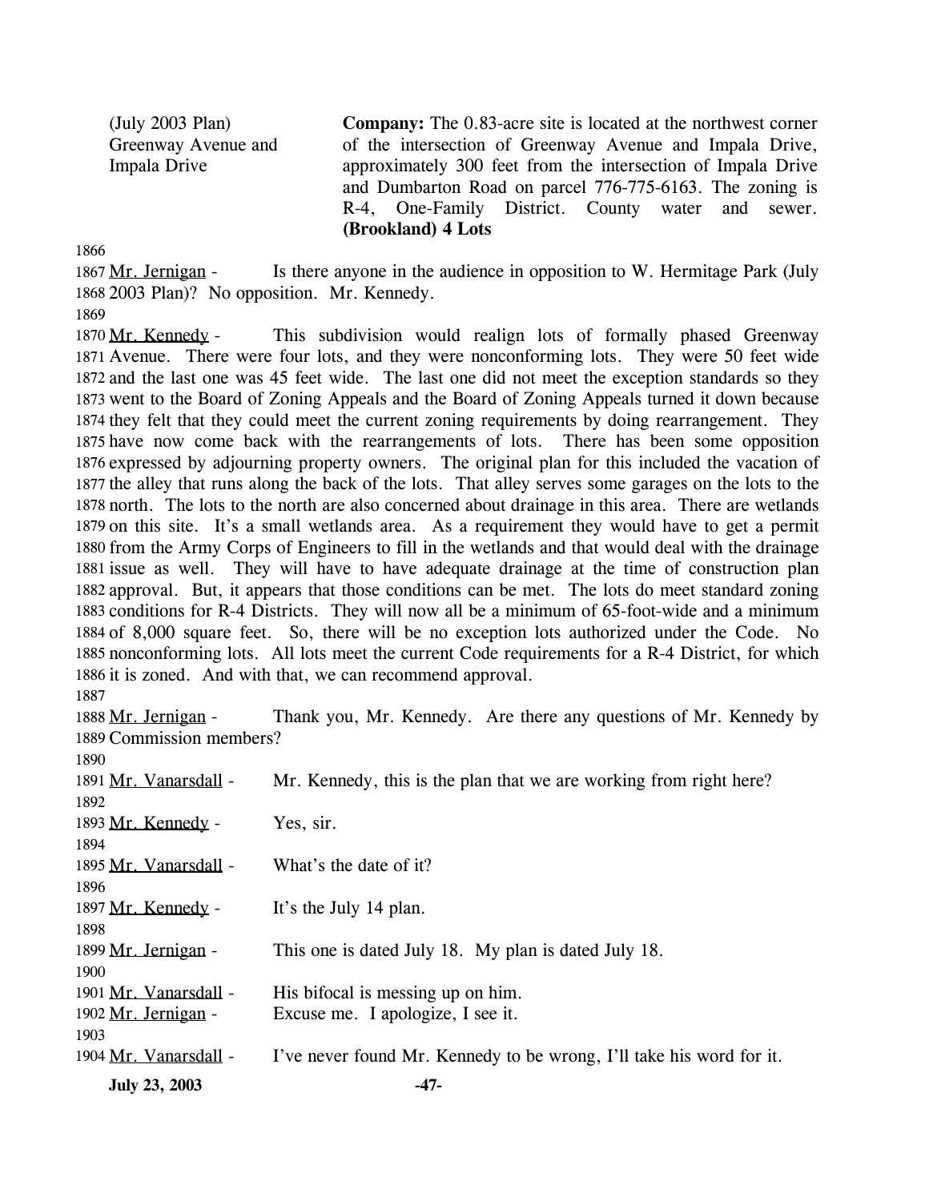(July 2003 Plan) Greenway Avenue and Impala Drive

**Company:** The 0.83-acre site is located at the northwest corner of the intersection of Greenway Avenue and Impala Drive, approximately 300 feet from the intersection of Impala Drive and Dumbarton Road on parcel 776-775-6163. The zoning is R-4, One-Family District. County water and sewer. **(Brookland) 4 Lots**

Mr. Jernigan - Is there anyone in the audience in opposition to W. Hermitage Park (July 2003 Plan)? No opposition. Mr. Kennedy.

Mr. Kennedy - This subdivision would realign lots of formally phased Greenway Avenue. There were four lots, and they were nonconforming lots. They were 50 feet wide and the last one was 45 feet wide. The last one did not meet the exception standards so they went to the Board of Zoning Appeals and the Board of Zoning Appeals turned it down because they felt that they could meet the current zoning requirements by doing rearrangement. They have now come back with the rearrangements of lots. There has been some opposition expressed by adjourning property owners. The original plan for this included the vacation of the alley that runs along the back of the lots. That alley serves some garages on the lots to the north. The lots to the north are also concerned about drainage in this area. There are wetlands on this site. It's a small wetlands area. As a requirement they would have to get a permit from the Army Corps of Engineers to fill in the wetlands and that would deal with the drainage issue as well. They will have to have adequate drainage at the time of construction plan approval. But, it appears that those conditions can be met. The lots do meet standard zoning conditions for R-4 Districts. They will now all be a minimum of 65-foot-wide and a minimum of 8,000 square feet. So, there will be no exception lots authorized under the Code. No nonconforming lots. All lots meet the current Code requirements for a R-4 District, for which it is zoned. And with that, we can recommend approval.

Mr. Jernigan - Thank you, Mr. Kennedy. Are there any questions of Mr. Kennedy by Commission members?

Mr. Vanarsdall - Mr. Kennedy, this is the plan that we are working from right here?

Mr. Kennedy - Yes, sir.

Mr. Vanarsdall - What's the date of it?

Mr. Kennedy - It's the July 14 plan.

Mr. Jernigan - This one is dated July 18. My plan is dated July 18.

Mr. Vanarsdall - His bifocal is messing up on him.

Mr. Jernigan - Excuse me. I apologize, I see it.

Mr. Vanarsdall - I've never found Mr. Kennedy to be wrong, I'll take his word for it.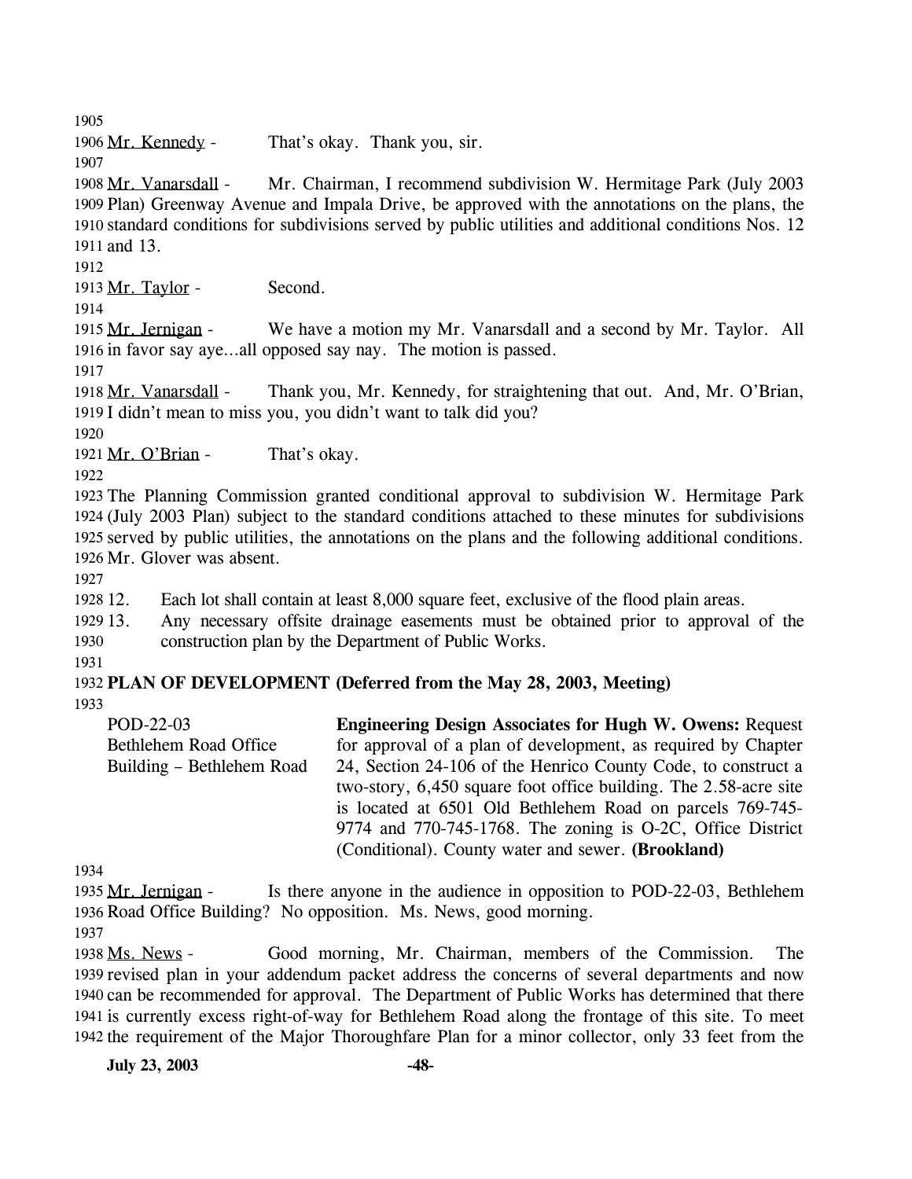Mr. Kennedy - That's okay. Thank you, sir.

Mr. Vanarsdall - Mr. Chairman, I recommend subdivision W. Hermitage Park (July 2003 Plan) Greenway Avenue and Impala Drive, be approved with the annotations on the plans, the standard conditions for subdivisions served by public utilities and additional conditions Nos. 12 and 13.

Mr. Taylor - Second.

Mr. Jernigan - We have a motion my Mr. Vanarsdall and a second by Mr. Taylor. All in favor say aye…all opposed say nay. The motion is passed.

Mr. Vanarsdall - Thank you, Mr. Kennedy, for straightening that out. And, Mr. O'Brian, I didn't mean to miss you, you didn't want to talk did you?

Mr. O'Brian - That's okay.

The Planning Commission granted conditional approval to subdivision W. Hermitage Park (July 2003 Plan) subject to the standard conditions attached to these minutes for subdivisions served by public utilities, the annotations on the plans and the following additional conditions. Mr. Glover was absent.

12. Each lot shall contain at least 8,000 square feet, exclusive of the flood plain areas.
13. Any necessary offsite drainage easements must be obtained prior to approval of the construction plan by the Department of Public Works.

**PLAN OF DEVELOPMENT (Deferred from the May 28, 2003, Meeting)**

POD-22-03
Bethlehem Road Office Building – Bethlehem Road

**Engineering Design Associates for Hugh W. Owens:** Request for approval of a plan of development, as required by Chapter 24, Section 24-106 of the Henrico County Code, to construct a two-story, 6,450 square foot office building. The 2.58-acre site is located at 6501 Old Bethlehem Road on parcels 769-745-9774 and 770-745-1768. The zoning is O-2C, Office District (Conditional). County water and sewer. **(Brookland)**

Mr. Jernigan - Is there anyone in the audience in opposition to POD-22-03, Bethlehem Road Office Building? No opposition. Ms. News, good morning.

Ms. News - Good morning, Mr. Chairman, members of the Commission. The revised plan in your addendum packet address the concerns of several departments and now can be recommended for approval. The Department of Public Works has determined that there is currently excess right-of-way for Bethlehem Road along the frontage of this site. To meet the requirement of the Major Thoroughfare Plan for a minor collector, only 33 feet from the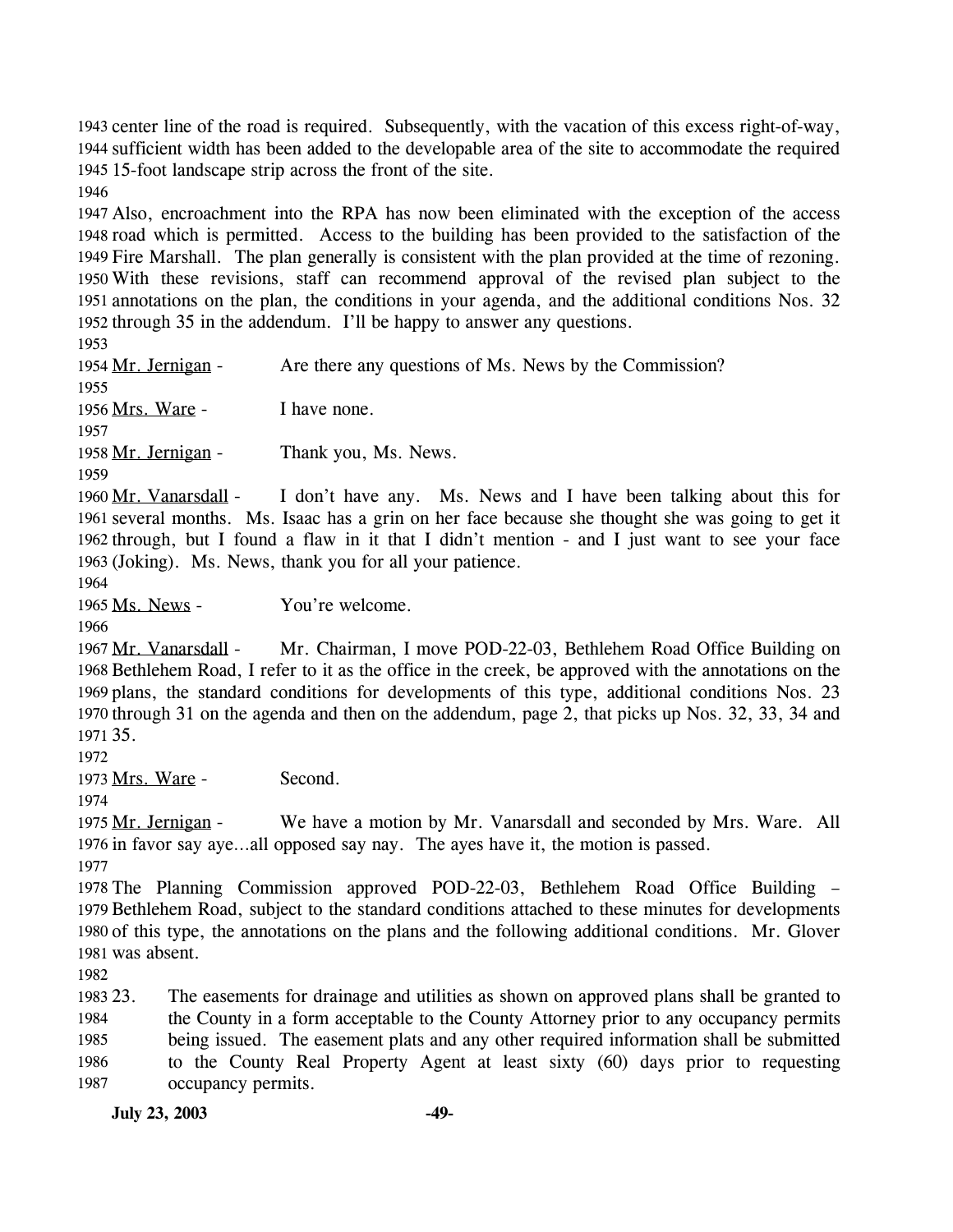center line of the road is required. Subsequently, with the vacation of this excess right-of-way, sufficient width has been added to the developable area of the site to accommodate the required 15-foot landscape strip across the front of the site.

Also, encroachment into the RPA has now been eliminated with the exception of the access road which is permitted. Access to the building has been provided to the satisfaction of the Fire Marshall. The plan generally is consistent with the plan provided at the time of rezoning. With these revisions, staff can recommend approval of the revised plan subject to the annotations on the plan, the conditions in your agenda, and the additional conditions Nos. 32 through 35 in the addendum. I'll be happy to answer any questions.

Mr. Jernigan - Are there any questions of Ms. News by the Commission?

Mrs. Ware - I have none.

Mr. Jernigan - Thank you, Ms. News.

Mr. Vanarsdall - I don't have any. Ms. News and I have been talking about this for several months. Ms. Isaac has a grin on her face because she thought she was going to get it through, but I found a flaw in it that I didn't mention - and I just want to see your face (Joking). Ms. News, thank you for all your patience.

Ms. News - You're welcome.

Mr. Vanarsdall - Mr. Chairman, I move POD-22-03, Bethlehem Road Office Building on Bethlehem Road, I refer to it as the office in the creek, be approved with the annotations on the plans, the standard conditions for developments of this type, additional conditions Nos. 23 through 31 on the agenda and then on the addendum, page 2, that picks up Nos. 32, 33, 34 and 35.

Mrs. Ware - Second.

Mr. Jernigan - We have a motion by Mr. Vanarsdall and seconded by Mrs. Ware. All in favor say aye…all opposed say nay. The ayes have it, the motion is passed.

The Planning Commission approved POD-22-03, Bethlehem Road Office Building – Bethlehem Road, subject to the standard conditions attached to these minutes for developments of this type, the annotations on the plans and the following additional conditions. Mr. Glover was absent.

23. The easements for drainage and utilities as shown on approved plans shall be granted to the County in a form acceptable to the County Attorney prior to any occupancy permits being issued. The easement plats and any other required information shall be submitted to the County Real Property Agent at least sixty (60) days prior to requesting occupancy permits.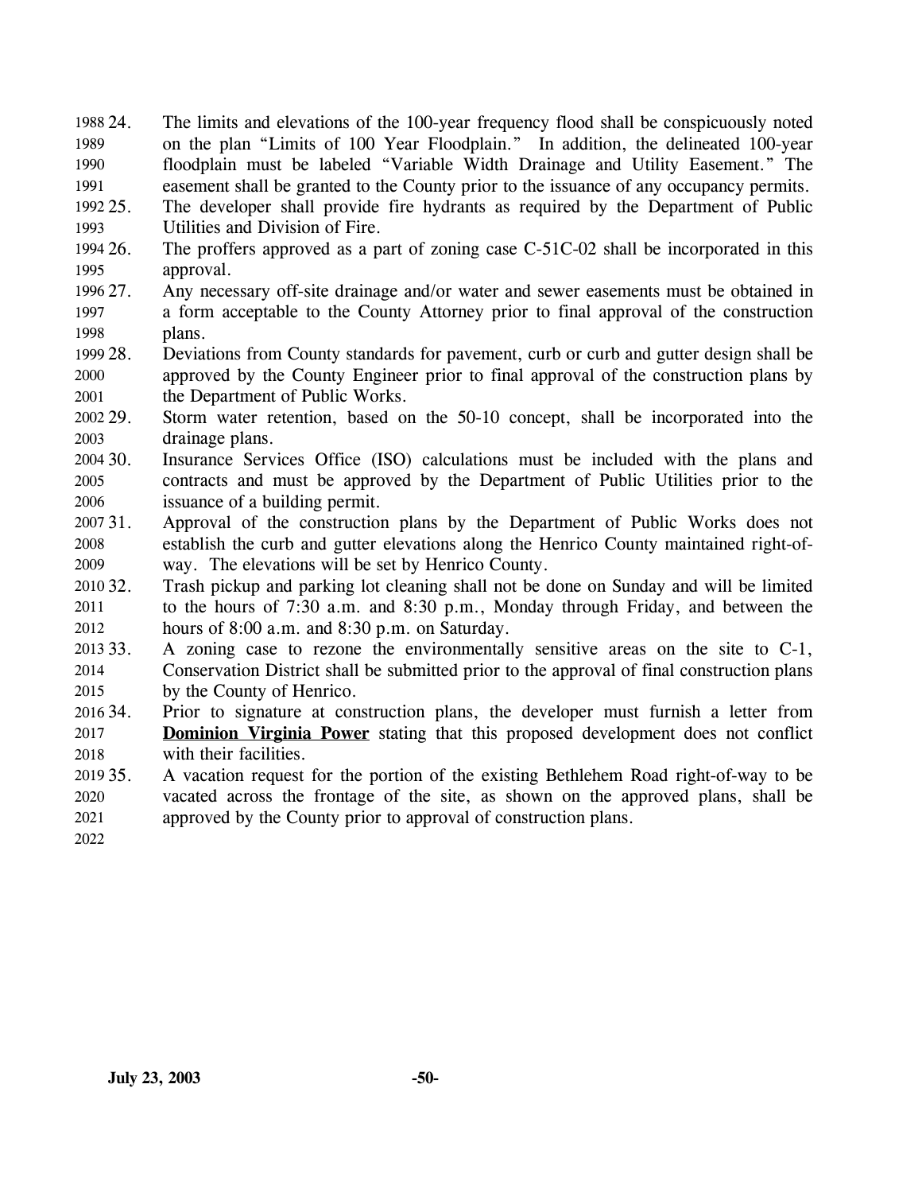24. The limits and elevations of the 100-year frequency flood shall be conspicuously noted on the plan "Limits of 100 Year Floodplain." In addition, the delineated 100-year floodplain must be labeled "Variable Width Drainage and Utility Easement." The easement shall be granted to the County prior to the issuance of any occupancy permits.
25. The developer shall provide fire hydrants as required by the Department of Public Utilities and Division of Fire.
26. The proffers approved as a part of zoning case C-51C-02 shall be incorporated in this approval.
27. Any necessary off-site drainage and/or water and sewer easements must be obtained in a form acceptable to the County Attorney prior to final approval of the construction plans.
28. Deviations from County standards for pavement, curb or curb and gutter design shall be approved by the County Engineer prior to final approval of the construction plans by the Department of Public Works.
29. Storm water retention, based on the 50-10 concept, shall be incorporated into the drainage plans.
30. Insurance Services Office (ISO) calculations must be included with the plans and contracts and must be approved by the Department of Public Utilities prior to the issuance of a building permit.
31. Approval of the construction plans by the Department of Public Works does not establish the curb and gutter elevations along the Henrico County maintained right-of-way. The elevations will be set by Henrico County.
32. Trash pickup and parking lot cleaning shall not be done on Sunday and will be limited to the hours of 7:30 a.m. and 8:30 p.m., Monday through Friday, and between the hours of 8:00 a.m. and 8:30 p.m. on Saturday.
33. A zoning case to rezone the environmentally sensitive areas on the site to C-1, Conservation District shall be submitted prior to the approval of final construction plans by the County of Henrico.
34. Prior to signature at construction plans, the developer must furnish a letter from **Dominion Virginia Power** stating that this proposed development does not conflict with their facilities.
35. A vacation request for the portion of the existing Bethlehem Road right-of-way to be vacated across the frontage of the site, as shown on the approved plans, shall be approved by the County prior to approval of construction plans.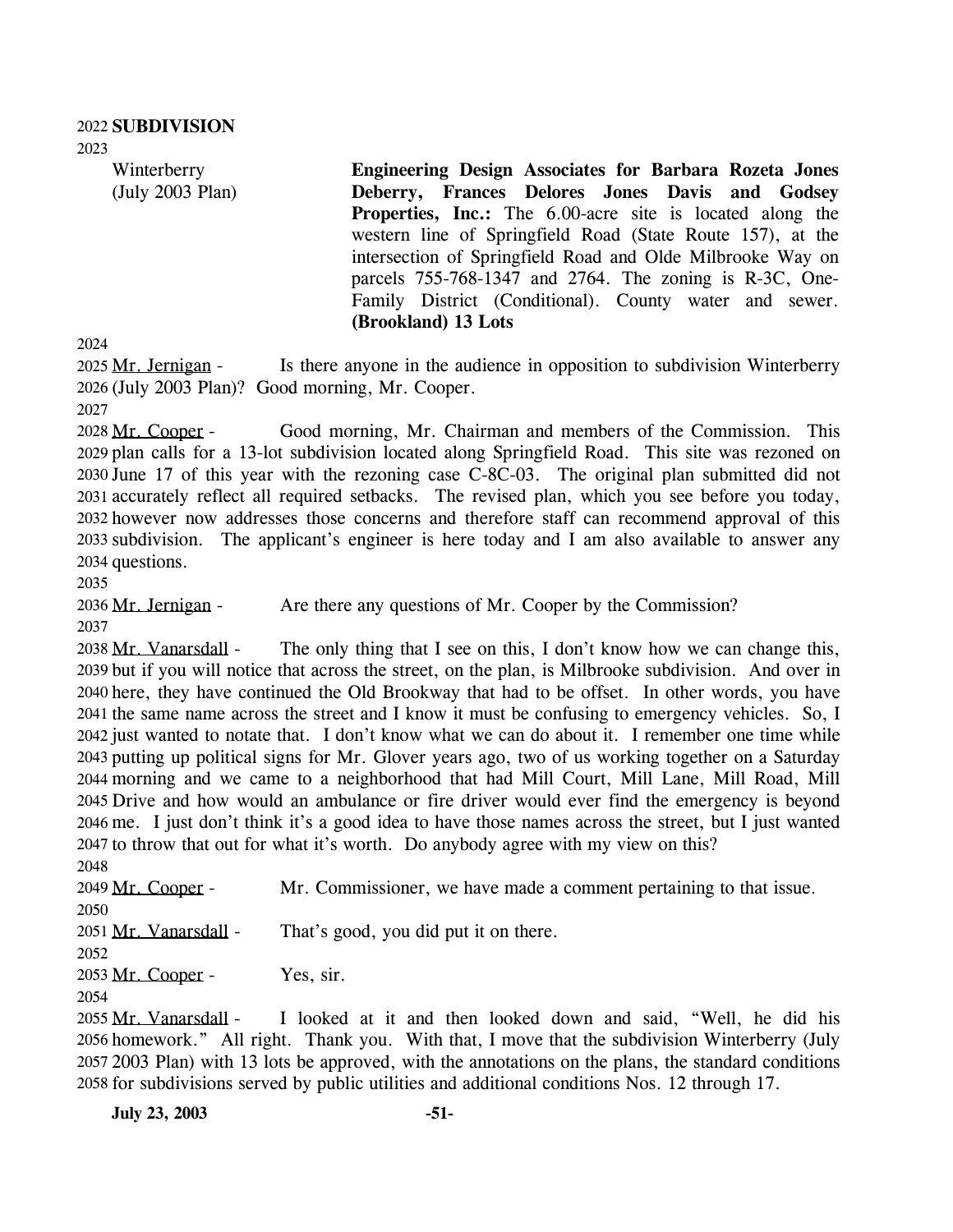**SUBDIVISION**

Winterberry (July 2003 Plan)

**Engineering Design Associates for Barbara Rozeta Jones Deberry, Frances Delores Jones Davis and Godsey Properties, Inc.:** The 6.00-acre site is located along the western line of Springfield Road (State Route 157), at the intersection of Springfield Road and Olde Milbrooke Way on parcels 755-768-1347 and 2764. The zoning is R-3C, One-Family District (Conditional). County water and sewer. **(Brookland) 13 Lots**

Mr. Jernigan - Is there anyone in the audience in opposition to subdivision Winterberry (July 2003 Plan)? Good morning, Mr. Cooper.

Mr. Cooper - Good morning, Mr. Chairman and members of the Commission. This plan calls for a 13-lot subdivision located along Springfield Road. This site was rezoned on June 17 of this year with the rezoning case C-8C-03. The original plan submitted did not accurately reflect all required setbacks. The revised plan, which you see before you today, however now addresses those concerns and therefore staff can recommend approval of this subdivision. The applicant's engineer is here today and I am also available to answer any questions.

Mr. Jernigan - Are there any questions of Mr. Cooper by the Commission?

Mr. Vanarsdall - The only thing that I see on this, I don't know how we can change this, but if you will notice that across the street, on the plan, is Milbrooke subdivision. And over in here, they have continued the Old Brookway that had to be offset. In other words, you have the same name across the street and I know it must be confusing to emergency vehicles. So, I just wanted to notate that. I don't know what we can do about it. I remember one time while putting up political signs for Mr. Glover years ago, two of us working together on a Saturday morning and we came to a neighborhood that had Mill Court, Mill Lane, Mill Road, Mill Drive and how would an ambulance or fire driver would ever find the emergency is beyond me. I just don't think it's a good idea to have those names across the street, but I just wanted to throw that out for what it's worth. Do anybody agree with my view on this?

Mr. Cooper - Mr. Commissioner, we have made a comment pertaining to that issue.

Mr. Vanarsdall - That's good, you did put it on there.

Mr. Cooper - Yes, sir.

Mr. Vanarsdall - I looked at it and then looked down and said, "Well, he did his homework." All right. Thank you. With that, I move that the subdivision Winterberry (July 2003 Plan) with 13 lots be approved, with the annotations on the plans, the standard conditions for subdivisions served by public utilities and additional conditions Nos. 12 through 17.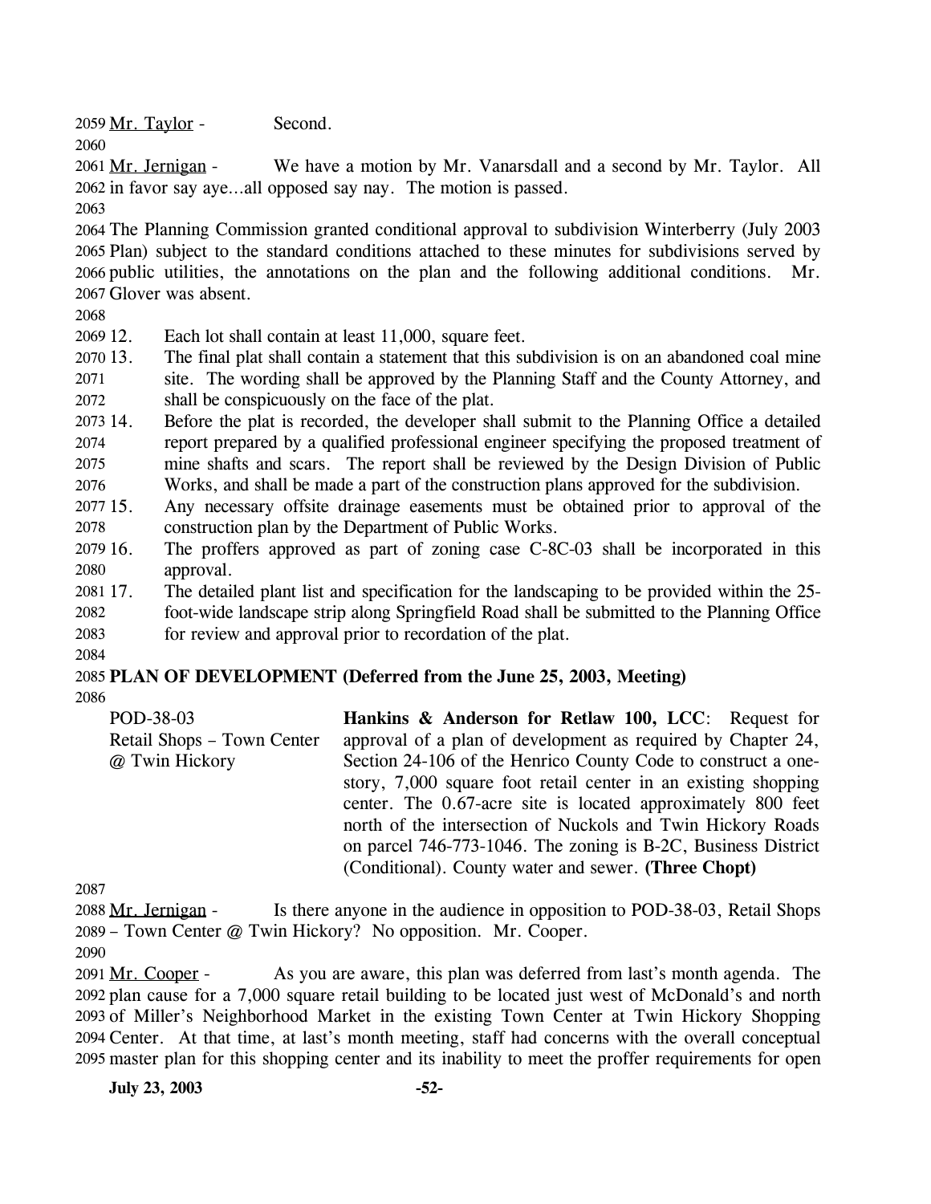Mr. Taylor - Second.

Mr. Jernigan - We have a motion by Mr. Vanarsdall and a second by Mr. Taylor. All in favor say aye…all opposed say nay. The motion is passed.

The Planning Commission granted conditional approval to subdivision Winterberry (July 2003 Plan) subject to the standard conditions attached to these minutes for subdivisions served by public utilities, the annotations on the plan and the following additional conditions. Mr. Glover was absent.

12. Each lot shall contain at least 11,000, square feet.
13. The final plat shall contain a statement that this subdivision is on an abandoned coal mine site. The wording shall be approved by the Planning Staff and the County Attorney, and shall be conspicuously on the face of the plat.
14. Before the plat is recorded, the developer shall submit to the Planning Office a detailed report prepared by a qualified professional engineer specifying the proposed treatment of mine shafts and scars. The report shall be reviewed by the Design Division of Public Works, and shall be made a part of the construction plans approved for the subdivision.
15. Any necessary offsite drainage easements must be obtained prior to approval of the construction plan by the Department of Public Works.
16. The proffers approved as part of zoning case C-8C-03 shall be incorporated in this approval.
17. The detailed plant list and specification for the landscaping to be provided within the 25-foot-wide landscape strip along Springfield Road shall be submitted to the Planning Office for review and approval prior to recordation of the plat.

**PLAN OF DEVELOPMENT (Deferred from the June 25, 2003, Meeting)**

POD-38-03
Retail Shops – Town Center @ Twin Hickory

**Hankins & Anderson for Retlaw 100, LCC**: Request for approval of a plan of development as required by Chapter 24, Section 24-106 of the Henrico County Code to construct a one-story, 7,000 square foot retail center in an existing shopping center. The 0.67-acre site is located approximately 800 feet north of the intersection of Nuckols and Twin Hickory Roads on parcel 746-773-1046. The zoning is B-2C, Business District (Conditional). County water and sewer. **(Three Chopt)**

Mr. Jernigan - Is there anyone in the audience in opposition to POD-38-03, Retail Shops – Town Center @ Twin Hickory? No opposition. Mr. Cooper.

Mr. Cooper - As you are aware, this plan was deferred from last's month agenda. The plan cause for a 7,000 square retail building to be located just west of McDonald's and north of Miller's Neighborhood Market in the existing Town Center at Twin Hickory Shopping Center. At that time, at last's month meeting, staff had concerns with the overall conceptual master plan for this shopping center and its inability to meet the proffer requirements for open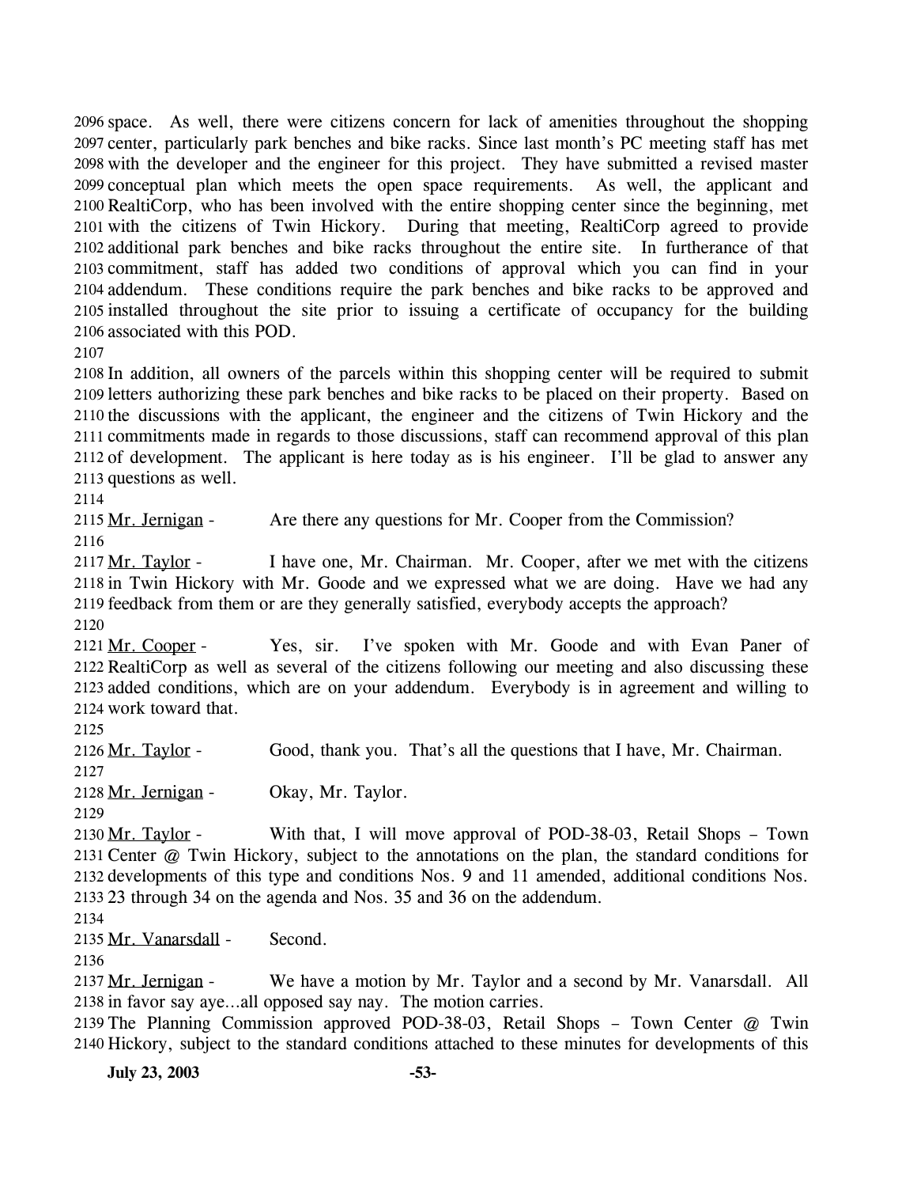space. As well, there were citizens concern for lack of amenities throughout the shopping center, particularly park benches and bike racks. Since last month's PC meeting staff has met with the developer and the engineer for this project. They have submitted a revised master conceptual plan which meets the open space requirements. As well, the applicant and RealtiCorp, who has been involved with the entire shopping center since the beginning, met with the citizens of Twin Hickory. During that meeting, RealtiCorp agreed to provide additional park benches and bike racks throughout the entire site. In furtherance of that commitment, staff has added two conditions of approval which you can find in your addendum. These conditions require the park benches and bike racks to be approved and installed throughout the site prior to issuing a certificate of occupancy for the building associated with this POD.

In addition, all owners of the parcels within this shopping center will be required to submit letters authorizing these park benches and bike racks to be placed on their property. Based on the discussions with the applicant, the engineer and the citizens of Twin Hickory and the commitments made in regards to those discussions, staff can recommend approval of this plan of development. The applicant is here today as is his engineer. I'll be glad to answer any questions as well.

Mr. Jernigan - Are there any questions for Mr. Cooper from the Commission?

Mr. Taylor - I have one, Mr. Chairman. Mr. Cooper, after we met with the citizens in Twin Hickory with Mr. Goode and we expressed what we are doing. Have we had any feedback from them or are they generally satisfied, everybody accepts the approach?

Mr. Cooper - Yes, sir. I've spoken with Mr. Goode and with Evan Paner of RealtiCorp as well as several of the citizens following our meeting and also discussing these added conditions, which are on your addendum. Everybody is in agreement and willing to work toward that.

Mr. Taylor - Good, thank you. That's all the questions that I have, Mr. Chairman.

Mr. Jernigan - Okay, Mr. Taylor.

Mr. Taylor - With that, I will move approval of POD-38-03, Retail Shops – Town Center @ Twin Hickory, subject to the annotations on the plan, the standard conditions for developments of this type and conditions Nos. 9 and 11 amended, additional conditions Nos. 23 through 34 on the agenda and Nos. 35 and 36 on the addendum.

Mr. Vanarsdall - Second.

Mr. Jernigan - We have a motion by Mr. Taylor and a second by Mr. Vanarsdall. All in favor say aye…all opposed say nay. The motion carries.

The Planning Commission approved POD-38-03, Retail Shops – Town Center @ Twin Hickory, subject to the standard conditions attached to these minutes for developments of this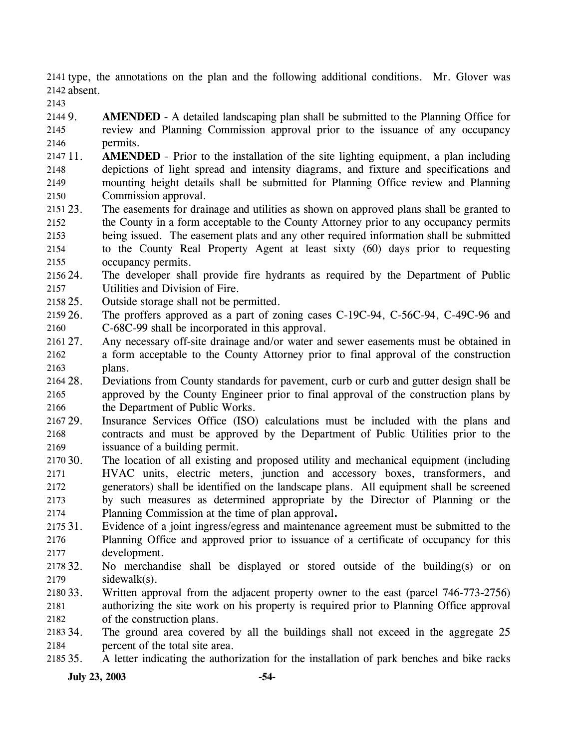type, the annotations on the plan and the following additional conditions. Mr. Glover was absent.

9. **AMENDED** - A detailed landscaping plan shall be submitted to the Planning Office for review and Planning Commission approval prior to the issuance of any occupancy permits.

11. **AMENDED** - Prior to the installation of the site lighting equipment, a plan including depictions of light spread and intensity diagrams, and fixture and specifications and mounting height details shall be submitted for Planning Office review and Planning Commission approval.

23. The easements for drainage and utilities as shown on approved plans shall be granted to the County in a form acceptable to the County Attorney prior to any occupancy permits being issued. The easement plats and any other required information shall be submitted to the County Real Property Agent at least sixty (60) days prior to requesting occupancy permits.

24. The developer shall provide fire hydrants as required by the Department of Public Utilities and Division of Fire.

25. Outside storage shall not be permitted.

26. The proffers approved as a part of zoning cases C-19C-94, C-56C-94, C-49C-96 and C-68C-99 shall be incorporated in this approval.

27. Any necessary off-site drainage and/or water and sewer easements must be obtained in a form acceptable to the County Attorney prior to final approval of the construction plans.

28. Deviations from County standards for pavement, curb or curb and gutter design shall be approved by the County Engineer prior to final approval of the construction plans by the Department of Public Works.

29. Insurance Services Office (ISO) calculations must be included with the plans and contracts and must be approved by the Department of Public Utilities prior to the issuance of a building permit.

30. The location of all existing and proposed utility and mechanical equipment (including HVAC units, electric meters, junction and accessory boxes, transformers, and generators) shall be identified on the landscape plans. All equipment shall be screened by such measures as determined appropriate by the Director of Planning or the Planning Commission at the time of plan approval**.**

31. Evidence of a joint ingress/egress and maintenance agreement must be submitted to the Planning Office and approved prior to issuance of a certificate of occupancy for this development.

32. No merchandise shall be displayed or stored outside of the building(s) or on sidewalk(s).

33. Written approval from the adjacent property owner to the east (parcel 746-773-2756) authorizing the site work on his property is required prior to Planning Office approval of the construction plans.

34. The ground area covered by all the buildings shall not exceed in the aggregate 25 percent of the total site area.

35. A letter indicating the authorization for the installation of park benches and bike racks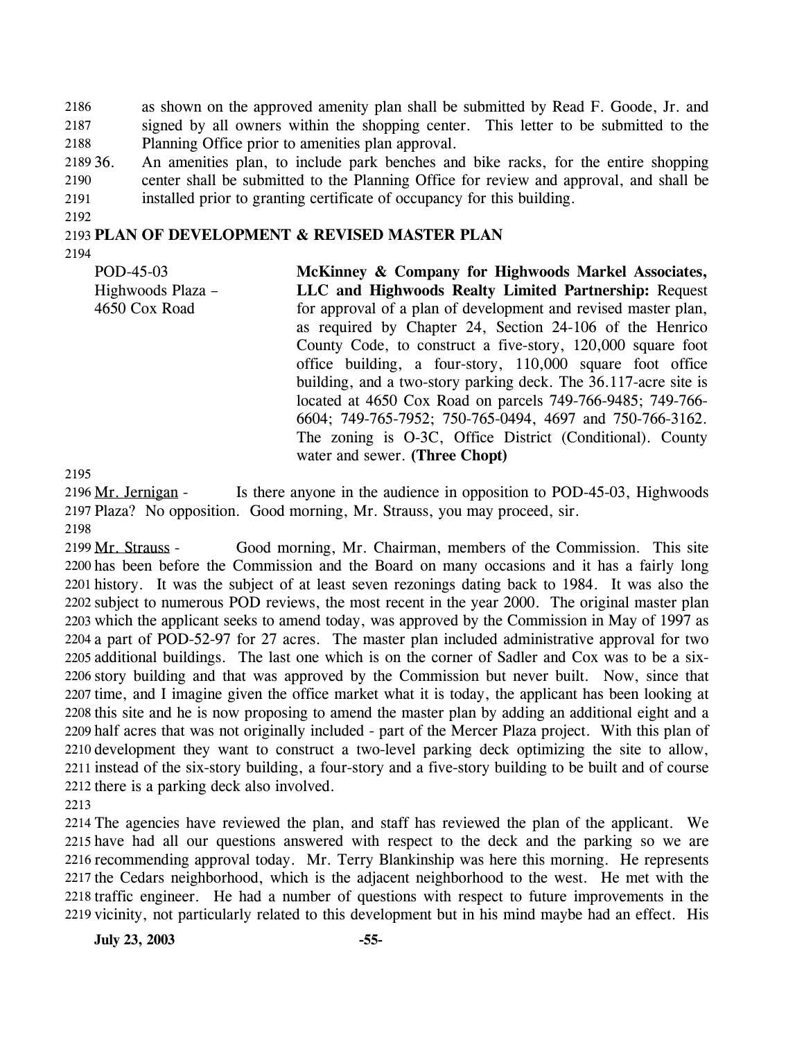as shown on the approved amenity plan shall be submitted by Read F. Goode, Jr. and signed by all owners within the shopping center. This letter to be submitted to the Planning Office prior to amenities plan approval.

36. An amenities plan, to include park benches and bike racks, for the entire shopping center shall be submitted to the Planning Office for review and approval, and shall be installed prior to granting certificate of occupancy for this building.

**PLAN OF DEVELOPMENT & REVISED MASTER PLAN**

| | |
|---|---|
| POD-45-03<br>Highwoods Plaza –<br>4650 Cox Road | **McKinney & Company for Highwoods Markel Associates, LLC and Highwoods Realty Limited Partnership:** Request for approval of a plan of development and revised master plan, as required by Chapter 24, Section 24-106 of the Henrico County Code, to construct a five-story, 120,000 square foot office building, a four-story, 110,000 square foot office building, and a two-story parking deck. The 36.117-acre site is located at 4650 Cox Road on parcels 749-766-9485; 749-766-6604; 749-765-7952; 750-765-0494, 4697 and 750-766-3162. The zoning is O-3C, Office District (Conditional). County water and sewer. **(Three Chopt)** |

Mr. Jernigan - Is there anyone in the audience in opposition to POD-45-03, Highwoods Plaza? No opposition. Good morning, Mr. Strauss, you may proceed, sir.

Mr. Strauss - Good morning, Mr. Chairman, members of the Commission. This site has been before the Commission and the Board on many occasions and it has a fairly long history. It was the subject of at least seven rezonings dating back to 1984. It was also the subject to numerous POD reviews, the most recent in the year 2000. The original master plan which the applicant seeks to amend today, was approved by the Commission in May of 1997 as a part of POD-52-97 for 27 acres. The master plan included administrative approval for two additional buildings. The last one which is on the corner of Sadler and Cox was to be a six-story building and that was approved by the Commission but never built. Now, since that time, and I imagine given the office market what it is today, the applicant has been looking at this site and he is now proposing to amend the master plan by adding an additional eight and a half acres that was not originally included - part of the Mercer Plaza project. With this plan of development they want to construct a two-level parking deck optimizing the site to allow, instead of the six-story building, a four-story and a five-story building to be built and of course there is a parking deck also involved.

The agencies have reviewed the plan, and staff has reviewed the plan of the applicant. We have had all our questions answered with respect to the deck and the parking so we are recommending approval today. Mr. Terry Blankinship was here this morning. He represents the Cedars neighborhood, which is the adjacent neighborhood to the west. He met with the traffic engineer. He had a number of questions with respect to future improvements in the vicinity, not particularly related to this development but in his mind maybe had an effect. His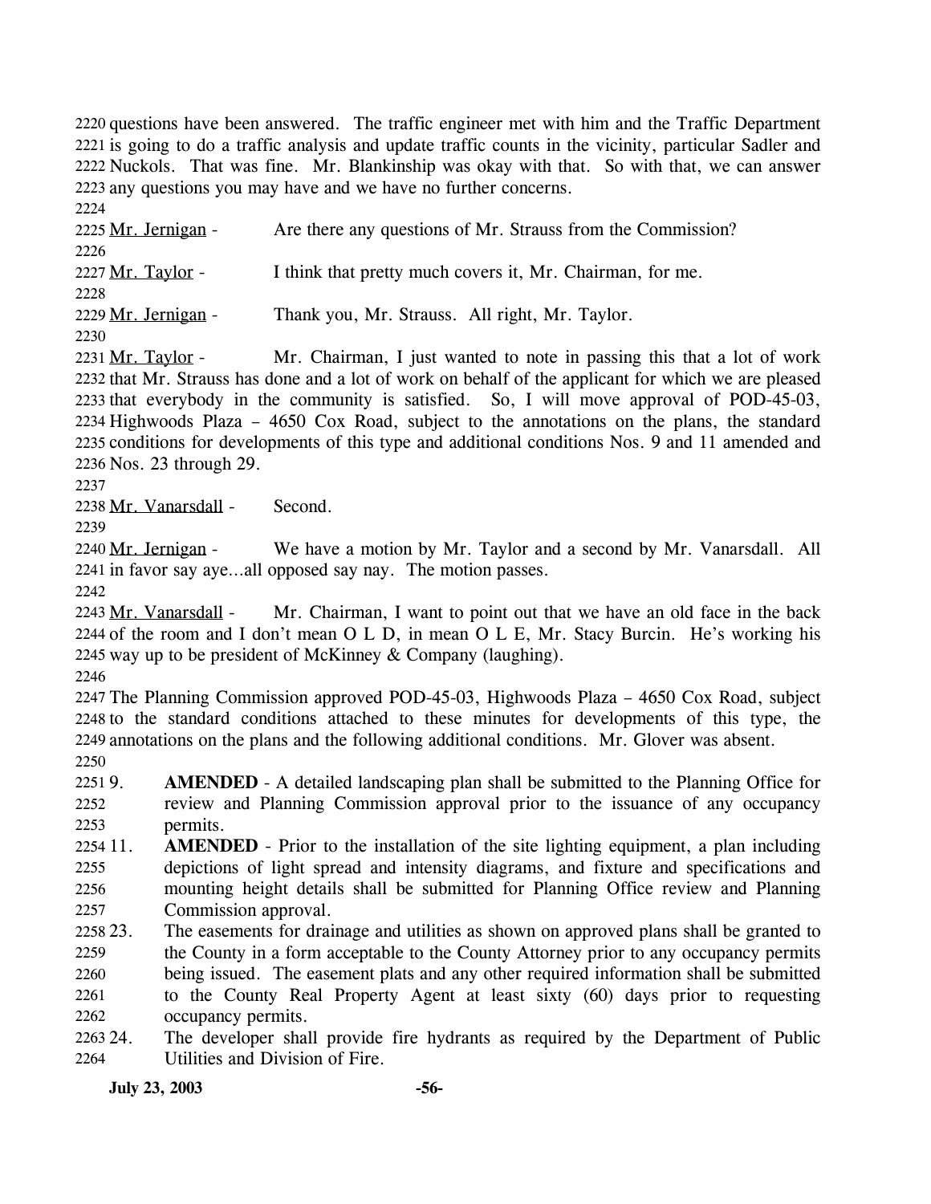questions have been answered. The traffic engineer met with him and the Traffic Department is going to do a traffic analysis and update traffic counts in the vicinity, particular Sadler and Nuckols. That was fine. Mr. Blankinship was okay with that. So with that, we can answer any questions you may have and we have no further concerns.

Mr. Jernigan - Are there any questions of Mr. Strauss from the Commission?

Mr. Taylor - I think that pretty much covers it, Mr. Chairman, for me.

Mr. Jernigan - Thank you, Mr. Strauss. All right, Mr. Taylor.

Mr. Taylor - Mr. Chairman, I just wanted to note in passing this that a lot of work that Mr. Strauss has done and a lot of work on behalf of the applicant for which we are pleased that everybody in the community is satisfied. So, I will move approval of POD-45-03, Highwoods Plaza – 4650 Cox Road, subject to the annotations on the plans, the standard conditions for developments of this type and additional conditions Nos. 9 and 11 amended and Nos. 23 through 29.

Mr. Vanarsdall - Second.

Mr. Jernigan - We have a motion by Mr. Taylor and a second by Mr. Vanarsdall. All in favor say aye…all opposed say nay. The motion passes.

Mr. Vanarsdall - Mr. Chairman, I want to point out that we have an old face in the back of the room and I don't mean O L D, in mean O L E, Mr. Stacy Burcin. He's working his way up to be president of McKinney & Company (laughing).

The Planning Commission approved POD-45-03, Highwoods Plaza – 4650 Cox Road, subject to the standard conditions attached to these minutes for developments of this type, the annotations on the plans and the following additional conditions. Mr. Glover was absent.

9. **AMENDED** - A detailed landscaping plan shall be submitted to the Planning Office for review and Planning Commission approval prior to the issuance of any occupancy permits.
11. **AMENDED** - Prior to the installation of the site lighting equipment, a plan including depictions of light spread and intensity diagrams, and fixture and specifications and mounting height details shall be submitted for Planning Office review and Planning Commission approval.
23. The easements for drainage and utilities as shown on approved plans shall be granted to the County in a form acceptable to the County Attorney prior to any occupancy permits being issued. The easement plats and any other required information shall be submitted to the County Real Property Agent at least sixty (60) days prior to requesting occupancy permits.
24. The developer shall provide fire hydrants as required by the Department of Public Utilities and Division of Fire.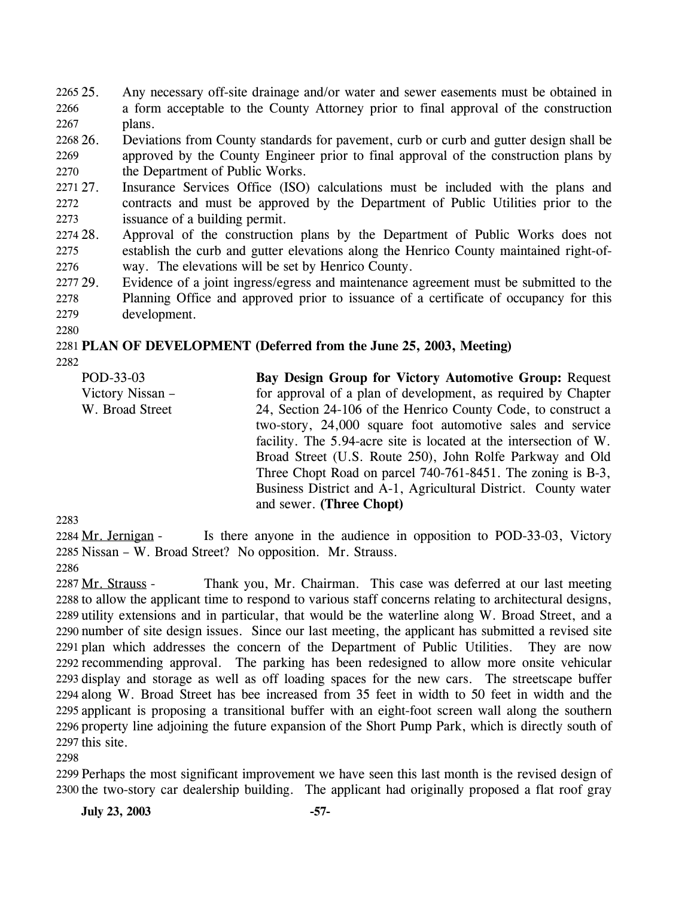25. Any necessary off-site drainage and/or water and sewer easements must be obtained in a form acceptable to the County Attorney prior to final approval of the construction plans.
26. Deviations from County standards for pavement, curb or curb and gutter design shall be approved by the County Engineer prior to final approval of the construction plans by the Department of Public Works.
27. Insurance Services Office (ISO) calculations must be included with the plans and contracts and must be approved by the Department of Public Utilities prior to the issuance of a building permit.
28. Approval of the construction plans by the Department of Public Works does not establish the curb and gutter elevations along the Henrico County maintained right-of-way. The elevations will be set by Henrico County.
29. Evidence of a joint ingress/egress and maintenance agreement must be submitted to the Planning Office and approved prior to issuance of a certificate of occupancy for this development.

**PLAN OF DEVELOPMENT (Deferred from the June 25, 2003, Meeting)**

POD-33-03
Victory Nissan – W. Broad Street

**Bay Design Group for Victory Automotive Group:** Request for approval of a plan of development, as required by Chapter 24, Section 24-106 of the Henrico County Code, to construct a two-story, 24,000 square foot automotive sales and service facility. The 5.94-acre site is located at the intersection of W. Broad Street (U.S. Route 250), John Rolfe Parkway and Old Three Chopt Road on parcel 740-761-8451. The zoning is B-3, Business District and A-1, Agricultural District. County water and sewer. **(Three Chopt)**

Mr. Jernigan - Is there anyone in the audience in opposition to POD-33-03, Victory Nissan – W. Broad Street? No opposition. Mr. Strauss.

Mr. Strauss - Thank you, Mr. Chairman. This case was deferred at our last meeting to allow the applicant time to respond to various staff concerns relating to architectural designs, utility extensions and in particular, that would be the waterline along W. Broad Street, and a number of site design issues. Since our last meeting, the applicant has submitted a revised site plan which addresses the concern of the Department of Public Utilities. They are now recommending approval. The parking has been redesigned to allow more onsite vehicular display and storage as well as off loading spaces for the new cars. The streetscape buffer along W. Broad Street has bee increased from 35 feet in width to 50 feet in width and the applicant is proposing a transitional buffer with an eight-foot screen wall along the southern property line adjoining the future expansion of the Short Pump Park, which is directly south of this site.

Perhaps the most significant improvement we have seen this last month is the revised design of the two-story car dealership building. The applicant had originally proposed a flat roof gray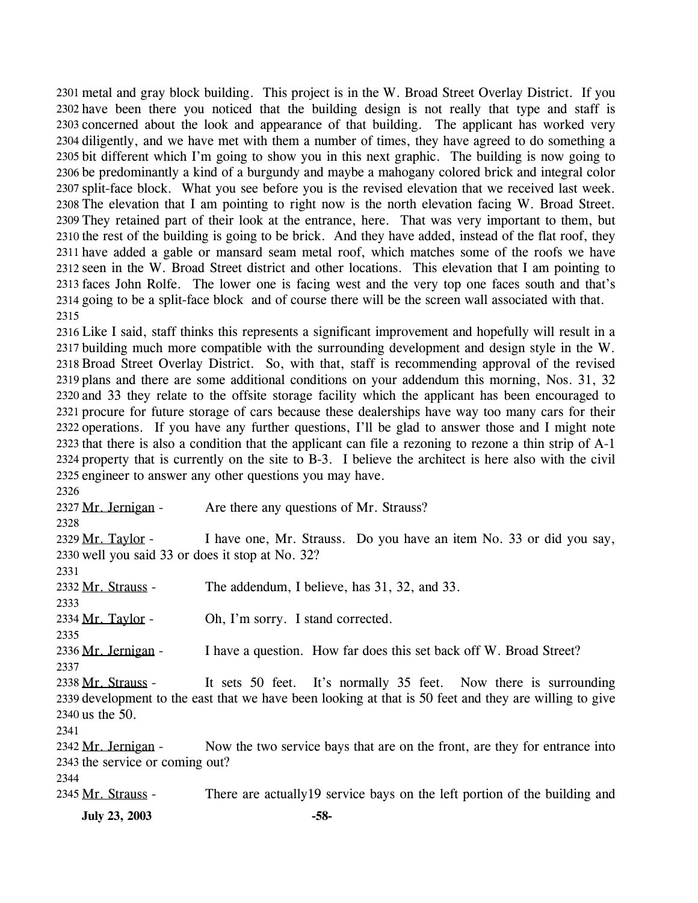2301 metal and gray block building. This project is in the W. Broad Street Overlay District. If you 2302 have been there you noticed that the building design is not really that type and staff is 2303 concerned about the look and appearance of that building. The applicant has worked very 2304 diligently, and we have met with them a number of times, they have agreed to do something a 2305 bit different which I'm going to show you in this next graphic. The building is now going to 2306 be predominantly a kind of a burgundy and maybe a mahogany colored brick and integral color 2307 split-face block. What you see before you is the revised elevation that we received last week. 2308 The elevation that I am pointing to right now is the north elevation facing W. Broad Street. 2309 They retained part of their look at the entrance, here. That was very important to them, but 2310 the rest of the building is going to be brick. And they have added, instead of the flat roof, they 2311 have added a gable or mansard seam metal roof, which matches some of the roofs we have 2312 seen in the W. Broad Street district and other locations. This elevation that I am pointing to 2313 faces John Rolfe. The lower one is facing west and the very top one faces south and that's 2314 going to be a split-face block and of course there will be the screen wall associated with that.
2315
2316 Like I said, staff thinks this represents a significant improvement and hopefully will result in a 2317 building much more compatible with the surrounding development and design style in the W. 2318 Broad Street Overlay District. So, with that, staff is recommending approval of the revised 2319 plans and there are some additional conditions on your addendum this morning, Nos. 31, 32 2320 and 33 they relate to the offsite storage facility which the applicant has been encouraged to 2321 procure for future storage of cars because these dealerships have way too many cars for their 2322 operations. If you have any further questions, I'll be glad to answer those and I might note 2323 that there is also a condition that the applicant can file a rezoning to rezone a thin strip of A-1 2324 property that is currently on the site to B-3. I believe the architect is here also with the civil 2325 engineer to answer any other questions you may have.
2326
2327 Mr. Jernigan - Are there any questions of Mr. Strauss?
2328
2329 Mr. Taylor - I have one, Mr. Strauss. Do you have an item No. 33 or did you say, 2330 well you said 33 or does it stop at No. 32?
2331
2332 Mr. Strauss - The addendum, I believe, has 31, 32, and 33.
2333
2334 Mr. Taylor - Oh, I'm sorry. I stand corrected.
2335
2336 Mr. Jernigan - I have a question. How far does this set back off W. Broad Street?
2337
2338 Mr. Strauss - It sets 50 feet. It's normally 35 feet. Now there is surrounding 2339 development to the east that we have been looking at that is 50 feet and they are willing to give 2340 us the 50.
2341
2342 Mr. Jernigan - Now the two service bays that are on the front, are they for entrance into 2343 the service or coming out?
2344
2345 Mr. Strauss - There are actually19 service bays on the left portion of the building and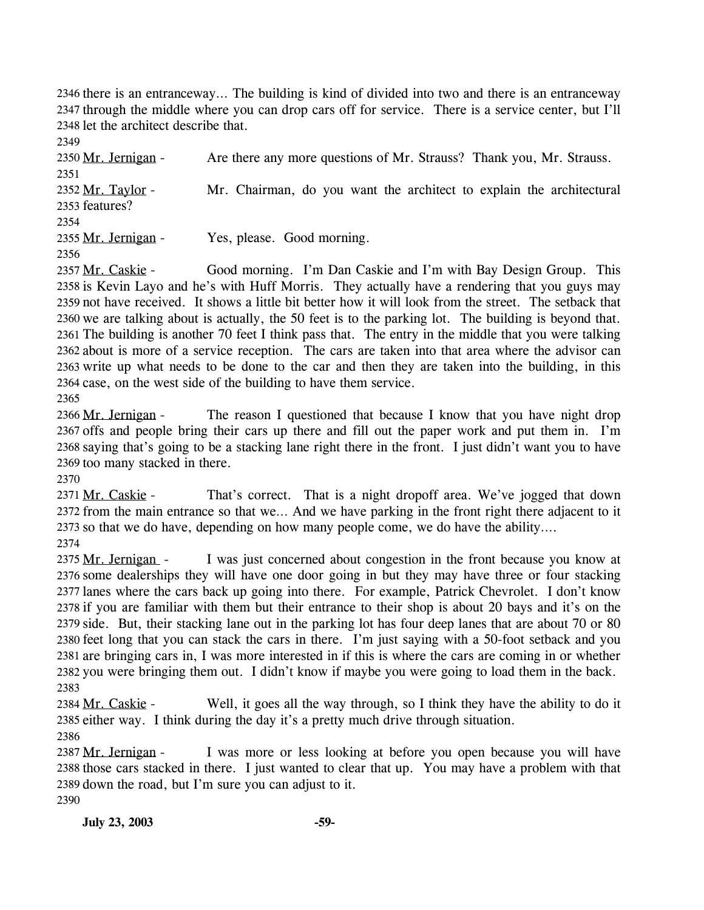there is an entranceway… The building is kind of divided into two and there is an entranceway through the middle where you can drop cars off for service. There is a service center, but I'll let the architect describe that.

Mr. Jernigan - Are there any more questions of Mr. Strauss? Thank you, Mr. Strauss.

Mr. Taylor - Mr. Chairman, do you want the architect to explain the architectural features?

Mr. Jernigan - Yes, please. Good morning.

Mr. Caskie - Good morning. I'm Dan Caskie and I'm with Bay Design Group. This is Kevin Layo and he's with Huff Morris. They actually have a rendering that you guys may not have received. It shows a little bit better how it will look from the street. The setback that we are talking about is actually, the 50 feet is to the parking lot. The building is beyond that. The building is another 70 feet I think pass that. The entry in the middle that you were talking about is more of a service reception. The cars are taken into that area where the advisor can write up what needs to be done to the car and then they are taken into the building, in this case, on the west side of the building to have them service.

Mr. Jernigan - The reason I questioned that because I know that you have night drop offs and people bring their cars up there and fill out the paper work and put them in. I'm saying that's going to be a stacking lane right there in the front. I just didn't want you to have too many stacked in there.

Mr. Caskie - That's correct. That is a night dropoff area. We've jogged that down from the main entrance so that we… And we have parking in the front right there adjacent to it so that we do have, depending on how many people come, we do have the ability….

Mr. Jernigan - I was just concerned about congestion in the front because you know at some dealerships they will have one door going in but they may have three or four stacking lanes where the cars back up going into there. For example, Patrick Chevrolet. I don't know if you are familiar with them but their entrance to their shop is about 20 bays and it's on the side. But, their stacking lane out in the parking lot has four deep lanes that are about 70 or 80 feet long that you can stack the cars in there. I'm just saying with a 50-foot setback and you are bringing cars in, I was more interested in if this is where the cars are coming in or whether you were bringing them out. I didn't know if maybe you were going to load them in the back.

Mr. Caskie - Well, it goes all the way through, so I think they have the ability to do it either way. I think during the day it's a pretty much drive through situation.

Mr. Jernigan - I was more or less looking at before you open because you will have those cars stacked in there. I just wanted to clear that up. You may have a problem with that down the road, but I'm sure you can adjust to it.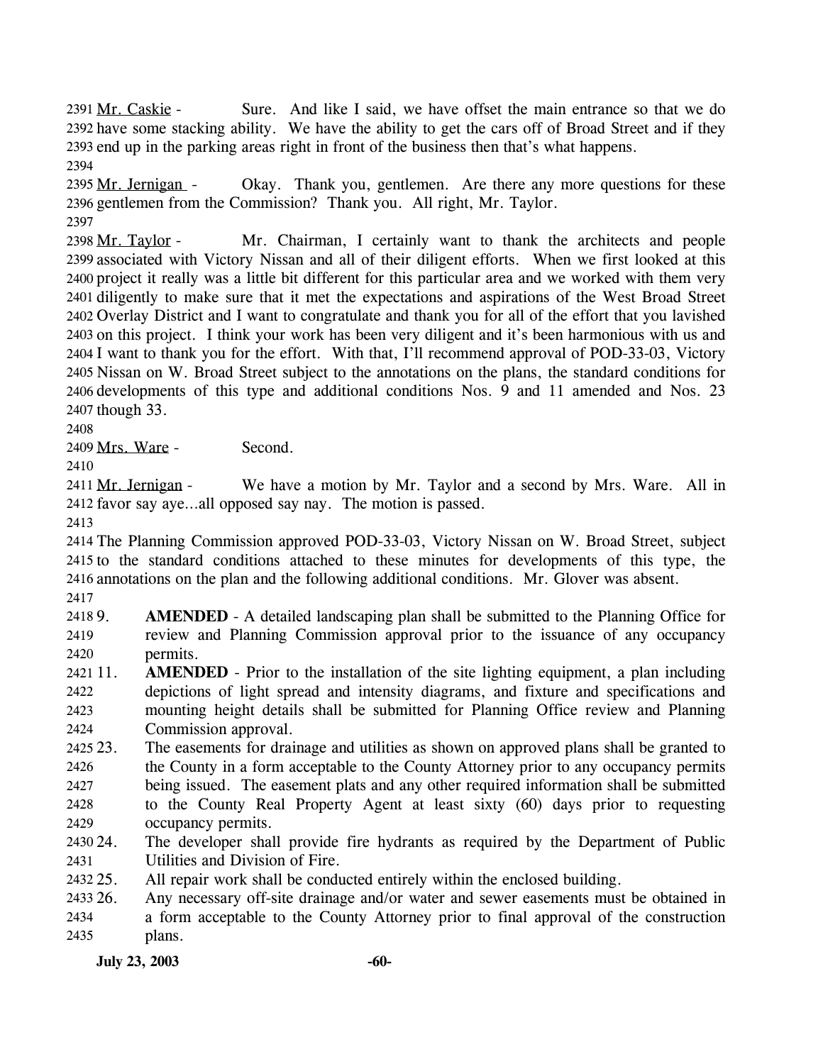Mr. Caskie - Sure. And like I said, we have offset the main entrance so that we do have some stacking ability. We have the ability to get the cars off of Broad Street and if they end up in the parking areas right in front of the business then that's what happens.

Mr. Jernigan - Okay. Thank you, gentlemen. Are there any more questions for these gentlemen from the Commission? Thank you. All right, Mr. Taylor.

Mr. Taylor - Mr. Chairman, I certainly want to thank the architects and people associated with Victory Nissan and all of their diligent efforts. When we first looked at this project it really was a little bit different for this particular area and we worked with them very diligently to make sure that it met the expectations and aspirations of the West Broad Street Overlay District and I want to congratulate and thank you for all of the effort that you lavished on this project. I think your work has been very diligent and it's been harmonious with us and I want to thank you for the effort. With that, I'll recommend approval of POD-33-03, Victory Nissan on W. Broad Street subject to the annotations on the plans, the standard conditions for developments of this type and additional conditions Nos. 9 and 11 amended and Nos. 23 though 33.

Mrs. Ware - Second.

Mr. Jernigan - We have a motion by Mr. Taylor and a second by Mrs. Ware. All in favor say aye…all opposed say nay. The motion is passed.

The Planning Commission approved POD-33-03, Victory Nissan on W. Broad Street, subject to the standard conditions attached to these minutes for developments of this type, the annotations on the plan and the following additional conditions. Mr. Glover was absent.

9. **AMENDED** - A detailed landscaping plan shall be submitted to the Planning Office for review and Planning Commission approval prior to the issuance of any occupancy permits.
11. **AMENDED** - Prior to the installation of the site lighting equipment, a plan including depictions of light spread and intensity diagrams, and fixture and specifications and mounting height details shall be submitted for Planning Office review and Planning Commission approval.
23. The easements for drainage and utilities as shown on approved plans shall be granted to the County in a form acceptable to the County Attorney prior to any occupancy permits being issued. The easement plats and any other required information shall be submitted to the County Real Property Agent at least sixty (60) days prior to requesting occupancy permits.
24. The developer shall provide fire hydrants as required by the Department of Public Utilities and Division of Fire.
25. All repair work shall be conducted entirely within the enclosed building.
26. Any necessary off-site drainage and/or water and sewer easements must be obtained in a form acceptable to the County Attorney prior to final approval of the construction plans.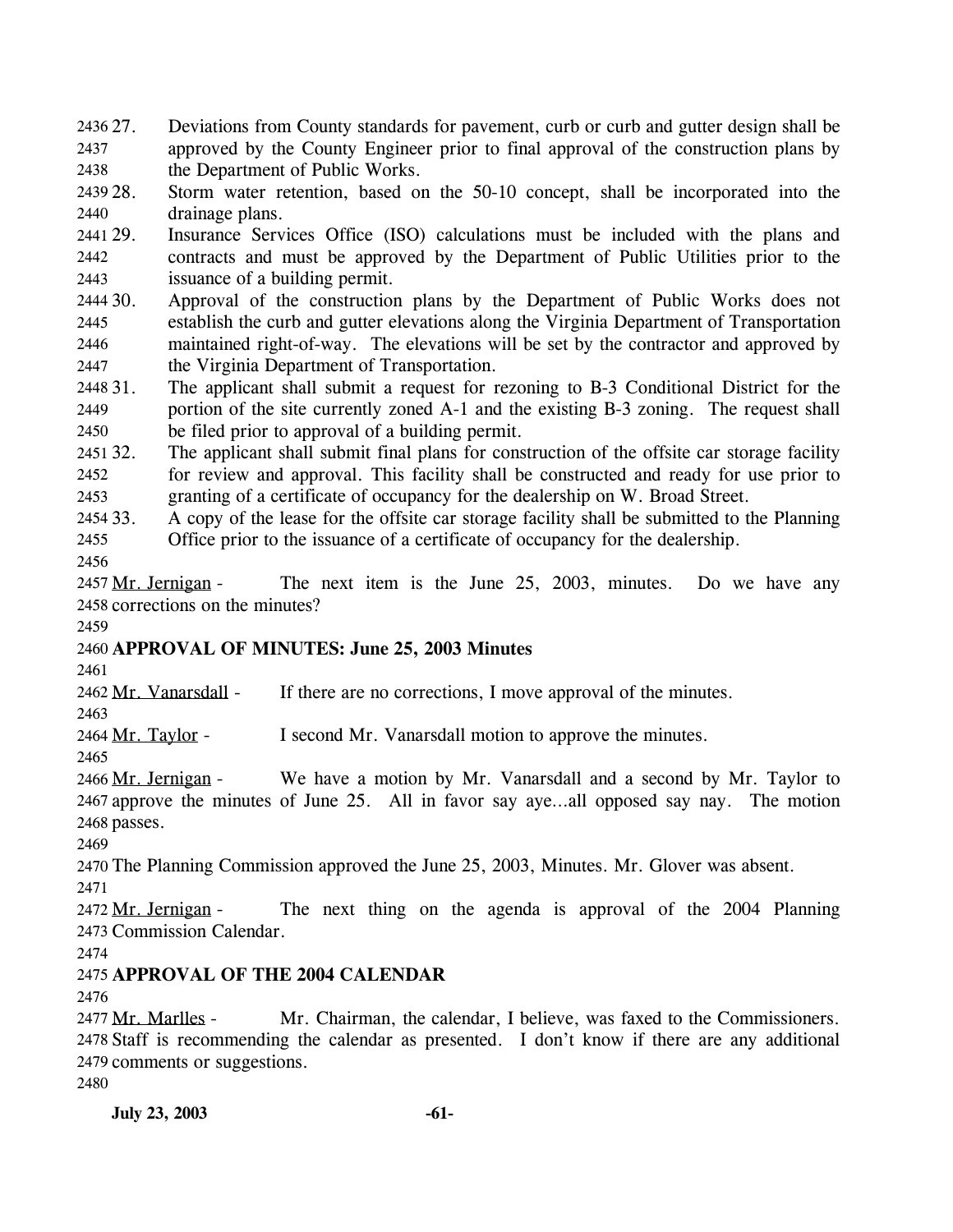27. Deviations from County standards for pavement, curb or curb and gutter design shall be approved by the County Engineer prior to final approval of the construction plans by the Department of Public Works.

28. Storm water retention, based on the 50-10 concept, shall be incorporated into the drainage plans.

29. Insurance Services Office (ISO) calculations must be included with the plans and contracts and must be approved by the Department of Public Utilities prior to the issuance of a building permit.

30. Approval of the construction plans by the Department of Public Works does not establish the curb and gutter elevations along the Virginia Department of Transportation maintained right-of-way. The elevations will be set by the contractor and approved by the Virginia Department of Transportation.

31. The applicant shall submit a request for rezoning to B-3 Conditional District for the portion of the site currently zoned A-1 and the existing B-3 zoning. The request shall be filed prior to approval of a building permit.

32. The applicant shall submit final plans for construction of the offsite car storage facility for review and approval. This facility shall be constructed and ready for use prior to granting of a certificate of occupancy for the dealership on W. Broad Street.

33. A copy of the lease for the offsite car storage facility shall be submitted to the Planning Office prior to the issuance of a certificate of occupancy for the dealership.

Mr. Jernigan - The next item is the June 25, 2003, minutes. Do we have any corrections on the minutes?

**APPROVAL OF MINUTES: June 25, 2003 Minutes**

Mr. Vanarsdall - If there are no corrections, I move approval of the minutes.

Mr. Taylor - I second Mr. Vanarsdall motion to approve the minutes.

Mr. Jernigan - We have a motion by Mr. Vanarsdall and a second by Mr. Taylor to approve the minutes of June 25. All in favor say aye...all opposed say nay. The motion passes.

The Planning Commission approved the June 25, 2003, Minutes. Mr. Glover was absent.

Mr. Jernigan - The next thing on the agenda is approval of the 2004 Planning Commission Calendar.

**APPROVAL OF THE 2004 CALENDAR**

Mr. Marlles - Mr. Chairman, the calendar, I believe, was faxed to the Commissioners. Staff is recommending the calendar as presented. I don't know if there are any additional comments or suggestions.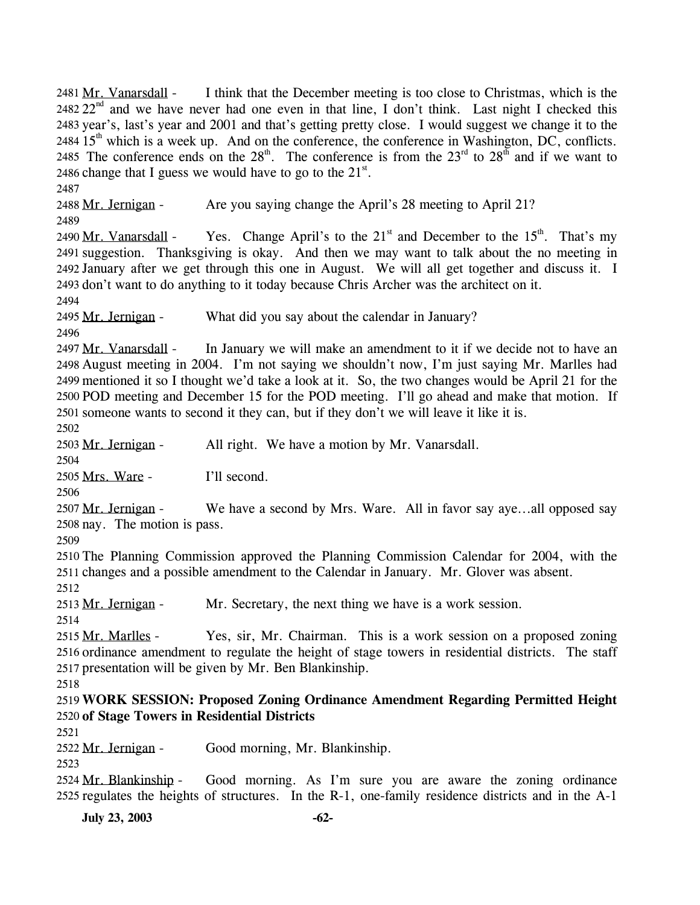2481 Mr. Vanarsdall - I think that the December meeting is too close to Christmas, which is the 2482 22nd and we have never had one even in that line, I don't think. Last night I checked this 2483 year's, last's year and 2001 and that's getting pretty close. I would suggest we change it to the 2484 15th which is a week up. And on the conference, the conference in Washington, DC, conflicts. 2485 The conference ends on the 28th. The conference is from the 23rd to 28th and if we want to 2486 change that I guess we would have to go to the 21st.

2487

2488 Mr. Jernigan - Are you saying change the April's 28 meeting to April 21?

2489

2490 Mr. Vanarsdall - Yes. Change April's to the 21st and December to the 15th. That's my 2491 suggestion. Thanksgiving is okay. And then we may want to talk about the no meeting in 2492 January after we get through this one in August. We will all get together and discuss it. I 2493 don't want to do anything to it today because Chris Archer was the architect on it.

2494

2495 Mr. Jernigan - What did you say about the calendar in January?

2496

2497 Mr. Vanarsdall - In January we will make an amendment to it if we decide not to have an 2498 August meeting in 2004. I'm not saying we shouldn't now, I'm just saying Mr. Marlles had 2499 mentioned it so I thought we'd take a look at it. So, the two changes would be April 21 for the 2500 POD meeting and December 15 for the POD meeting. I'll go ahead and make that motion. If 2501 someone wants to second it they can, but if they don't we will leave it like it is.

2502

2503 Mr. Jernigan - All right. We have a motion by Mr. Vanarsdall.

2504

2505 Mrs. Ware - I'll second.

2506

2507 Mr. Jernigan - We have a second by Mrs. Ware. All in favor say aye…all opposed say 2508 nay. The motion is pass.

2509

2510 The Planning Commission approved the Planning Commission Calendar for 2004, with the 2511 changes and a possible amendment to the Calendar in January. Mr. Glover was absent.

2512

2513 Mr. Jernigan - Mr. Secretary, the next thing we have is a work session.

2514

2515 Mr. Marlles - Yes, sir, Mr. Chairman. This is a work session on a proposed zoning 2516 ordinance amendment to regulate the height of stage towers in residential districts. The staff 2517 presentation will be given by Mr. Ben Blankinship.

2518

2519 **WORK SESSION: Proposed Zoning Ordinance Amendment Regarding Permitted Height** 2520 **of Stage Towers in Residential Districts**

2521

2522 Mr. Jernigan - Good morning, Mr. Blankinship.

2523

2524 Mr. Blankinship - Good morning. As I'm sure you are aware the zoning ordinance 2525 regulates the heights of structures. In the R-1, one-family residence districts and in the A-1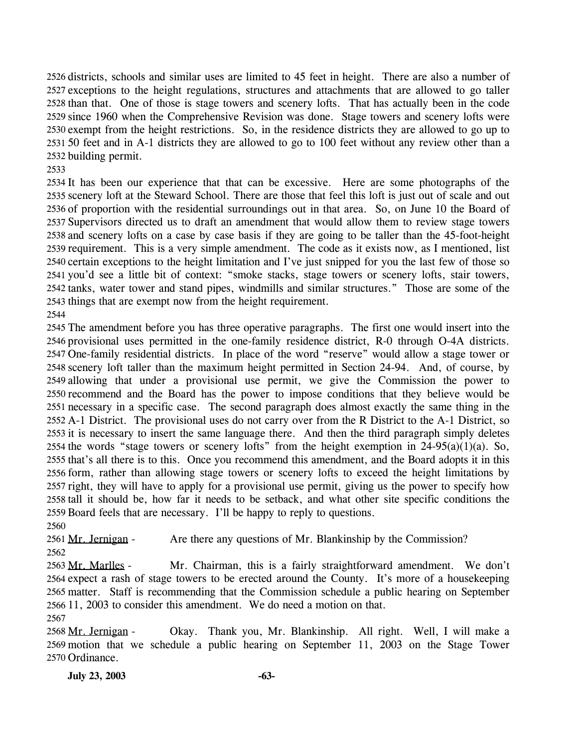districts, schools and similar uses are limited to 45 feet in height. There are also a number of exceptions to the height regulations, structures and attachments that are allowed to go taller than that. One of those is stage towers and scenery lofts. That has actually been in the code since 1960 when the Comprehensive Revision was done. Stage towers and scenery lofts were exempt from the height restrictions. So, in the residence districts they are allowed to go up to 50 feet and in A-1 districts they are allowed to go to 100 feet without any review other than a building permit.

It has been our experience that that can be excessive. Here are some photographs of the scenery loft at the Steward School. There are those that feel this loft is just out of scale and out of proportion with the residential surroundings out in that area. So, on June 10 the Board of Supervisors directed us to draft an amendment that would allow them to review stage towers and scenery lofts on a case by case basis if they are going to be taller than the 45-foot-height requirement. This is a very simple amendment. The code as it exists now, as I mentioned, list certain exceptions to the height limitation and I've just snipped for you the last few of those so you'd see a little bit of context: "smoke stacks, stage towers or scenery lofts, stair towers, tanks, water tower and stand pipes, windmills and similar structures." Those are some of the things that are exempt now from the height requirement.

The amendment before you has three operative paragraphs. The first one would insert into the provisional uses permitted in the one-family residence district, R-0 through O-4A districts. One-family residential districts. In place of the word "reserve" would allow a stage tower or scenery loft taller than the maximum height permitted in Section 24-94. And, of course, by allowing that under a provisional use permit, we give the Commission the power to recommend and the Board has the power to impose conditions that they believe would be necessary in a specific case. The second paragraph does almost exactly the same thing in the A-1 District. The provisional uses do not carry over from the R District to the A-1 District, so it is necessary to insert the same language there. And then the third paragraph simply deletes the words "stage towers or scenery lofts" from the height exemption in 24-95(a)(1)(a). So, that's all there is to this. Once you recommend this amendment, and the Board adopts it in this form, rather than allowing stage towers or scenery lofts to exceed the height limitations by right, they will have to apply for a provisional use permit, giving us the power to specify how tall it should be, how far it needs to be setback, and what other site specific conditions the Board feels that are necessary. I'll be happy to reply to questions.

Mr. Jernigan - Are there any questions of Mr. Blankinship by the Commission?

Mr. Marlles - Mr. Chairman, this is a fairly straightforward amendment. We don't expect a rash of stage towers to be erected around the County. It's more of a housekeeping matter. Staff is recommending that the Commission schedule a public hearing on September 11, 2003 to consider this amendment. We do need a motion on that.

Mr. Jernigan - Okay. Thank you, Mr. Blankinship. All right. Well, I will make a motion that we schedule a public hearing on September 11, 2003 on the Stage Tower Ordinance.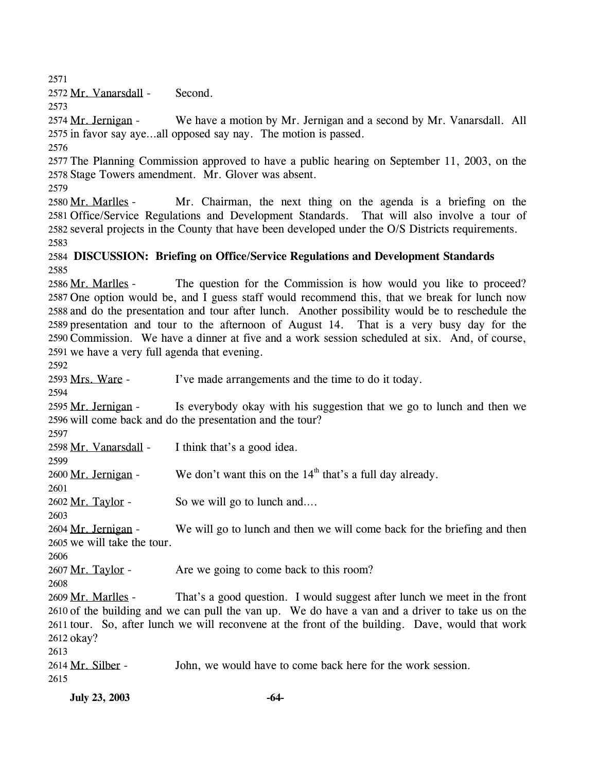Mr. Vanarsdall - Second.

Mr. Jernigan - We have a motion by Mr. Jernigan and a second by Mr. Vanarsdall. All in favor say aye…all opposed say nay. The motion is passed.

The Planning Commission approved to have a public hearing on September 11, 2003, on the Stage Towers amendment. Mr. Glover was absent.

Mr. Marlles - Mr. Chairman, the next thing on the agenda is a briefing on the Office/Service Regulations and Development Standards. That will also involve a tour of several projects in the County that have been developed under the O/S Districts requirements.

**DISCUSSION: Briefing on Office/Service Regulations and Development Standards**

Mr. Marlles - The question for the Commission is how would you like to proceed? One option would be, and I guess staff would recommend this, that we break for lunch now and do the presentation and tour after lunch. Another possibility would be to reschedule the presentation and tour to the afternoon of August 14. That is a very busy day for the Commission. We have a dinner at five and a work session scheduled at six. And, of course, we have a very full agenda that evening.

Mrs. Ware - I've made arrangements and the time to do it today.

Mr. Jernigan - Is everybody okay with his suggestion that we go to lunch and then we will come back and do the presentation and the tour?

Mr. Vanarsdall - I think that's a good idea.

Mr. Jernigan - We don't want this on the 14th that's a full day already.

Mr. Taylor - So we will go to lunch and….

Mr. Jernigan - We will go to lunch and then we will come back for the briefing and then we will take the tour.

Mr. Taylor - Are we going to come back to this room?

Mr. Marlles - That's a good question. I would suggest after lunch we meet in the front of the building and we can pull the van up. We do have a van and a driver to take us on the tour. So, after lunch we will reconvene at the front of the building. Dave, would that work okay?

Mr. Silber - John, we would have to come back here for the work session.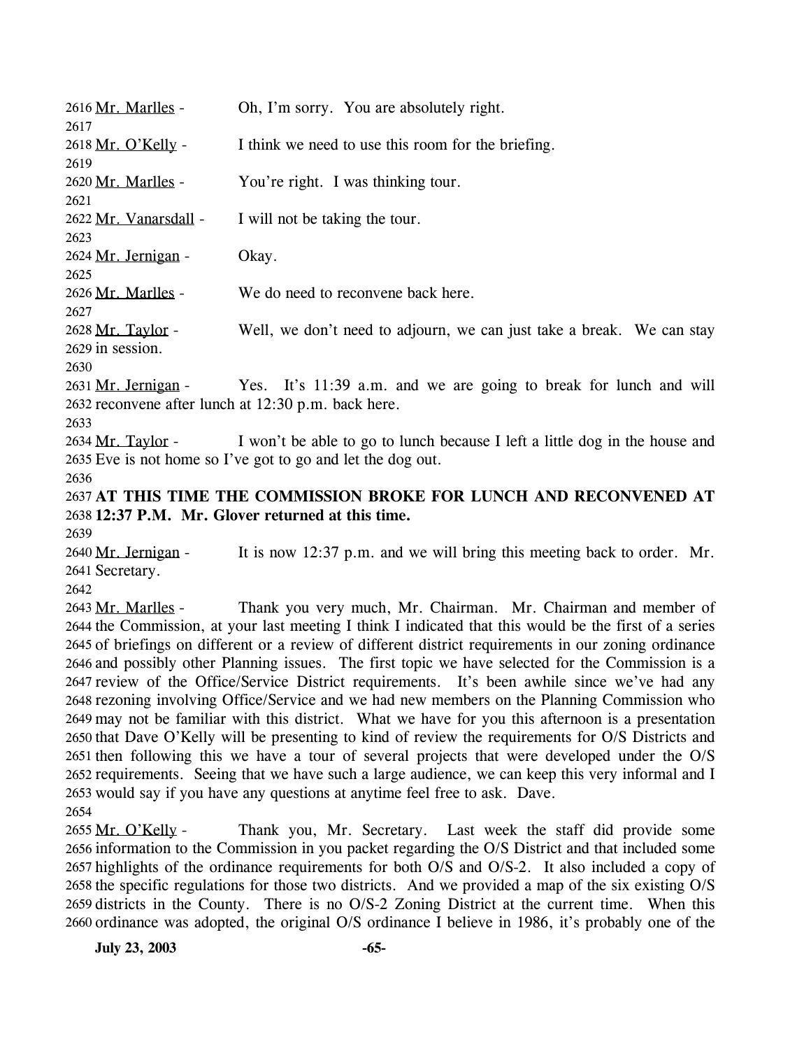Mr. Marlles - Oh, I'm sorry. You are absolutely right.

Mr. O'Kelly - I think we need to use this room for the briefing.

Mr. Marlles - You're right. I was thinking tour.

Mr. Vanarsdall - I will not be taking the tour.

Mr. Jernigan - Okay.

Mr. Marlles - We do need to reconvene back here.

Mr. Taylor - Well, we don't need to adjourn, we can just take a break. We can stay in session.

Mr. Jernigan - Yes. It's 11:39 a.m. and we are going to break for lunch and will reconvene after lunch at 12:30 p.m. back here.

Mr. Taylor - I won't be able to go to lunch because I left a little dog in the house and Eve is not home so I've got to go and let the dog out.

**AT THIS TIME THE COMMISSION BROKE FOR LUNCH AND RECONVENED AT 12:37 P.M. Mr. Glover returned at this time.**

Mr. Jernigan - It is now 12:37 p.m. and we will bring this meeting back to order. Mr. Secretary.

Mr. Marlles - Thank you very much, Mr. Chairman. Mr. Chairman and member of the Commission, at your last meeting I think I indicated that this would be the first of a series of briefings on different or a review of different district requirements in our zoning ordinance and possibly other Planning issues. The first topic we have selected for the Commission is a review of the Office/Service District requirements. It's been awhile since we've had any rezoning involving Office/Service and we had new members on the Planning Commission who may not be familiar with this district. What we have for you this afternoon is a presentation that Dave O'Kelly will be presenting to kind of review the requirements for O/S Districts and then following this we have a tour of several projects that were developed under the O/S requirements. Seeing that we have such a large audience, we can keep this very informal and I would say if you have any questions at anytime feel free to ask. Dave.

Mr. O'Kelly - Thank you, Mr. Secretary. Last week the staff did provide some information to the Commission in you packet regarding the O/S District and that included some highlights of the ordinance requirements for both O/S and O/S-2. It also included a copy of the specific regulations for those two districts. And we provided a map of the six existing O/S districts in the County. There is no O/S-2 Zoning District at the current time. When this ordinance was adopted, the original O/S ordinance I believe in 1986, it's probably one of the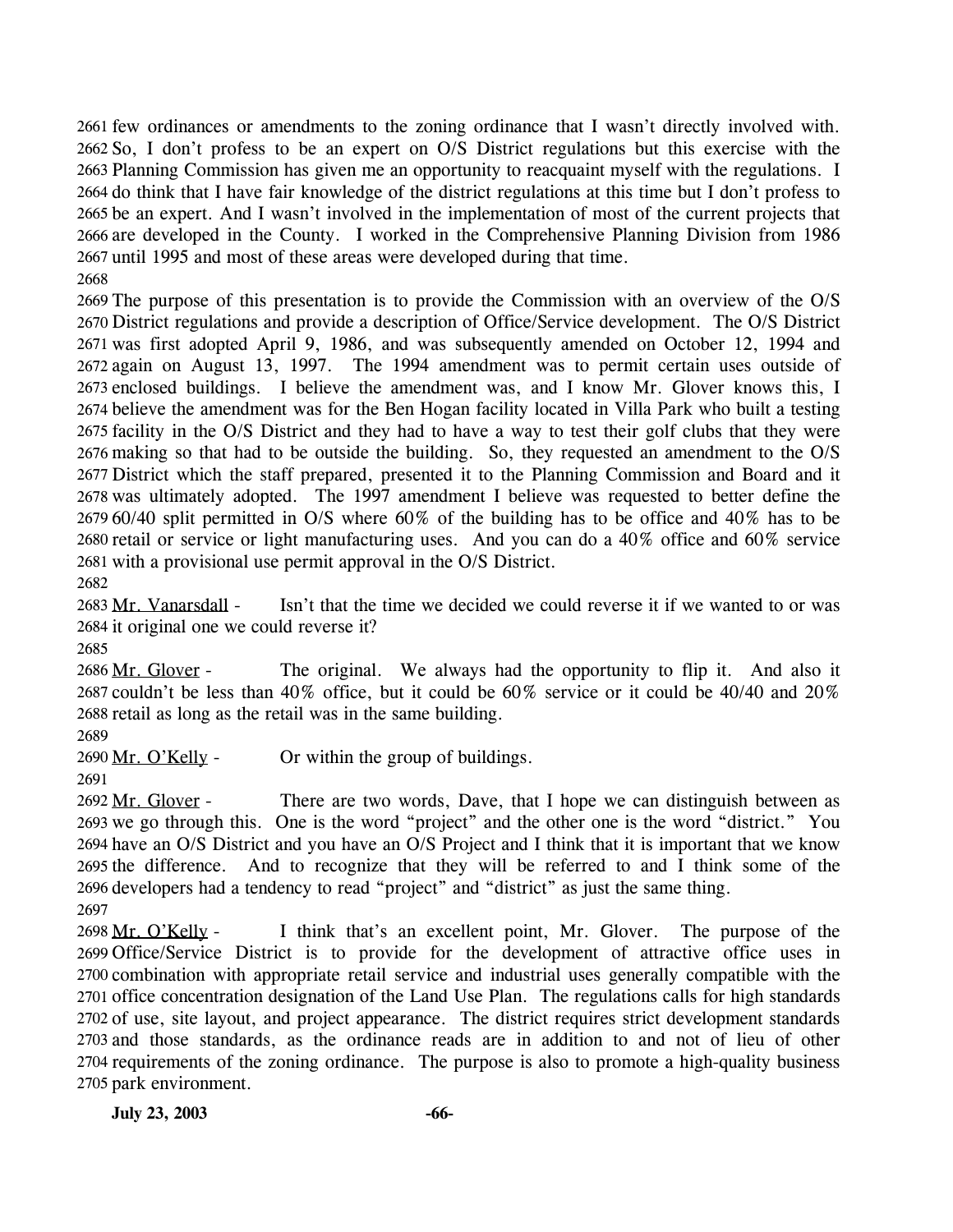few ordinances or amendments to the zoning ordinance that I wasn't directly involved with. So, I don't profess to be an expert on O/S District regulations but this exercise with the Planning Commission has given me an opportunity to reacquaint myself with the regulations. I do think that I have fair knowledge of the district regulations at this time but I don't profess to be an expert. And I wasn't involved in the implementation of most of the current projects that are developed in the County. I worked in the Comprehensive Planning Division from 1986 until 1995 and most of these areas were developed during that time.

The purpose of this presentation is to provide the Commission with an overview of the O/S District regulations and provide a description of Office/Service development. The O/S District was first adopted April 9, 1986, and was subsequently amended on October 12, 1994 and again on August 13, 1997. The 1994 amendment was to permit certain uses outside of enclosed buildings. I believe the amendment was, and I know Mr. Glover knows this, I believe the amendment was for the Ben Hogan facility located in Villa Park who built a testing facility in the O/S District and they had to have a way to test their golf clubs that they were making so that had to be outside the building. So, they requested an amendment to the O/S District which the staff prepared, presented it to the Planning Commission and Board and it was ultimately adopted. The 1997 amendment I believe was requested to better define the 60/40 split permitted in O/S where 60% of the building has to be office and 40% has to be retail or service or light manufacturing uses. And you can do a 40% office and 60% service with a provisional use permit approval in the O/S District.

Mr. Vanarsdall - Isn't that the time we decided we could reverse it if we wanted to or was it original one we could reverse it?

Mr. Glover - The original. We always had the opportunity to flip it. And also it couldn't be less than 40% office, but it could be 60% service or it could be 40/40 and 20% retail as long as the retail was in the same building.

Mr. O'Kelly - Or within the group of buildings.

Mr. Glover - There are two words, Dave, that I hope we can distinguish between as we go through this. One is the word "project" and the other one is the word "district." You have an O/S District and you have an O/S Project and I think that it is important that we know the difference. And to recognize that they will be referred to and I think some of the developers had a tendency to read "project" and "district" as just the same thing.

Mr. O'Kelly - I think that's an excellent point, Mr. Glover. The purpose of the Office/Service District is to provide for the development of attractive office uses in combination with appropriate retail service and industrial uses generally compatible with the office concentration designation of the Land Use Plan. The regulations calls for high standards of use, site layout, and project appearance. The district requires strict development standards and those standards, as the ordinance reads are in addition to and not of lieu of other requirements of the zoning ordinance. The purpose is also to promote a high-quality business park environment.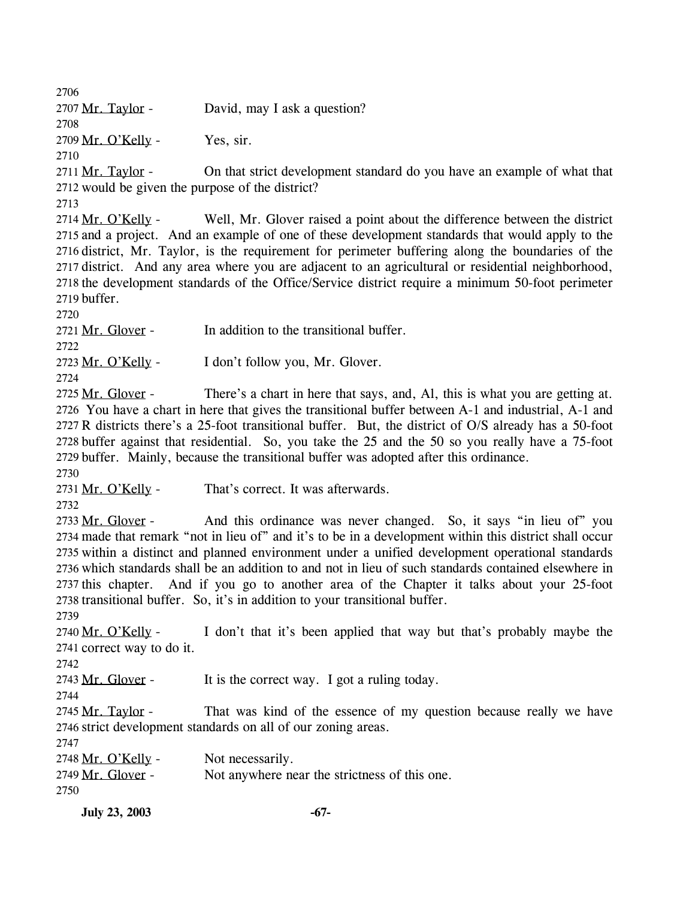2706

2707 Mr. Taylor - David, may I ask a question?

2708

2709 Mr. O'Kelly - Yes, sir.

2710

2711 Mr. Taylor - On that strict development standard do you have an example of what that 2712 would be given the purpose of the district?

2713

2714 Mr. O'Kelly - Well, Mr. Glover raised a point about the difference between the district 2715 and a project. And an example of one of these development standards that would apply to the 2716 district, Mr. Taylor, is the requirement for perimeter buffering along the boundaries of the 2717 district. And any area where you are adjacent to an agricultural or residential neighborhood, 2718 the development standards of the Office/Service district require a minimum 50-foot perimeter 2719 buffer.

2720

2721 Mr. Glover - In addition to the transitional buffer.

2722

2723 Mr. O'Kelly - I don't follow you, Mr. Glover.

2724

2725 Mr. Glover - There's a chart in here that says, and, Al, this is what you are getting at. 2726 You have a chart in here that gives the transitional buffer between A-1 and industrial, A-1 and 2727 R districts there's a 25-foot transitional buffer. But, the district of O/S already has a 50-foot 2728 buffer against that residential. So, you take the 25 and the 50 so you really have a 75-foot 2729 buffer. Mainly, because the transitional buffer was adopted after this ordinance.

2730

2731 Mr. O'Kelly - That's correct. It was afterwards.

2732

2733 Mr. Glover - And this ordinance was never changed. So, it says "in lieu of" you 2734 made that remark "not in lieu of" and it's to be in a development within this district shall occur 2735 within a distinct and planned environment under a unified development operational standards 2736 which standards shall be an addition to and not in lieu of such standards contained elsewhere in 2737 this chapter. And if you go to another area of the Chapter it talks about your 25-foot 2738 transitional buffer. So, it's in addition to your transitional buffer.

2739

2740 Mr. O'Kelly - I don't that it's been applied that way but that's probably maybe the 2741 correct way to do it.

2742

2743 Mr. Glover - It is the correct way. I got a ruling today.

2744

2745 Mr. Taylor - That was kind of the essence of my question because really we have 2746 strict development standards on all of our zoning areas.

2747

2748 Mr. O'Kelly - Not necessarily.

2749 Mr. Glover - Not anywhere near the strictness of this one.

2750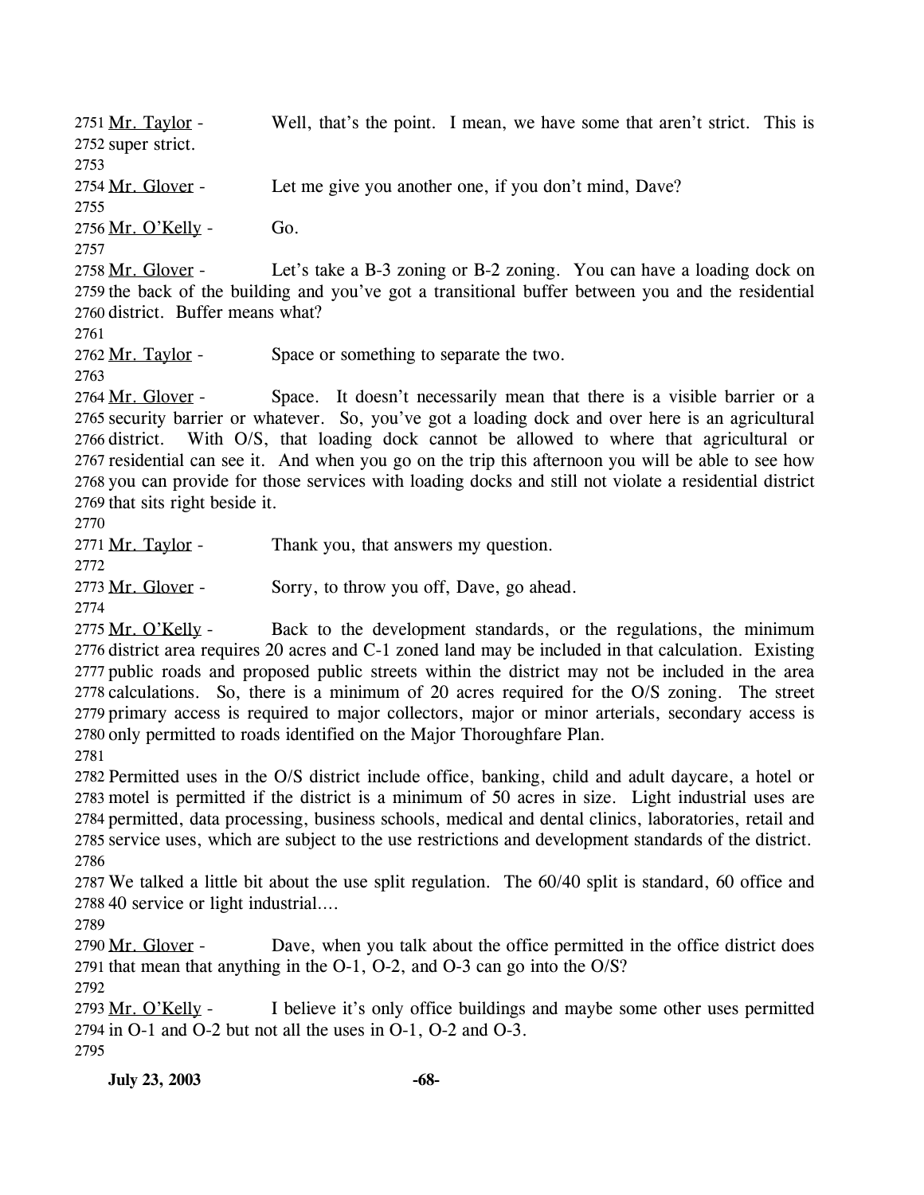2751 Mr. Taylor - Well, that's the point. I mean, we have some that aren't strict. This is
2752 super strict.
2753
2754 Mr. Glover - Let me give you another one, if you don't mind, Dave?
2755
2756 Mr. O'Kelly - Go.
2757
2758 Mr. Glover - Let's take a B-3 zoning or B-2 zoning. You can have a loading dock on
2759 the back of the building and you've got a transitional buffer between you and the residential
2760 district. Buffer means what?
2761
2762 Mr. Taylor - Space or something to separate the two.
2763
2764 Mr. Glover - Space. It doesn't necessarily mean that there is a visible barrier or a
2765 security barrier or whatever. So, you've got a loading dock and over here is an agricultural
2766 district. With O/S, that loading dock cannot be allowed to where that agricultural or
2767 residential can see it. And when you go on the trip this afternoon you will be able to see how
2768 you can provide for those services with loading docks and still not violate a residential district
2769 that sits right beside it.
2770
2771 Mr. Taylor - Thank you, that answers my question.
2772
2773 Mr. Glover - Sorry, to throw you off, Dave, go ahead.
2774
2775 Mr. O'Kelly - Back to the development standards, or the regulations, the minimum
2776 district area requires 20 acres and C-1 zoned land may be included in that calculation. Existing
2777 public roads and proposed public streets within the district may not be included in the area
2778 calculations. So, there is a minimum of 20 acres required for the O/S zoning. The street
2779 primary access is required to major collectors, major or minor arterials, secondary access is
2780 only permitted to roads identified on the Major Thoroughfare Plan.
2781
2782 Permitted uses in the O/S district include office, banking, child and adult daycare, a hotel or
2783 motel is permitted if the district is a minimum of 50 acres in size. Light industrial uses are
2784 permitted, data processing, business schools, medical and dental clinics, laboratories, retail and
2785 service uses, which are subject to the use restrictions and development standards of the district.
2786
2787 We talked a little bit about the use split regulation. The 60/40 split is standard, 60 office and
2788 40 service or light industrial....
2789
2790 Mr. Glover - Dave, when you talk about the office permitted in the office district does
2791 that mean that anything in the O-1, O-2, and O-3 can go into the O/S?
2792
2793 Mr. O'Kelly - I believe it's only office buildings and maybe some other uses permitted
2794 in O-1 and O-2 but not all the uses in O-1, O-2 and O-3.
2795

**July 23, 2003**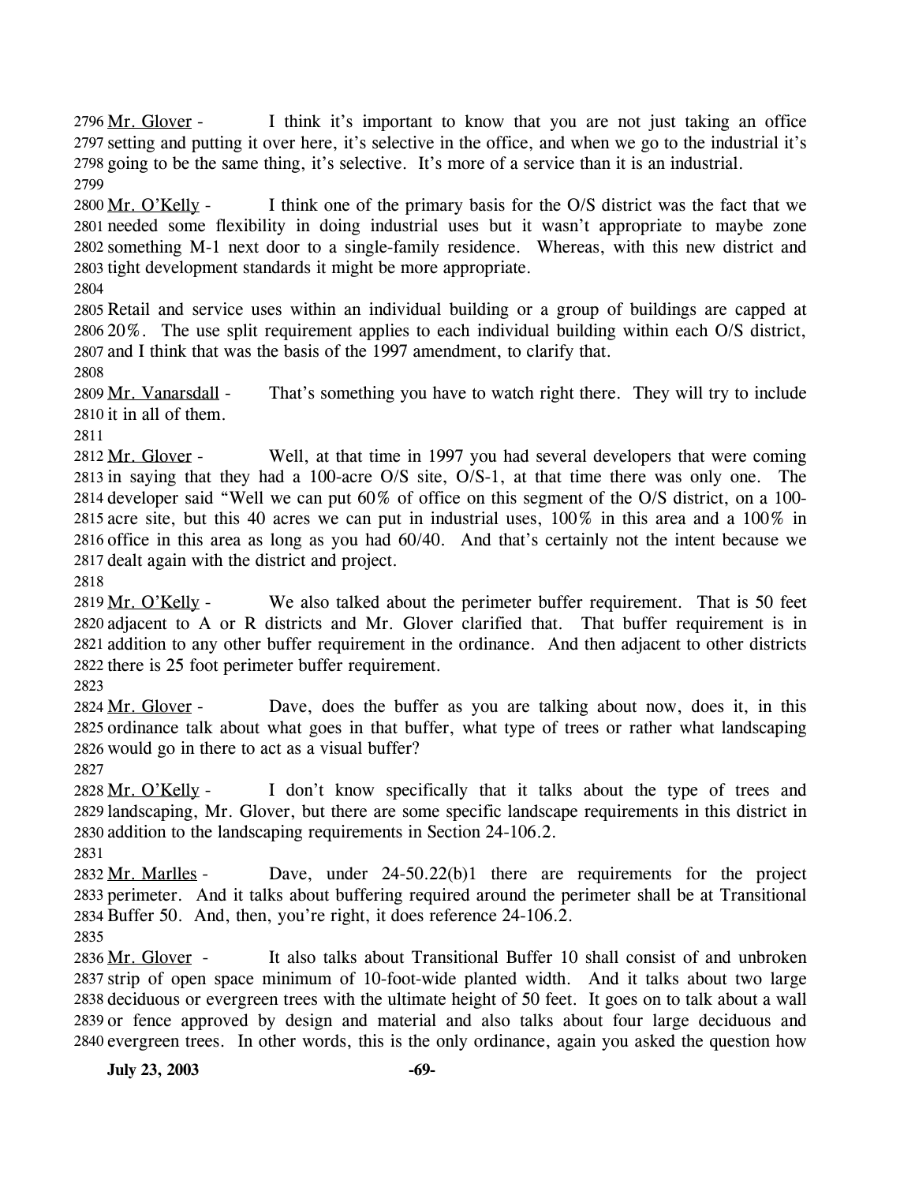2796 Mr. Glover - I think it's important to know that you are not just taking an office 2797 setting and putting it over here, it's selective in the office, and when we go to the industrial it's 2798 going to be the same thing, it's selective. It's more of a service than it is an industrial.

2799

2800 Mr. O'Kelly - I think one of the primary basis for the O/S district was the fact that we 2801 needed some flexibility in doing industrial uses but it wasn't appropriate to maybe zone 2802 something M-1 next door to a single-family residence. Whereas, with this new district and 2803 tight development standards it might be more appropriate.

2804

2805 Retail and service uses within an individual building or a group of buildings are capped at 2806 20%. The use split requirement applies to each individual building within each O/S district, 2807 and I think that was the basis of the 1997 amendment, to clarify that.

2808

2809 Mr. Vanarsdall - That's something you have to watch right there. They will try to include 2810 it in all of them.

2811

2812 Mr. Glover - Well, at that time in 1997 you had several developers that were coming 2813 in saying that they had a 100-acre O/S site, O/S-1, at that time there was only one. The 2814 developer said "Well we can put 60% of office on this segment of the O/S district, on a 100-2815 acre site, but this 40 acres we can put in industrial uses, 100% in this area and a 100% in 2816 office in this area as long as you had 60/40. And that's certainly not the intent because we 2817 dealt again with the district and project.

2818

2819 Mr. O'Kelly - We also talked about the perimeter buffer requirement. That is 50 feet 2820 adjacent to A or R districts and Mr. Glover clarified that. That buffer requirement is in 2821 addition to any other buffer requirement in the ordinance. And then adjacent to other districts 2822 there is 25 foot perimeter buffer requirement.

2823

2824 Mr. Glover - Dave, does the buffer as you are talking about now, does it, in this 2825 ordinance talk about what goes in that buffer, what type of trees or rather what landscaping 2826 would go in there to act as a visual buffer?

2827

2828 Mr. O'Kelly - I don't know specifically that it talks about the type of trees and 2829 landscaping, Mr. Glover, but there are some specific landscape requirements in this district in 2830 addition to the landscaping requirements in Section 24-106.2.

2831

2832 Mr. Marlles - Dave, under 24-50.22(b)1 there are requirements for the project 2833 perimeter. And it talks about buffering required around the perimeter shall be at Transitional 2834 Buffer 50. And, then, you're right, it does reference 24-106.2.

2835

2836 Mr. Glover - It also talks about Transitional Buffer 10 shall consist of and unbroken 2837 strip of open space minimum of 10-foot-wide planted width. And it talks about two large 2838 deciduous or evergreen trees with the ultimate height of 50 feet. It goes on to talk about a wall 2839 or fence approved by design and material and also talks about four large deciduous and 2840 evergreen trees. In other words, this is the only ordinance, again you asked the question how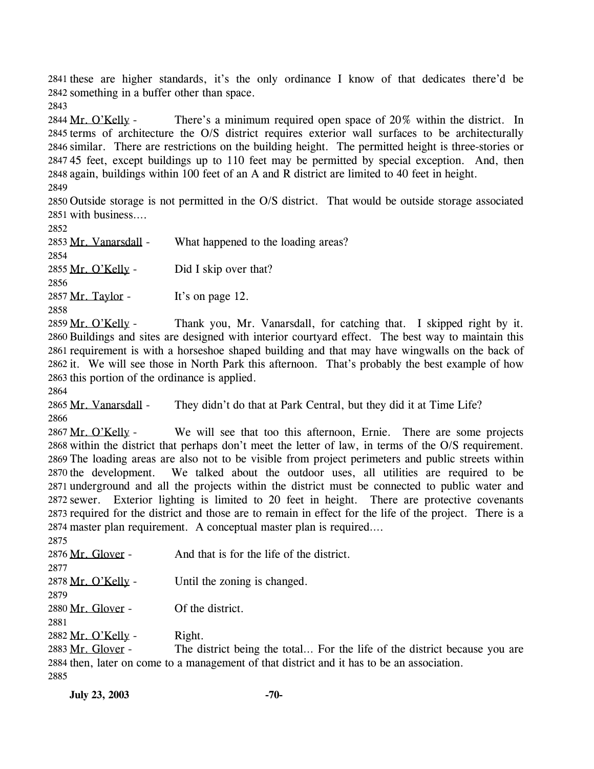these are higher standards, it's the only ordinance I know of that dedicates there'd be something in a buffer other than space.

Mr. O'Kelly - There's a minimum required open space of 20% within the district. In terms of architecture the O/S district requires exterior wall surfaces to be architecturally similar. There are restrictions on the building height. The permitted height is three-stories or 45 feet, except buildings up to 110 feet may be permitted by special exception. And, then again, buildings within 100 feet of an A and R district are limited to 40 feet in height.

Outside storage is not permitted in the O/S district. That would be outside storage associated with business….

Mr. Vanarsdall - What happened to the loading areas?

Mr. O'Kelly - Did I skip over that?

Mr. Taylor - It's on page 12.

Mr. O'Kelly - Thank you, Mr. Vanarsdall, for catching that. I skipped right by it. Buildings and sites are designed with interior courtyard effect. The best way to maintain this requirement is with a horseshoe shaped building and that may have wingwalls on the back of it. We will see those in North Park this afternoon. That's probably the best example of how this portion of the ordinance is applied.

Mr. Vanarsdall - They didn't do that at Park Central, but they did it at Time Life?

Mr. O'Kelly - We will see that too this afternoon, Ernie. There are some projects within the district that perhaps don't meet the letter of law, in terms of the O/S requirement. The loading areas are also not to be visible from project perimeters and public streets within the development. We talked about the outdoor uses, all utilities are required to be underground and all the projects within the district must be connected to public water and sewer. Exterior lighting is limited to 20 feet in height. There are protective covenants required for the district and those are to remain in effect for the life of the project. There is a master plan requirement. A conceptual master plan is required….

Mr. Glover - And that is for the life of the district.

Mr. O'Kelly - Until the zoning is changed.

Mr. Glover - Of the district.

Mr. O'Kelly - Right.

Mr. Glover - The district being the total… For the life of the district because you are then, later on come to a management of that district and it has to be an association.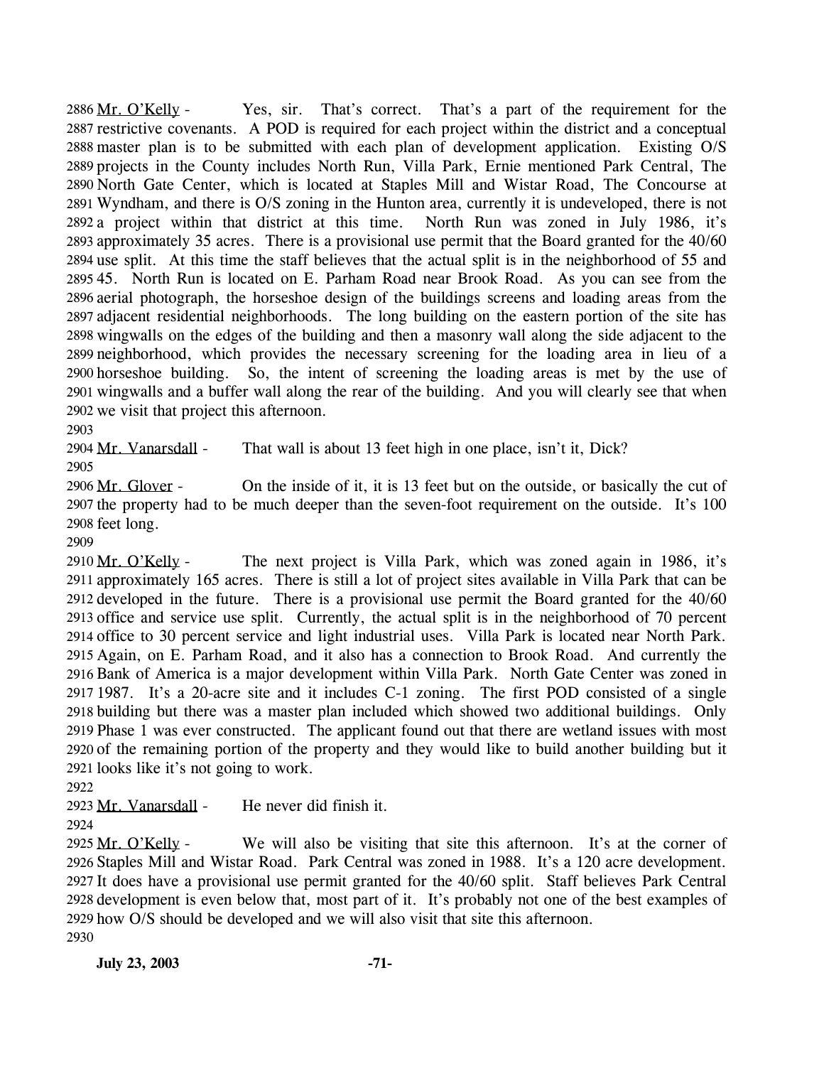2886 Mr. O'Kelly - Yes, sir. That's correct. That's a part of the requirement for the 2887 restrictive covenants. A POD is required for each project within the district and a conceptual 2888 master plan is to be submitted with each plan of development application. Existing O/S 2889 projects in the County includes North Run, Villa Park, Ernie mentioned Park Central, The 2890 North Gate Center, which is located at Staples Mill and Wistar Road, The Concourse at 2891 Wyndham, and there is O/S zoning in the Hunton area, currently it is undeveloped, there is not 2892 a project within that district at this time. North Run was zoned in July 1986, it's 2893 approximately 35 acres. There is a provisional use permit that the Board granted for the 40/60 2894 use split. At this time the staff believes that the actual split is in the neighborhood of 55 and 2895 45. North Run is located on E. Parham Road near Brook Road. As you can see from the 2896 aerial photograph, the horseshoe design of the buildings screens and loading areas from the 2897 adjacent residential neighborhoods. The long building on the eastern portion of the site has 2898 wingwalls on the edges of the building and then a masonry wall along the side adjacent to the 2899 neighborhood, which provides the necessary screening for the loading area in lieu of a 2900 horseshoe building. So, the intent of screening the loading areas is met by the use of 2901 wingwalls and a buffer wall along the rear of the building. And you will clearly see that when 2902 we visit that project this afternoon.

2903

2904 Mr. Vanarsdall - That wall is about 13 feet high in one place, isn't it, Dick?

2905

2906 Mr. Glover - On the inside of it, it is 13 feet but on the outside, or basically the cut of 2907 the property had to be much deeper than the seven-foot requirement on the outside. It's 100 2908 feet long.

2909

2910 Mr. O'Kelly - The next project is Villa Park, which was zoned again in 1986, it's 2911 approximately 165 acres. There is still a lot of project sites available in Villa Park that can be 2912 developed in the future. There is a provisional use permit the Board granted for the 40/60 2913 office and service use split. Currently, the actual split is in the neighborhood of 70 percent 2914 office to 30 percent service and light industrial uses. Villa Park is located near North Park. 2915 Again, on E. Parham Road, and it also has a connection to Brook Road. And currently the 2916 Bank of America is a major development within Villa Park. North Gate Center was zoned in 2917 1987. It's a 20-acre site and it includes C-1 zoning. The first POD consisted of a single 2918 building but there was a master plan included which showed two additional buildings. Only 2919 Phase 1 was ever constructed. The applicant found out that there are wetland issues with most 2920 of the remaining portion of the property and they would like to build another building but it 2921 looks like it's not going to work.

2922

2923 Mr. Vanarsdall - He never did finish it.

2924

2925 Mr. O'Kelly - We will also be visiting that site this afternoon. It's at the corner of 2926 Staples Mill and Wistar Road. Park Central was zoned in 1988. It's a 120 acre development. 2927 It does have a provisional use permit granted for the 40/60 split. Staff believes Park Central 2928 development is even below that, most part of it. It's probably not one of the best examples of 2929 how O/S should be developed and we will also visit that site this afternoon.

2930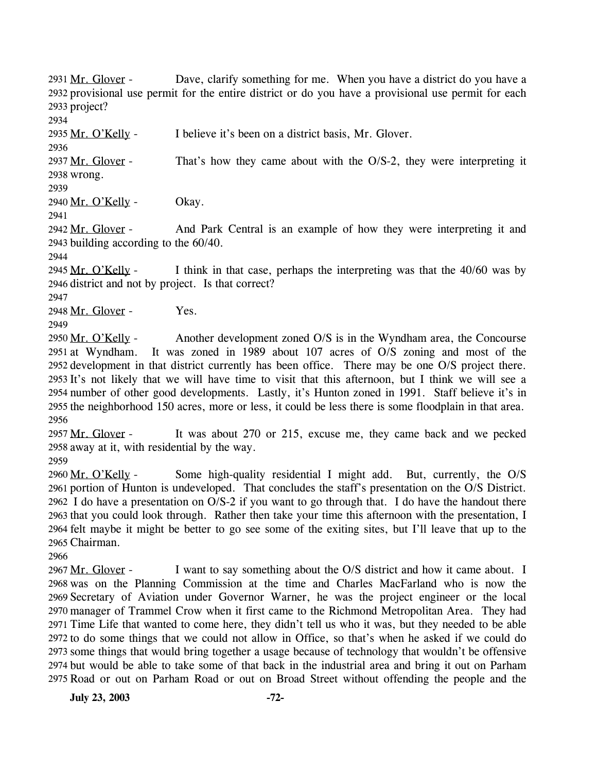2931 Mr. Glover - Dave, clarify something for me. When you have a district do you have a provisional use permit for the entire district or do you have a provisional use permit for each project?

2935 Mr. O'Kelly - I believe it's been on a district basis, Mr. Glover.

2937 Mr. Glover - That's how they came about with the O/S-2, they were interpreting it wrong.

2940 Mr. O'Kelly - Okay.

2942 Mr. Glover - And Park Central is an example of how they were interpreting it and building according to the 60/40.

2945 Mr. O'Kelly - I think in that case, perhaps the interpreting was that the 40/60 was by district and not by project. Is that correct?

2948 Mr. Glover - Yes.

2950 Mr. O'Kelly - Another development zoned O/S is in the Wyndham area, the Concourse at Wyndham. It was zoned in 1989 about 107 acres of O/S zoning and most of the development in that district currently has been office. There may be one O/S project there. It's not likely that we will have time to visit that this afternoon, but I think we will see a number of other good developments. Lastly, it's Hunton zoned in 1991. Staff believe it's in the neighborhood 150 acres, more or less, it could be less there is some floodplain in that area.

2957 Mr. Glover - It was about 270 or 215, excuse me, they came back and we pecked away at it, with residential by the way.

2960 Mr. O'Kelly - Some high-quality residential I might add. But, currently, the O/S portion of Hunton is undeveloped. That concludes the staff's presentation on the O/S District. I do have a presentation on O/S-2 if you want to go through that. I do have the handout there that you could look through. Rather then take your time this afternoon with the presentation, I felt maybe it might be better to go see some of the exiting sites, but I'll leave that up to the Chairman.

2967 Mr. Glover - I want to say something about the O/S district and how it came about. I was on the Planning Commission at the time and Charles MacFarland who is now the Secretary of Aviation under Governor Warner, he was the project engineer or the local manager of Trammel Crow when it first came to the Richmond Metropolitan Area. They had Time Life that wanted to come here, they didn't tell us who it was, but they needed to be able to do some things that we could not allow in Office, so that's when he asked if we could do some things that would bring together a usage because of technology that wouldn't be offensive but would be able to take some of that back in the industrial area and bring it out on Parham Road or out on Parham Road or out on Broad Street without offending the people and the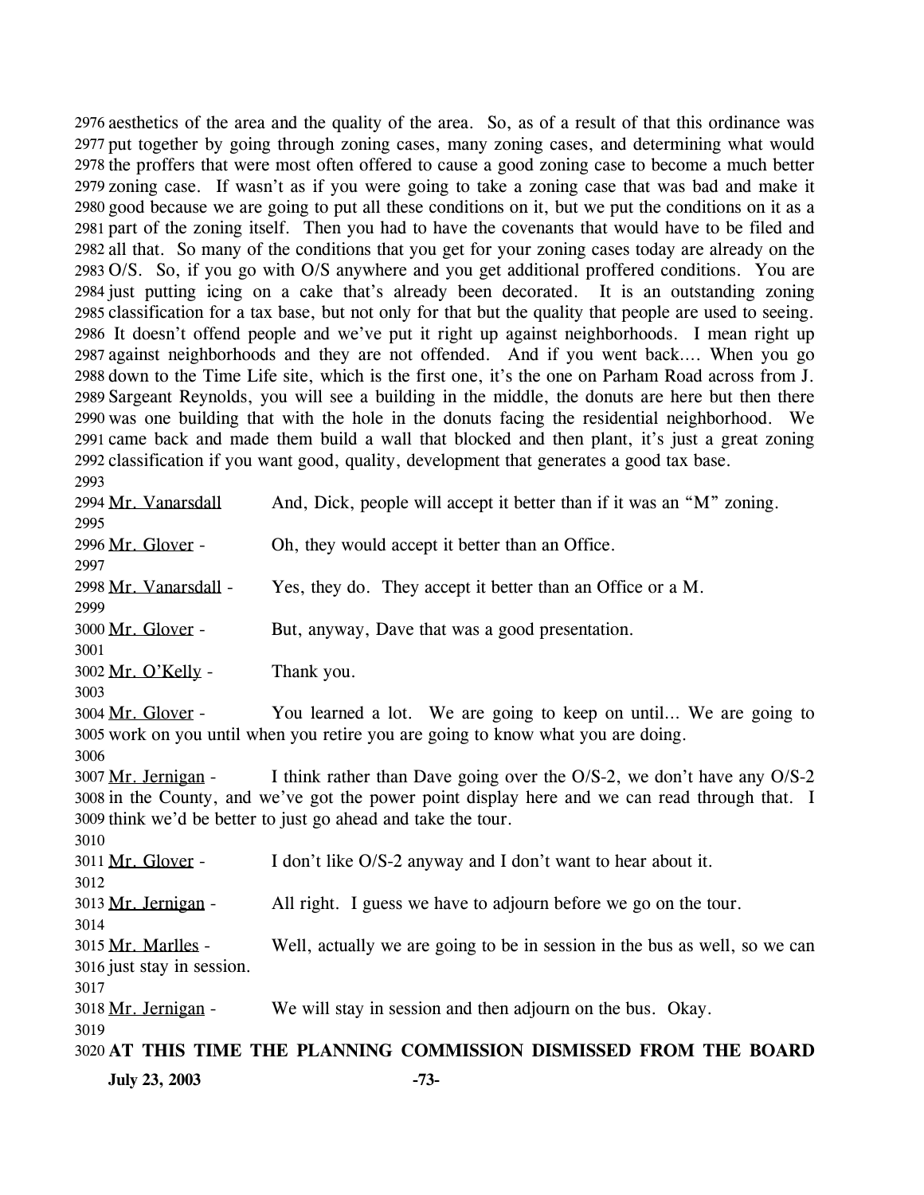2976 aesthetics of the area and the quality of the area. So, as of a result of that this ordinance was
2977 put together by going through zoning cases, many zoning cases, and determining what would
2978 the proffers that were most often offered to cause a good zoning case to become a much better
2979 zoning case. If wasn't as if you were going to take a zoning case that was bad and make it
2980 good because we are going to put all these conditions on it, but we put the conditions on it as a
2981 part of the zoning itself. Then you had to have the covenants that would have to be filed and
2982 all that. So many of the conditions that you get for your zoning cases today are already on the
2983 O/S. So, if you go with O/S anywhere and you get additional proffered conditions. You are
2984 just putting icing on a cake that's already been decorated. It is an outstanding zoning
2985 classification for a tax base, but not only for that but the quality that people are used to seeing.
2986 It doesn't offend people and we've put it right up against neighborhoods. I mean right up
2987 against neighborhoods and they are not offended. And if you went back.... When you go
2988 down to the Time Life site, which is the first one, it's the one on Parham Road across from J.
2989 Sargeant Reynolds, you will see a building in the middle, the donuts are here but then there
2990 was one building that with the hole in the donuts facing the residential neighborhood. We
2991 came back and made them build a wall that blocked and then plant, it's just a great zoning
2992 classification if you want good, quality, development that generates a good tax base.
2993
2994 Mr. Vanarsdall And, Dick, people will accept it better than if it was an "M" zoning.
2995
2996 Mr. Glover - Oh, they would accept it better than an Office.
2997
2998 Mr. Vanarsdall - Yes, they do. They accept it better than an Office or a M.
2999
3000 Mr. Glover - But, anyway, Dave that was a good presentation.
3001
3002 Mr. O'Kelly - Thank you.
3003
3004 Mr. Glover - You learned a lot. We are going to keep on until... We are going to
3005 work on you until when you retire you are going to know what you are doing.
3006
3007 Mr. Jernigan - I think rather than Dave going over the O/S-2, we don't have any O/S-2
3008 in the County, and we've got the power point display here and we can read through that. I
3009 think we'd be better to just go ahead and take the tour.
3010
3011 Mr. Glover - I don't like O/S-2 anyway and I don't want to hear about it.
3012
3013 Mr. Jernigan - All right. I guess we have to adjourn before we go on the tour.
3014
3015 Mr. Marlles - Well, actually we are going to be in session in the bus as well, so we can
3016 just stay in session.
3017
3018 Mr. Jernigan - We will stay in session and then adjourn on the bus. Okay.
3019
3020 **AT THIS TIME THE PLANNING COMMISSION DISMISSED FROM THE BOARD**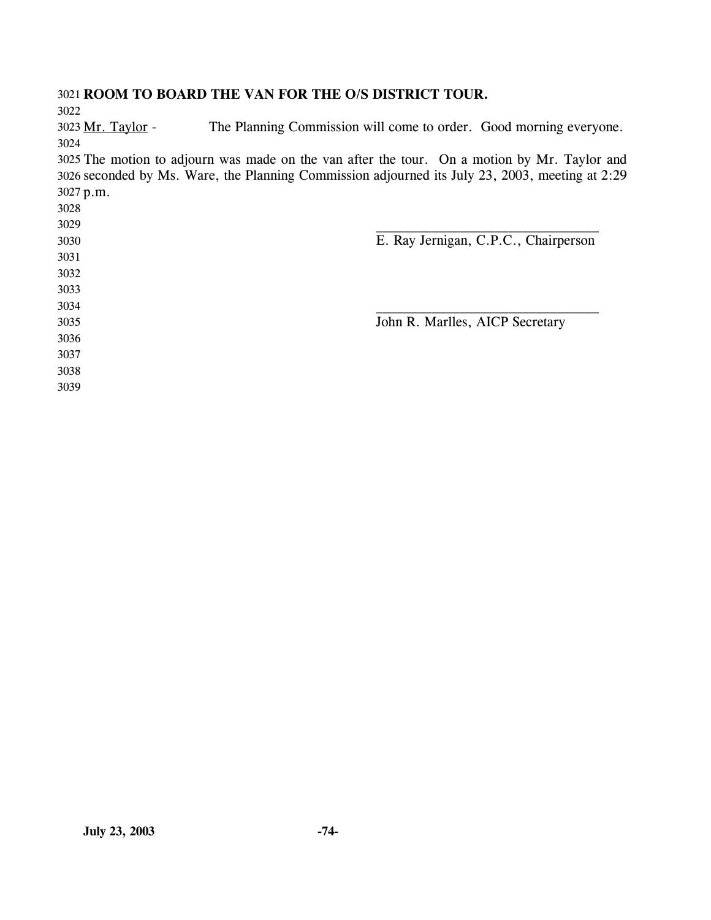**ROOM TO BOARD THE VAN FOR THE O/S DISTRICT TOUR.**

Mr. Taylor - The Planning Commission will come to order. Good morning everyone.

The motion to adjourn was made on the van after the tour. On a motion by Mr. Taylor and seconded by Ms. Ware, the Planning Commission adjourned its July 23, 2003, meeting at 2:29 p.m.

\_\_\_\_\_\_\_\_\_\_\_\_\_\_\_\_\_\_\_\_\_\_\_\_\_\_\_\_\_\_\_\_

E. Ray Jernigan, C.P.C., Chairperson

\_\_\_\_\_\_\_\_\_\_\_\_\_\_\_\_\_\_\_\_\_\_\_\_\_\_\_\_\_\_\_\_

John R. Marlles, AICP Secretary